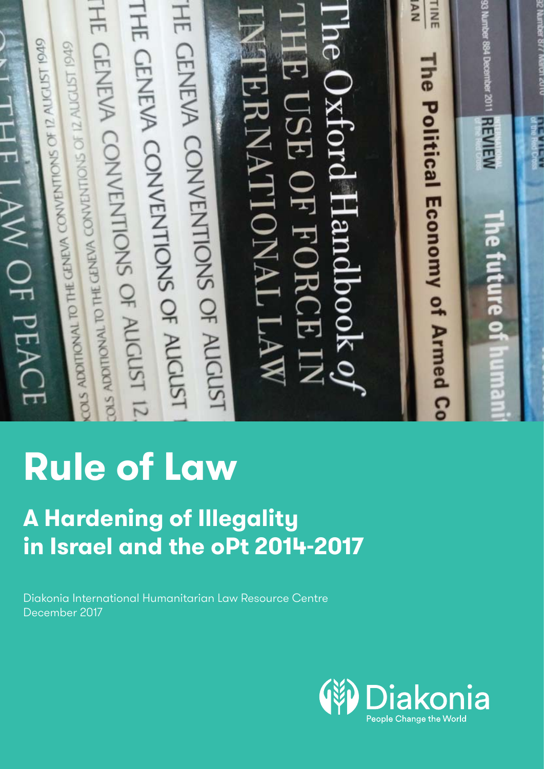# Rule of Law

## A Hardening of Illegality in Israel and the oPt 2014-2017

Diakonia International Humanitarian Law Resource Centre
December 2017

Diakonia
People Change the World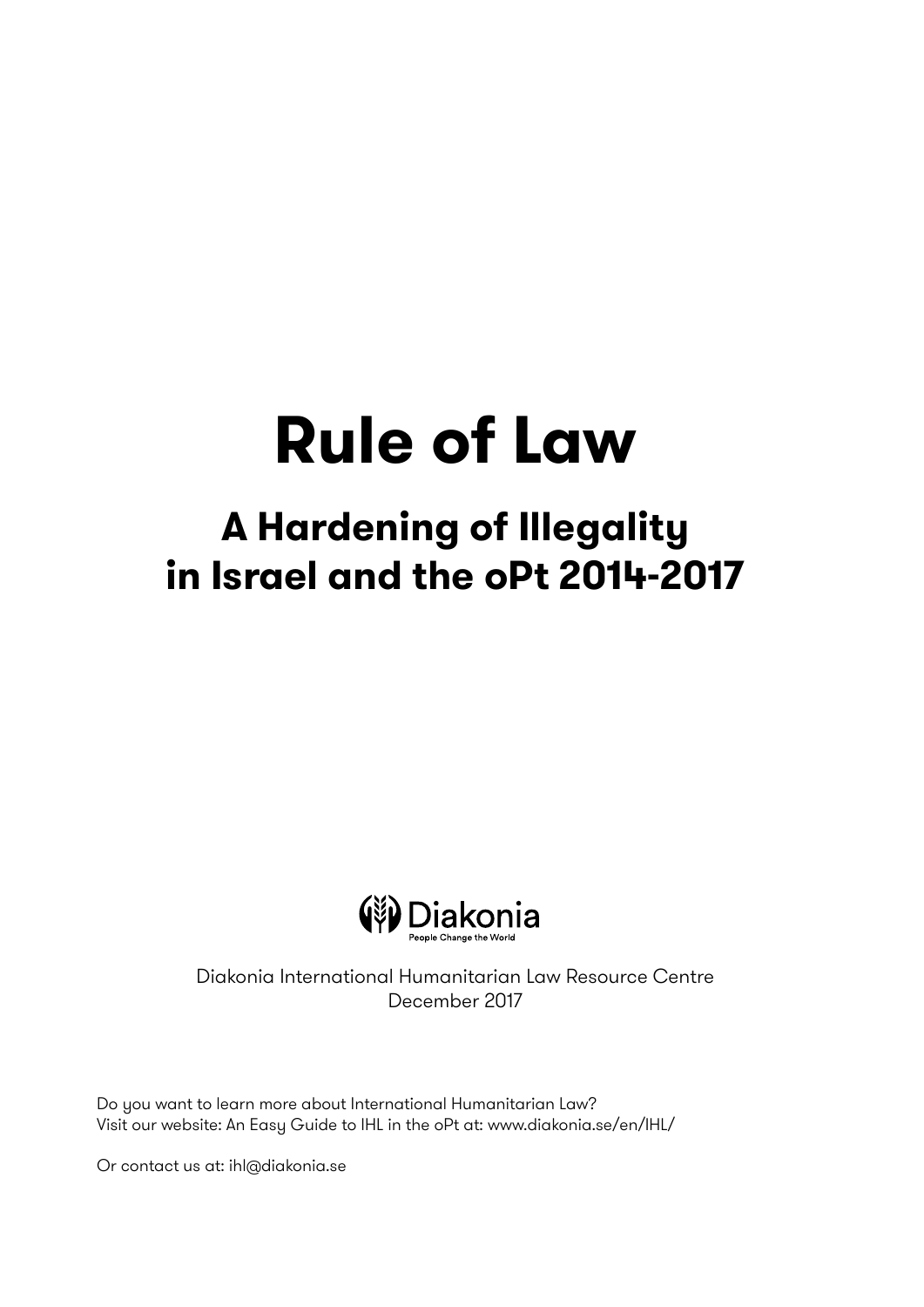# Rule of Law

## A Hardening of Illegality in Israel and the oPt 2014-2017

Diakonia

People Change the World

Diakonia International Humanitarian Law Resource Centre
December 2017

Do you want to learn more about International Humanitarian Law?
Visit our website: An Easy Guide to IHL in the oPt at: www.diakonia.se/en/IHL/

Or contact us at: ihl@diakonia.se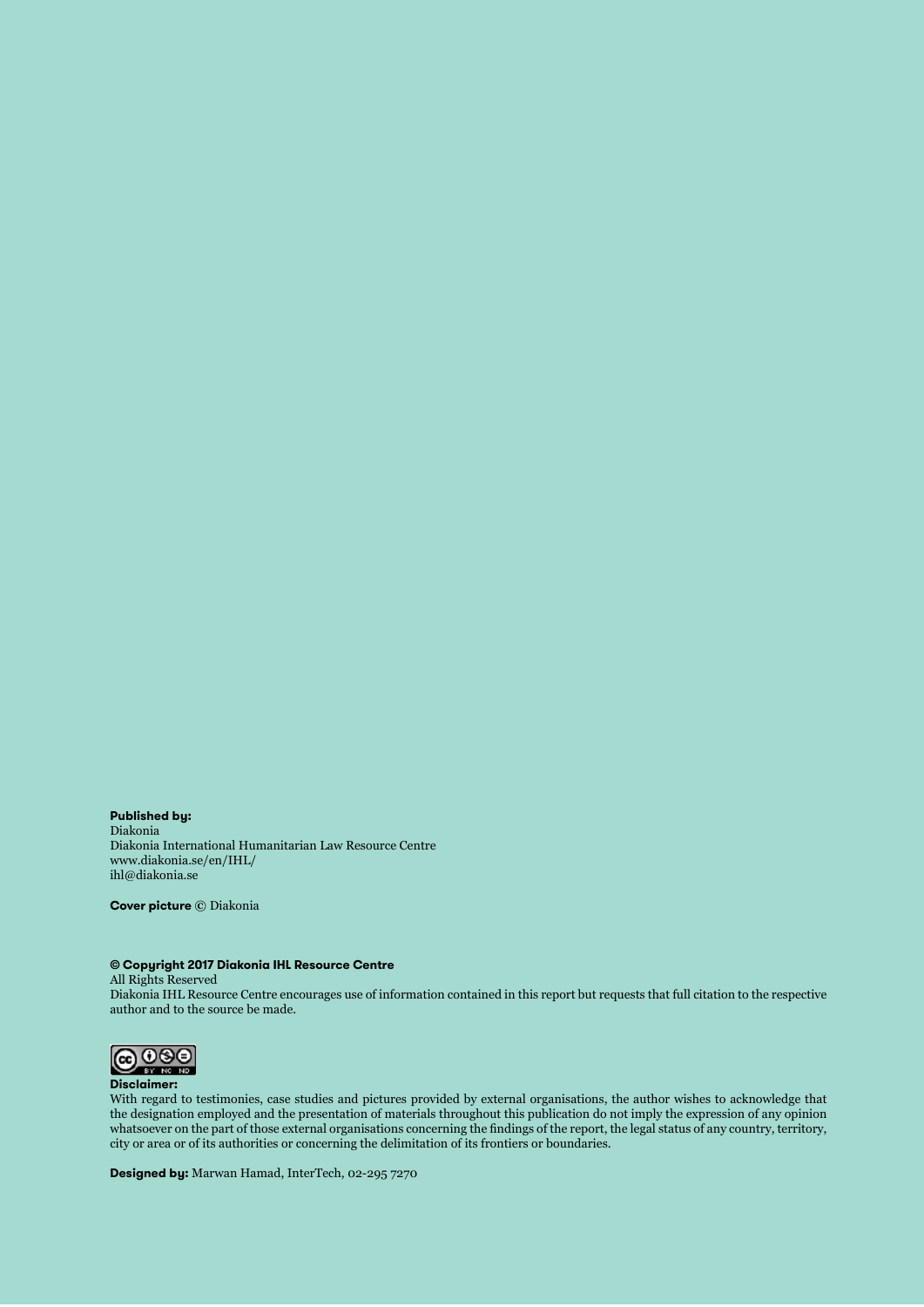**Published by:**
Diakonia
Diakonia International Humanitarian Law Resource Centre
www.diakonia.se/en/IHL/
ihl@diakonia.se

**Cover picture** © Diakonia

**© Copyright 2017 Diakonia IHL Resource Centre**
All Rights Reserved
Diakonia IHL Resource Centre encourages use of information contained in this report but requests that full citation to the respective author and to the source be made.

**Disclaimer:**
With regard to testimonies, case studies and pictures provided by external organisations, the author wishes to acknowledge that the designation employed and the presentation of materials throughout this publication do not imply the expression of any opinion whatsoever on the part of those external organisations concerning the findings of the report, the legal status of any country, territory, city or area or of its authorities or concerning the delimitation of its frontiers or boundaries.

**Designed by:** Marwan Hamad, InterTech, 02-295 7270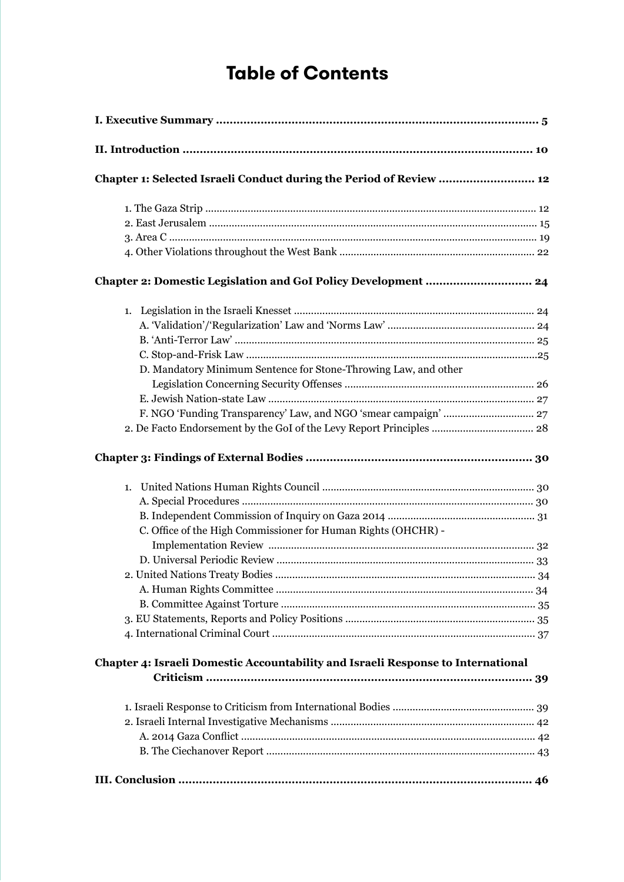# Table of Contents

**I. Executive Summary ........................................................................................... 5**

**II. Introduction .................................................................................................. 10**

**Chapter 1: Selected Israeli Conduct during the Period of Review ........................... 12**

1. The Gaza Strip ..................................................................................................... 12
2. East Jerusalem ..................................................................................................... 15
3. Area C .................................................................................................................. 19
4. Other Violations throughout the West Bank ......................................................... 22

**Chapter 2: Domestic Legislation and GoI Policy Development .............................. 24**

1. Legislation in the Israeli Knesset ......................................................................... 24
   - A. 'Validation'/'Regularization' Law and 'Norms Law' ...................................... 24
   - B. 'Anti-Terror Law' .......................................................................................... 25
   - C. Stop-and-Frisk Law ....................................................................................... 25
   - D. Mandatory Minimum Sentence for Stone-Throwing Law, and other Legislation Concerning Security Offenses ........................................................ 26
   - E. Jewish Nation-state Law ................................................................................ 27
   - F. NGO 'Funding Transparency' Law, and NGO 'smear campaign' .................... 27
2. De Facto Endorsement by the GoI of the Levy Report Principles ......................... 28

**Chapter 3: Findings of External Bodies .................................................................. 30**

1. United Nations Human Rights Council ................................................................. 30
   - A. Special Procedures ........................................................................................ 30
   - B. Independent Commission of Inquiry on Gaza 2014 ....................................... 31
   - C. Office of the High Commissioner for Human Rights (OHCHR) - Implementation Review ................................................................................. 32
   - D. Universal Periodic Review ............................................................................ 33
2. United Nations Treaty Bodies .............................................................................. 34
   - A. Human Rights Committee ............................................................................. 34
   - B. Committee Against Torture .......................................................................... 35
3. EU Statements, Reports and Policy Positions ....................................................... 35
4. International Criminal Court ................................................................................ 37

**Chapter 4: Israeli Domestic Accountability and Israeli Response to International Criticism ................................................................................................ 39**

1. Israeli Response to Criticism from International Bodies ....................................... 39
2. Israeli Internal Investigative Mechanisms ............................................................ 42
   - A. 2014 Gaza Conflict ........................................................................................ 42
   - B. The Ciechanover Report ............................................................................... 43

**III. Conclusion ..................................................................................................... 46**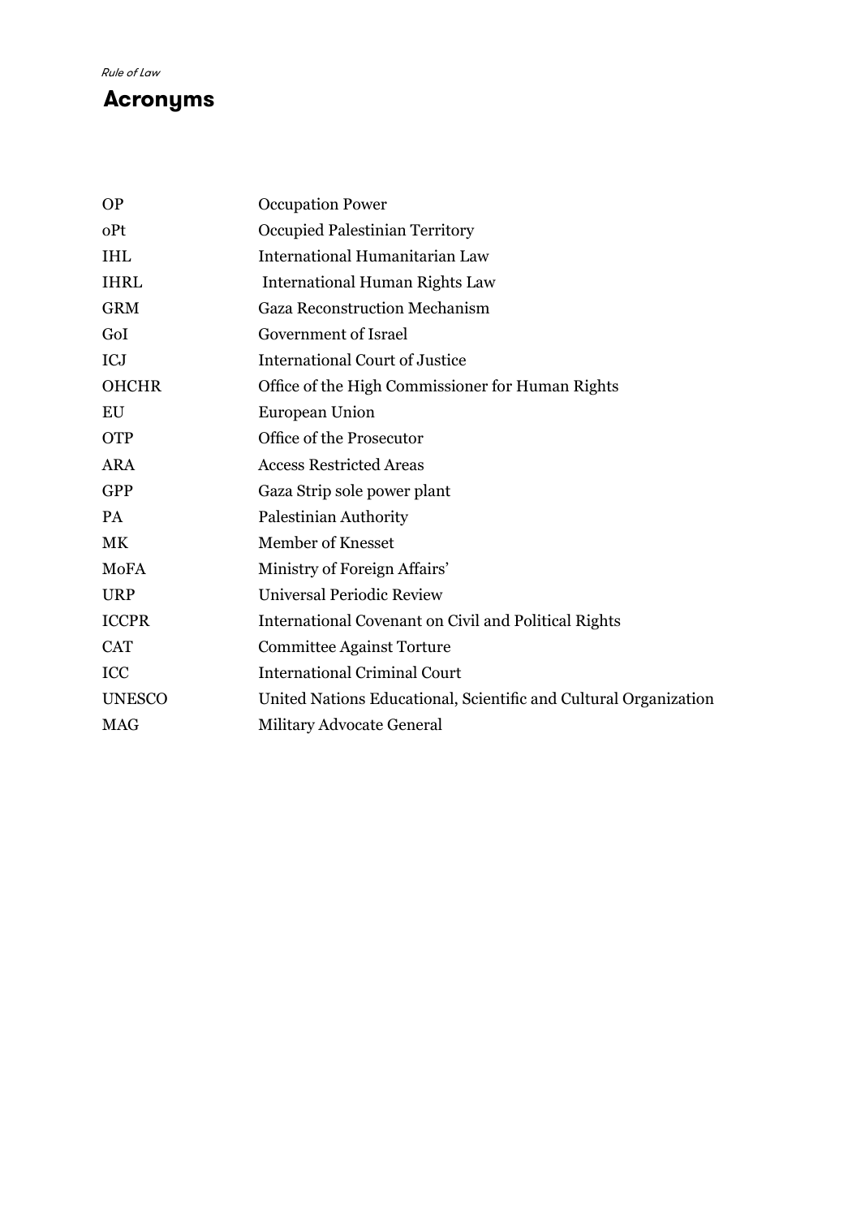# Acronyms

| | |
|---|---|
| OP | Occupation Power |
| oPt | Occupied Palestinian Territory |
| IHL | International Humanitarian Law |
| IHRL | International Human Rights Law |
| GRM | Gaza Reconstruction Mechanism |
| GoI | Government of Israel |
| ICJ | International Court of Justice |
| OHCHR | Office of the High Commissioner for Human Rights |
| EU | European Union |
| OTP | Office of the Prosecutor |
| ARA | Access Restricted Areas |
| GPP | Gaza Strip sole power plant |
| PA | Palestinian Authority |
| MK | Member of Knesset |
| MoFA | Ministry of Foreign Affairs' |
| URP | Universal Periodic Review |
| ICCPR | International Covenant on Civil and Political Rights |
| CAT | Committee Against Torture |
| ICC | International Criminal Court |
| UNESCO | United Nations Educational, Scientific and Cultural Organization |
| MAG | Military Advocate General |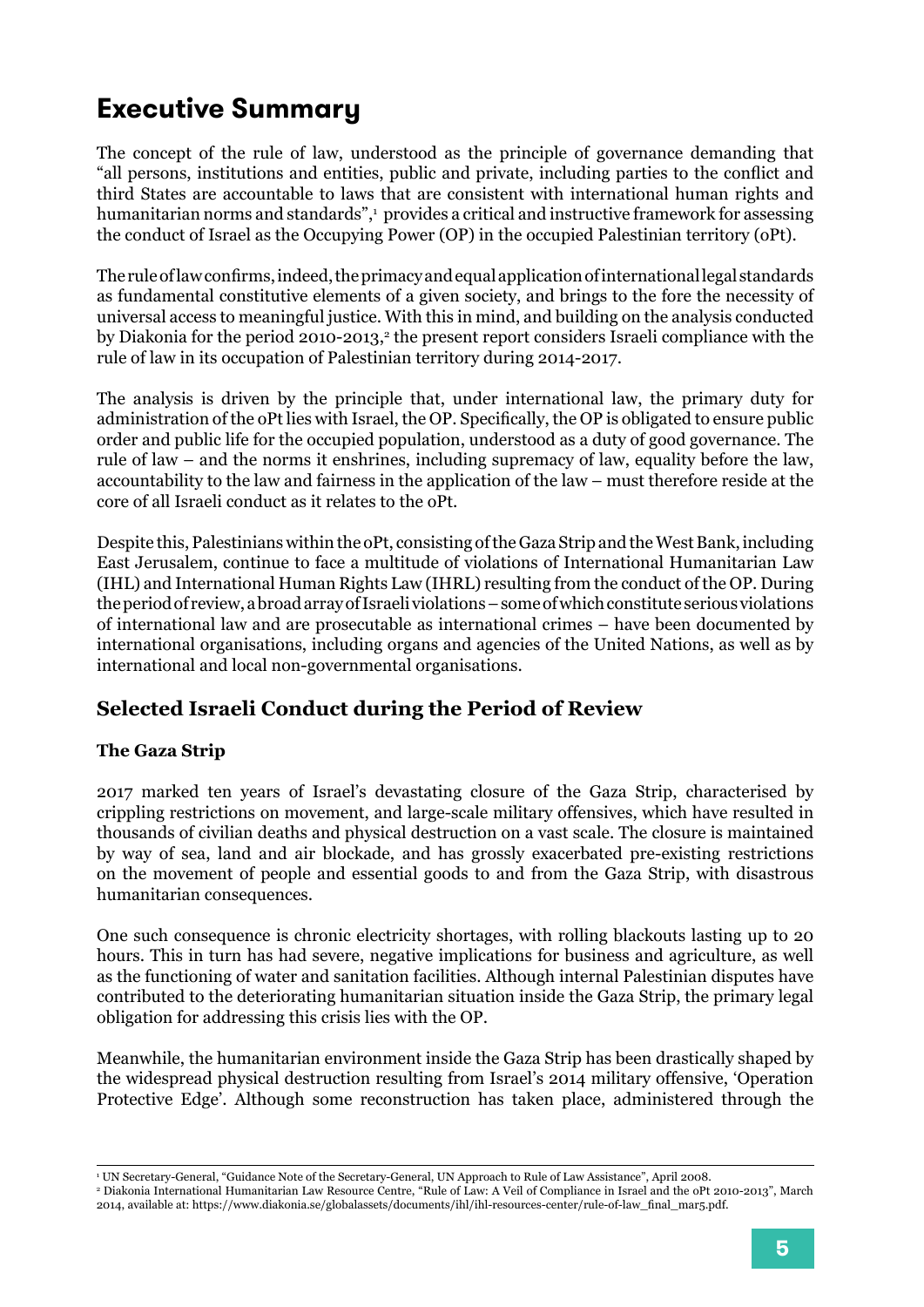# Executive Summary

The concept of the rule of law, understood as the principle of governance demanding that "all persons, institutions and entities, public and private, including parties to the conflict and third States are accountable to laws that are consistent with international human rights and humanitarian norms and standards",[1] provides a critical and instructive framework for assessing the conduct of Israel as the Occupying Power (OP) in the occupied Palestinian territory (oPt).

The rule of law confirms, indeed, the primacy and equal application of international legal standards as fundamental constitutive elements of a given society, and brings to the fore the necessity of universal access to meaningful justice. With this in mind, and building on the analysis conducted by Diakonia for the period 2010-2013,[2] the present report considers Israeli compliance with the rule of law in its occupation of Palestinian territory during 2014-2017.

The analysis is driven by the principle that, under international law, the primary duty for administration of the oPt lies with Israel, the OP. Specifically, the OP is obligated to ensure public order and public life for the occupied population, understood as a duty of good governance. The rule of law – and the norms it enshrines, including supremacy of law, equality before the law, accountability to the law and fairness in the application of the law – must therefore reside at the core of all Israeli conduct as it relates to the oPt.

Despite this, Palestinians within the oPt, consisting of the Gaza Strip and the West Bank, including East Jerusalem, continue to face a multitude of violations of International Humanitarian Law (IHL) and International Human Rights Law (IHRL) resulting from the conduct of the OP. During the period of review, a broad array of Israeli violations – some of which constitute serious violations of international law and are prosecutable as international crimes – have been documented by international organisations, including organs and agencies of the United Nations, as well as by international and local non-governmental organisations.

## Selected Israeli Conduct during the Period of Review

### The Gaza Strip

2017 marked ten years of Israel's devastating closure of the Gaza Strip, characterised by crippling restrictions on movement, and large-scale military offensives, which have resulted in thousands of civilian deaths and physical destruction on a vast scale. The closure is maintained by way of sea, land and air blockade, and has grossly exacerbated pre-existing restrictions on the movement of people and essential goods to and from the Gaza Strip, with disastrous humanitarian consequences.

One such consequence is chronic electricity shortages, with rolling blackouts lasting up to 20 hours. This in turn has had severe, negative implications for business and agriculture, as well as the functioning of water and sanitation facilities. Although internal Palestinian disputes have contributed to the deteriorating humanitarian situation inside the Gaza Strip, the primary legal obligation for addressing this crisis lies with the OP.

Meanwhile, the humanitarian environment inside the Gaza Strip has been drastically shaped by the widespread physical destruction resulting from Israel's 2014 military offensive, 'Operation Protective Edge'. Although some reconstruction has taken place, administered through the

[1] UN Secretary-General, "Guidance Note of the Secretary-General, UN Approach to Rule of Law Assistance", April 2008.

[2] Diakonia International Humanitarian Law Resource Centre, "Rule of Law: A Veil of Compliance in Israel and the oPt 2010-2013", March 2014, available at: https://www.diakonia.se/globalassets/documents/ihl/ihl-resources-center/rule-of-law_final_mar5.pdf.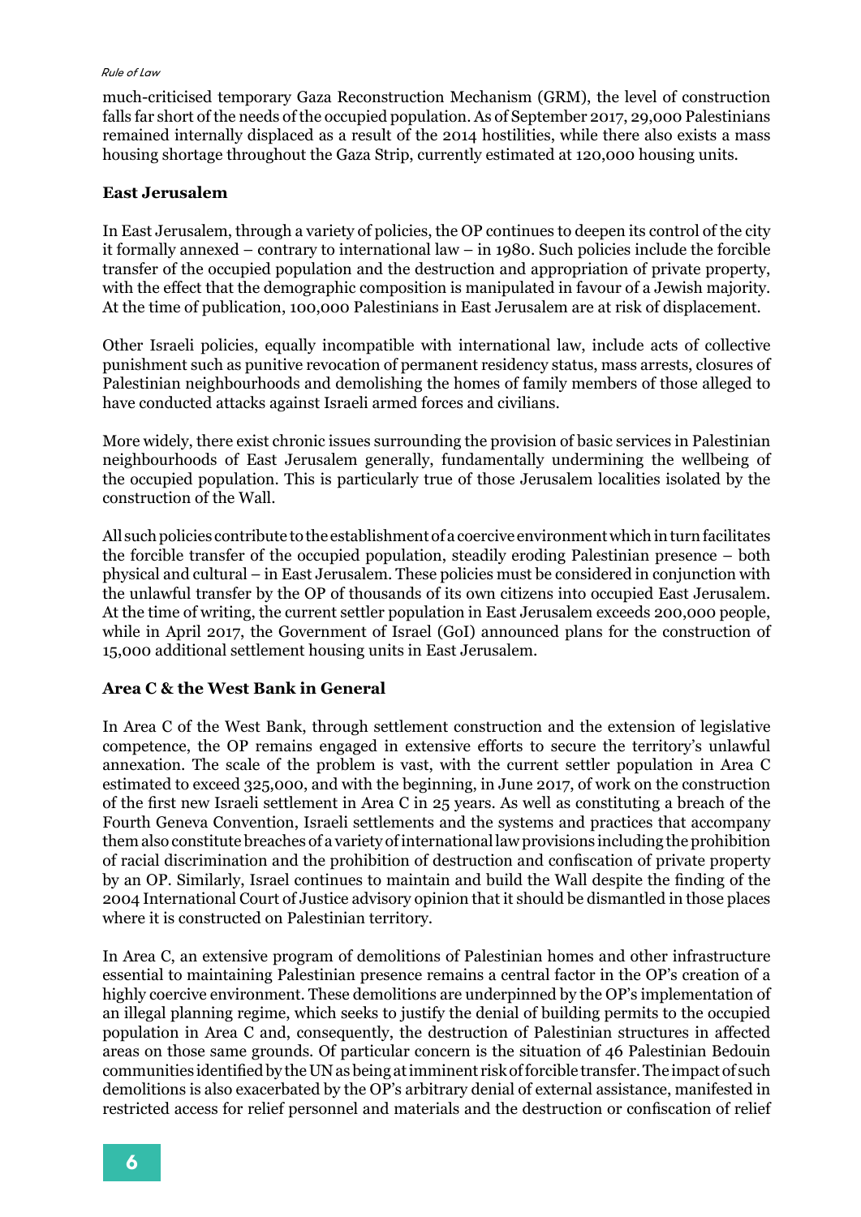much-criticised temporary Gaza Reconstruction Mechanism (GRM), the level of construction falls far short of the needs of the occupied population. As of September 2017, 29,000 Palestinians remained internally displaced as a result of the 2014 hostilities, while there also exists a mass housing shortage throughout the Gaza Strip, currently estimated at 120,000 housing units.

**East Jerusalem**

In East Jerusalem, through a variety of policies, the OP continues to deepen its control of the city it formally annexed – contrary to international law – in 1980. Such policies include the forcible transfer of the occupied population and the destruction and appropriation of private property, with the effect that the demographic composition is manipulated in favour of a Jewish majority. At the time of publication, 100,000 Palestinians in East Jerusalem are at risk of displacement.

Other Israeli policies, equally incompatible with international law, include acts of collective punishment such as punitive revocation of permanent residency status, mass arrests, closures of Palestinian neighbourhoods and demolishing the homes of family members of those alleged to have conducted attacks against Israeli armed forces and civilians.

More widely, there exist chronic issues surrounding the provision of basic services in Palestinian neighbourhoods of East Jerusalem generally, fundamentally undermining the wellbeing of the occupied population. This is particularly true of those Jerusalem localities isolated by the construction of the Wall.

All such policies contribute to the establishment of a coercive environment which in turn facilitates the forcible transfer of the occupied population, steadily eroding Palestinian presence – both physical and cultural – in East Jerusalem. These policies must be considered in conjunction with the unlawful transfer by the OP of thousands of its own citizens into occupied East Jerusalem. At the time of writing, the current settler population in East Jerusalem exceeds 200,000 people, while in April 2017, the Government of Israel (GoI) announced plans for the construction of 15,000 additional settlement housing units in East Jerusalem.

**Area C & the West Bank in General**

In Area C of the West Bank, through settlement construction and the extension of legislative competence, the OP remains engaged in extensive efforts to secure the territory's unlawful annexation. The scale of the problem is vast, with the current settler population in Area C estimated to exceed 325,000, and with the beginning, in June 2017, of work on the construction of the first new Israeli settlement in Area C in 25 years. As well as constituting a breach of the Fourth Geneva Convention, Israeli settlements and the systems and practices that accompany them also constitute breaches of a variety of international law provisions including the prohibition of racial discrimination and the prohibition of destruction and confiscation of private property by an OP. Similarly, Israel continues to maintain and build the Wall despite the finding of the 2004 International Court of Justice advisory opinion that it should be dismantled in those places where it is constructed on Palestinian territory.

In Area C, an extensive program of demolitions of Palestinian homes and other infrastructure essential to maintaining Palestinian presence remains a central factor in the OP's creation of a highly coercive environment. These demolitions are underpinned by the OP's implementation of an illegal planning regime, which seeks to justify the denial of building permits to the occupied population in Area C and, consequently, the destruction of Palestinian structures in affected areas on those same grounds. Of particular concern is the situation of 46 Palestinian Bedouin communities identified by the UN as being at imminent risk of forcible transfer. The impact of such demolitions is also exacerbated by the OP's arbitrary denial of external assistance, manifested in restricted access for relief personnel and materials and the destruction or confiscation of relief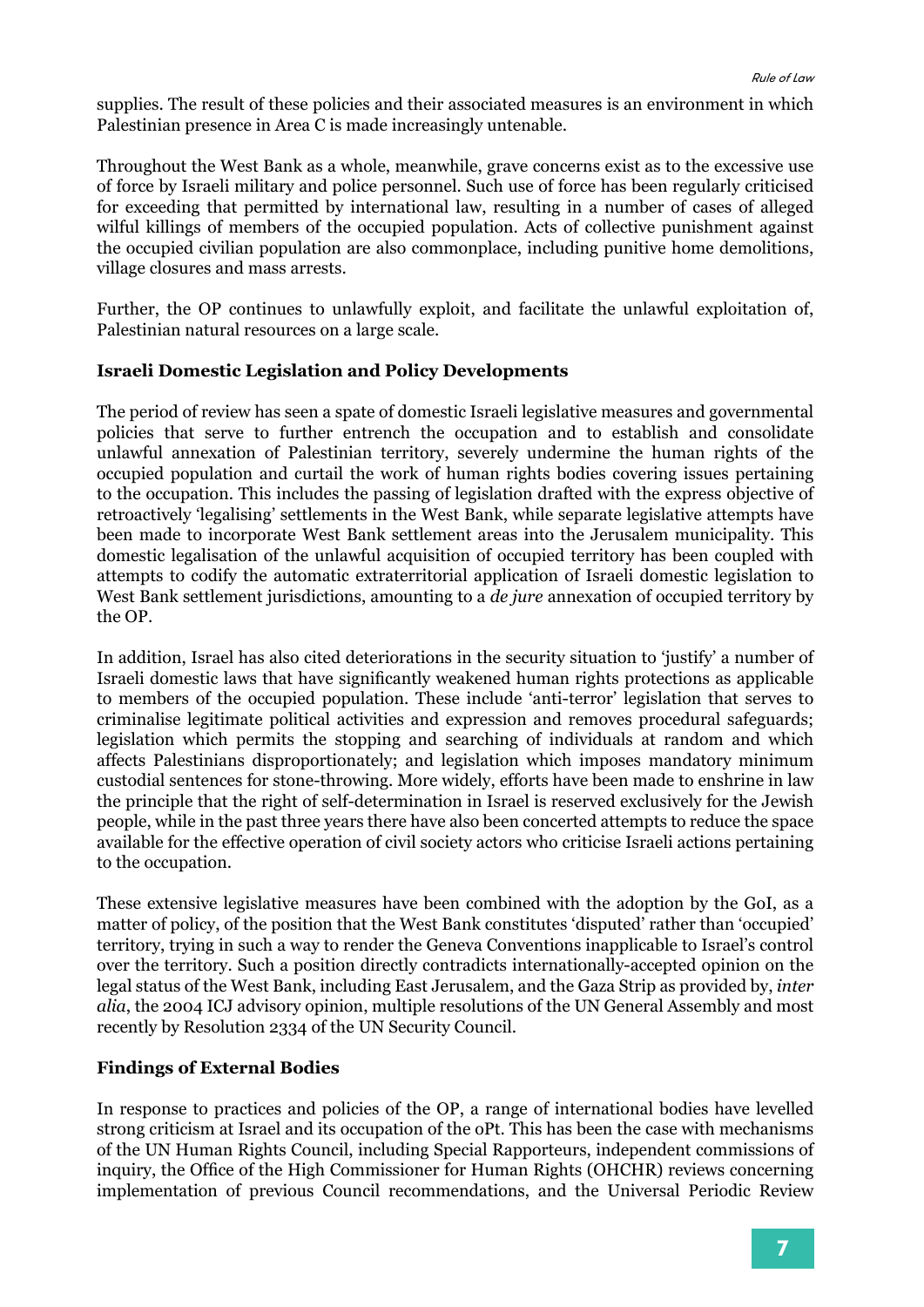supplies. The result of these policies and their associated measures is an environment in which Palestinian presence in Area C is made increasingly untenable.

Throughout the West Bank as a whole, meanwhile, grave concerns exist as to the excessive use of force by Israeli military and police personnel. Such use of force has been regularly criticised for exceeding that permitted by international law, resulting in a number of cases of alleged wilful killings of members of the occupied population. Acts of collective punishment against the occupied civilian population are also commonplace, including punitive home demolitions, village closures and mass arrests.

Further, the OP continues to unlawfully exploit, and facilitate the unlawful exploitation of, Palestinian natural resources on a large scale.

**Israeli Domestic Legislation and Policy Developments**

The period of review has seen a spate of domestic Israeli legislative measures and governmental policies that serve to further entrench the occupation and to establish and consolidate unlawful annexation of Palestinian territory, severely undermine the human rights of the occupied population and curtail the work of human rights bodies covering issues pertaining to the occupation. This includes the passing of legislation drafted with the express objective of retroactively 'legalising' settlements in the West Bank, while separate legislative attempts have been made to incorporate West Bank settlement areas into the Jerusalem municipality. This domestic legalisation of the unlawful acquisition of occupied territory has been coupled with attempts to codify the automatic extraterritorial application of Israeli domestic legislation to West Bank settlement jurisdictions, amounting to a *de jure* annexation of occupied territory by the OP.

In addition, Israel has also cited deteriorations in the security situation to 'justify' a number of Israeli domestic laws that have significantly weakened human rights protections as applicable to members of the occupied population. These include 'anti-terror' legislation that serves to criminalise legitimate political activities and expression and removes procedural safeguards; legislation which permits the stopping and searching of individuals at random and which affects Palestinians disproportionately; and legislation which imposes mandatory minimum custodial sentences for stone-throwing. More widely, efforts have been made to enshrine in law the principle that the right of self-determination in Israel is reserved exclusively for the Jewish people, while in the past three years there have also been concerted attempts to reduce the space available for the effective operation of civil society actors who criticise Israeli actions pertaining to the occupation.

These extensive legislative measures have been combined with the adoption by the GoI, as a matter of policy, of the position that the West Bank constitutes 'disputed' rather than 'occupied' territory, trying in such a way to render the Geneva Conventions inapplicable to Israel's control over the territory. Such a position directly contradicts internationally-accepted opinion on the legal status of the West Bank, including East Jerusalem, and the Gaza Strip as provided by, *inter alia*, the 2004 ICJ advisory opinion, multiple resolutions of the UN General Assembly and most recently by Resolution 2334 of the UN Security Council.

**Findings of External Bodies**

In response to practices and policies of the OP, a range of international bodies have levelled strong criticism at Israel and its occupation of the oPt. This has been the case with mechanisms of the UN Human Rights Council, including Special Rapporteurs, independent commissions of inquiry, the Office of the High Commissioner for Human Rights (OHCHR) reviews concerning implementation of previous Council recommendations, and the Universal Periodic Review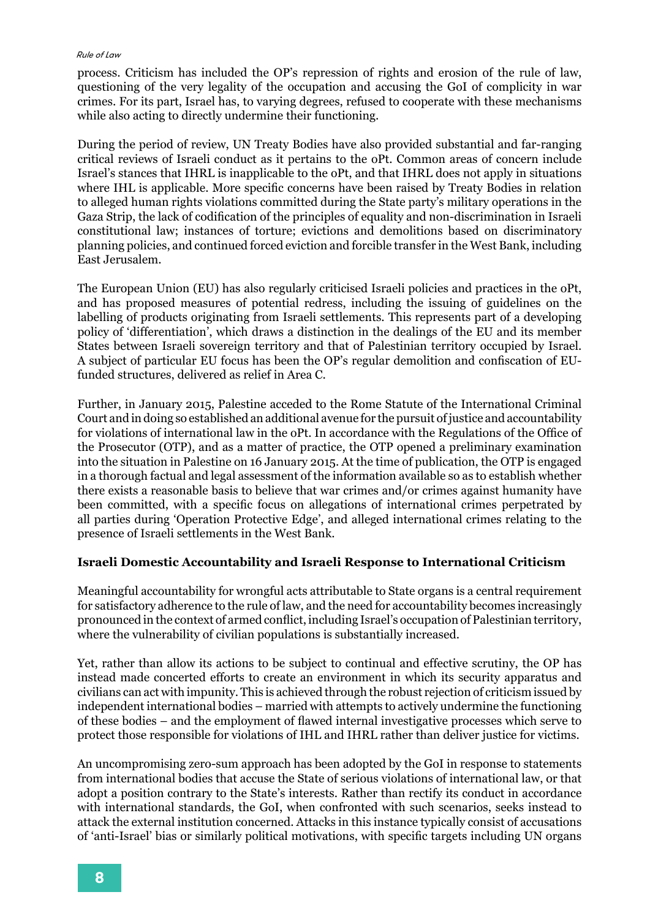process. Criticism has included the OP's repression of rights and erosion of the rule of law, questioning of the very legality of the occupation and accusing the GoI of complicity in war crimes. For its part, Israel has, to varying degrees, refused to cooperate with these mechanisms while also acting to directly undermine their functioning.

During the period of review, UN Treaty Bodies have also provided substantial and far-ranging critical reviews of Israeli conduct as it pertains to the oPt. Common areas of concern include Israel's stances that IHRL is inapplicable to the oPt, and that IHRL does not apply in situations where IHL is applicable. More specific concerns have been raised by Treaty Bodies in relation to alleged human rights violations committed during the State party's military operations in the Gaza Strip, the lack of codification of the principles of equality and non-discrimination in Israeli constitutional law; instances of torture; evictions and demolitions based on discriminatory planning policies, and continued forced eviction and forcible transfer in the West Bank, including East Jerusalem.

The European Union (EU) has also regularly criticised Israeli policies and practices in the oPt, and has proposed measures of potential redress, including the issuing of guidelines on the labelling of products originating from Israeli settlements. This represents part of a developing policy of 'differentiation', which draws a distinction in the dealings of the EU and its member States between Israeli sovereign territory and that of Palestinian territory occupied by Israel. A subject of particular EU focus has been the OP's regular demolition and confiscation of EU-funded structures, delivered as relief in Area C.

Further, in January 2015, Palestine acceded to the Rome Statute of the International Criminal Court and in doing so established an additional avenue for the pursuit of justice and accountability for violations of international law in the oPt. In accordance with the Regulations of the Office of the Prosecutor (OTP), and as a matter of practice, the OTP opened a preliminary examination into the situation in Palestine on 16 January 2015. At the time of publication, the OTP is engaged in a thorough factual and legal assessment of the information available so as to establish whether there exists a reasonable basis to believe that war crimes and/or crimes against humanity have been committed, with a specific focus on allegations of international crimes perpetrated by all parties during 'Operation Protective Edge', and alleged international crimes relating to the presence of Israeli settlements in the West Bank.

**Israeli Domestic Accountability and Israeli Response to International Criticism**

Meaningful accountability for wrongful acts attributable to State organs is a central requirement for satisfactory adherence to the rule of law, and the need for accountability becomes increasingly pronounced in the context of armed conflict, including Israel's occupation of Palestinian territory, where the vulnerability of civilian populations is substantially increased.

Yet, rather than allow its actions to be subject to continual and effective scrutiny, the OP has instead made concerted efforts to create an environment in which its security apparatus and civilians can act with impunity. This is achieved through the robust rejection of criticism issued by independent international bodies – married with attempts to actively undermine the functioning of these bodies – and the employment of flawed internal investigative processes which serve to protect those responsible for violations of IHL and IHRL rather than deliver justice for victims.

An uncompromising zero-sum approach has been adopted by the GoI in response to statements from international bodies that accuse the State of serious violations of international law, or that adopt a position contrary to the State's interests. Rather than rectify its conduct in accordance with international standards, the GoI, when confronted with such scenarios, seeks instead to attack the external institution concerned. Attacks in this instance typically consist of accusations of 'anti-Israel' bias or similarly political motivations, with specific targets including UN organs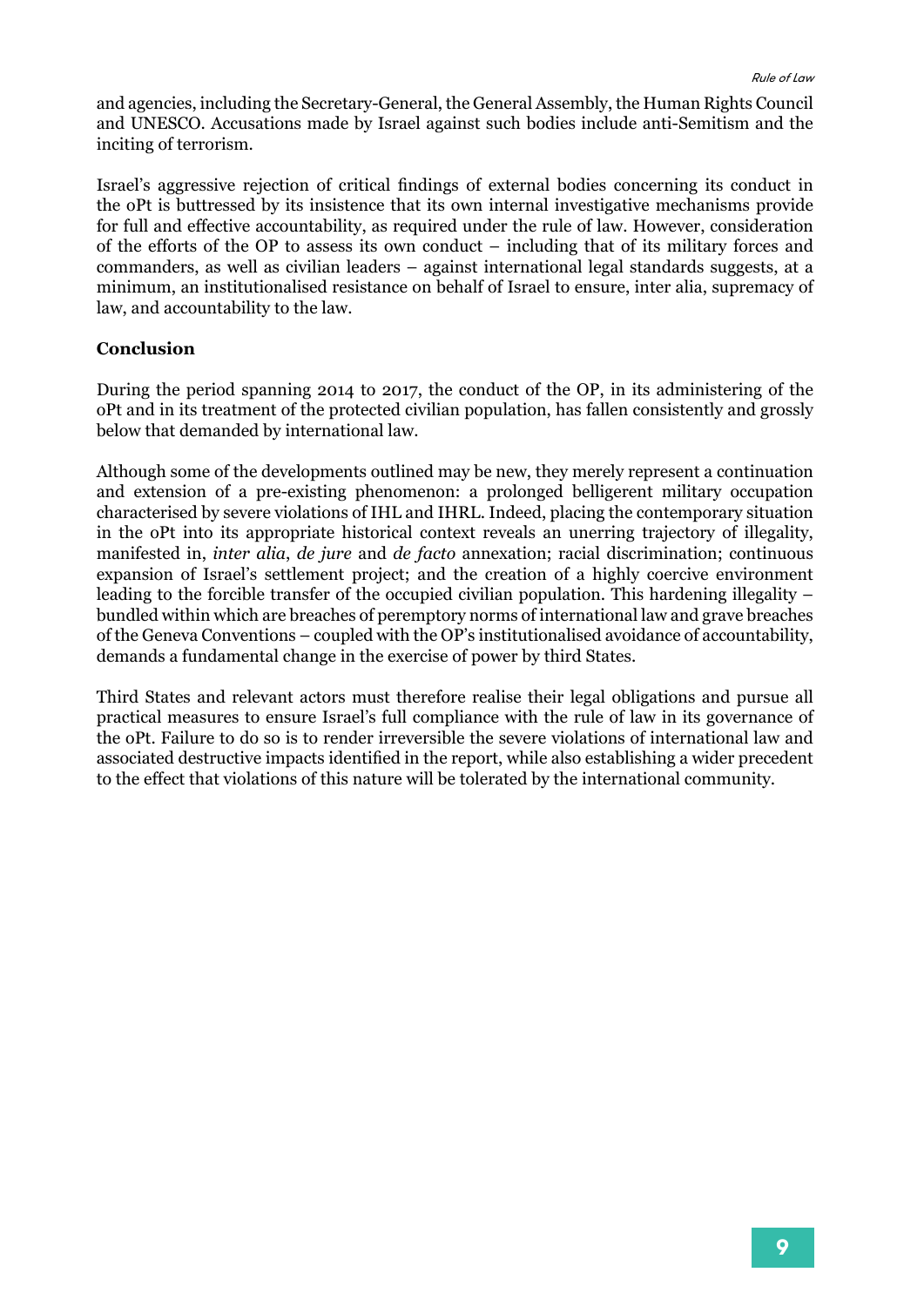and agencies, including the Secretary-General, the General Assembly, the Human Rights Council and UNESCO. Accusations made by Israel against such bodies include anti-Semitism and the inciting of terrorism.

Israel's aggressive rejection of critical findings of external bodies concerning its conduct in the oPt is buttressed by its insistence that its own internal investigative mechanisms provide for full and effective accountability, as required under the rule of law. However, consideration of the efforts of the OP to assess its own conduct – including that of its military forces and commanders, as well as civilian leaders – against international legal standards suggests, at a minimum, an institutionalised resistance on behalf of Israel to ensure, inter alia, supremacy of law, and accountability to the law.

**Conclusion**

During the period spanning 2014 to 2017, the conduct of the OP, in its administering of the oPt and in its treatment of the protected civilian population, has fallen consistently and grossly below that demanded by international law.

Although some of the developments outlined may be new, they merely represent a continuation and extension of a pre-existing phenomenon: a prolonged belligerent military occupation characterised by severe violations of IHL and IHRL. Indeed, placing the contemporary situation in the oPt into its appropriate historical context reveals an unerring trajectory of illegality, manifested in, *inter alia*, *de jure* and *de facto* annexation; racial discrimination; continuous expansion of Israel's settlement project; and the creation of a highly coercive environment leading to the forcible transfer of the occupied civilian population. This hardening illegality – bundled within which are breaches of peremptory norms of international law and grave breaches of the Geneva Conventions – coupled with the OP's institutionalised avoidance of accountability, demands a fundamental change in the exercise of power by third States.

Third States and relevant actors must therefore realise their legal obligations and pursue all practical measures to ensure Israel's full compliance with the rule of law in its governance of the oPt. Failure to do so is to render irreversible the severe violations of international law and associated destructive impacts identified in the report, while also establishing a wider precedent to the effect that violations of this nature will be tolerated by the international community.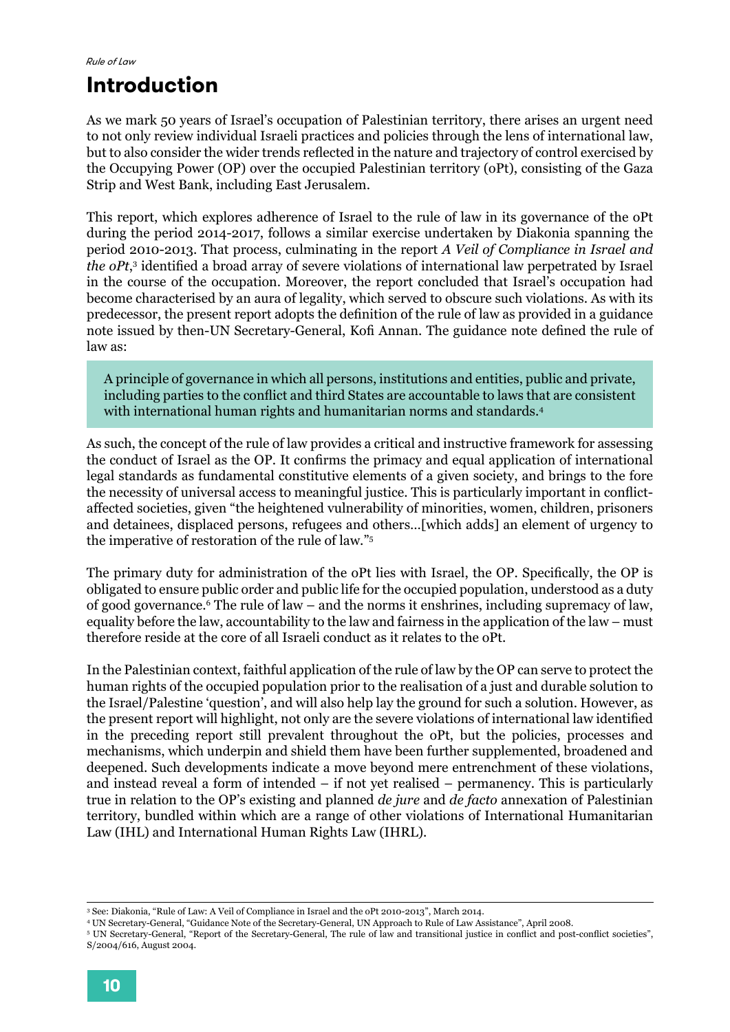# Introduction

As we mark 50 years of Israel's occupation of Palestinian territory, there arises an urgent need to not only review individual Israeli practices and policies through the lens of international law, but to also consider the wider trends reflected in the nature and trajectory of control exercised by the Occupying Power (OP) over the occupied Palestinian territory (oPt), consisting of the Gaza Strip and West Bank, including East Jerusalem.

This report, which explores adherence of Israel to the rule of law in its governance of the oPt during the period 2014-2017, follows a similar exercise undertaken by Diakonia spanning the period 2010-2013. That process, culminating in the report *A Veil of Compliance in Israel and the oPt*,[3] identified a broad array of severe violations of international law perpetrated by Israel in the course of the occupation. Moreover, the report concluded that Israel's occupation had become characterised by an aura of legality, which served to obscure such violations. As with its predecessor, the present report adopts the definition of the rule of law as provided in a guidance note issued by then-UN Secretary-General, Kofi Annan. The guidance note defined the rule of law as:

> A principle of governance in which all persons, institutions and entities, public and private, including parties to the conflict and third States are accountable to laws that are consistent with international human rights and humanitarian norms and standards.[4]

As such, the concept of the rule of law provides a critical and instructive framework for assessing the conduct of Israel as the OP. It confirms the primacy and equal application of international legal standards as fundamental constitutive elements of a given society, and brings to the fore the necessity of universal access to meaningful justice. This is particularly important in conflict-affected societies, given "the heightened vulnerability of minorities, women, children, prisoners and detainees, displaced persons, refugees and others…[which adds] an element of urgency to the imperative of restoration of the rule of law."[5]

The primary duty for administration of the oPt lies with Israel, the OP. Specifically, the OP is obligated to ensure public order and public life for the occupied population, understood as a duty of good governance.[6] The rule of law – and the norms it enshrines, including supremacy of law, equality before the law, accountability to the law and fairness in the application of the law – must therefore reside at the core of all Israeli conduct as it relates to the oPt.

In the Palestinian context, faithful application of the rule of law by the OP can serve to protect the human rights of the occupied population prior to the realisation of a just and durable solution to the Israel/Palestine 'question', and will also help lay the ground for such a solution. However, as the present report will highlight, not only are the severe violations of international law identified in the preceding report still prevalent throughout the oPt, but the policies, processes and mechanisms, which underpin and shield them have been further supplemented, broadened and deepened. Such developments indicate a move beyond mere entrenchment of these violations, and instead reveal a form of intended – if not yet realised – permanency. This is particularly true in relation to the OP's existing and planned *de jure* and *de facto* annexation of Palestinian territory, bundled within which are a range of other violations of International Humanitarian Law (IHL) and International Human Rights Law (IHRL).

---

[3] See: Diakonia, "Rule of Law: A Veil of Compliance in Israel and the oPt 2010-2013", March 2014.

[4] UN Secretary-General, "Guidance Note of the Secretary-General, UN Approach to Rule of Law Assistance", April 2008.

[5] UN Secretary-General, "Report of the Secretary-General, The rule of law and transitional justice in conflict and post-conflict societies", S/2004/616, August 2004.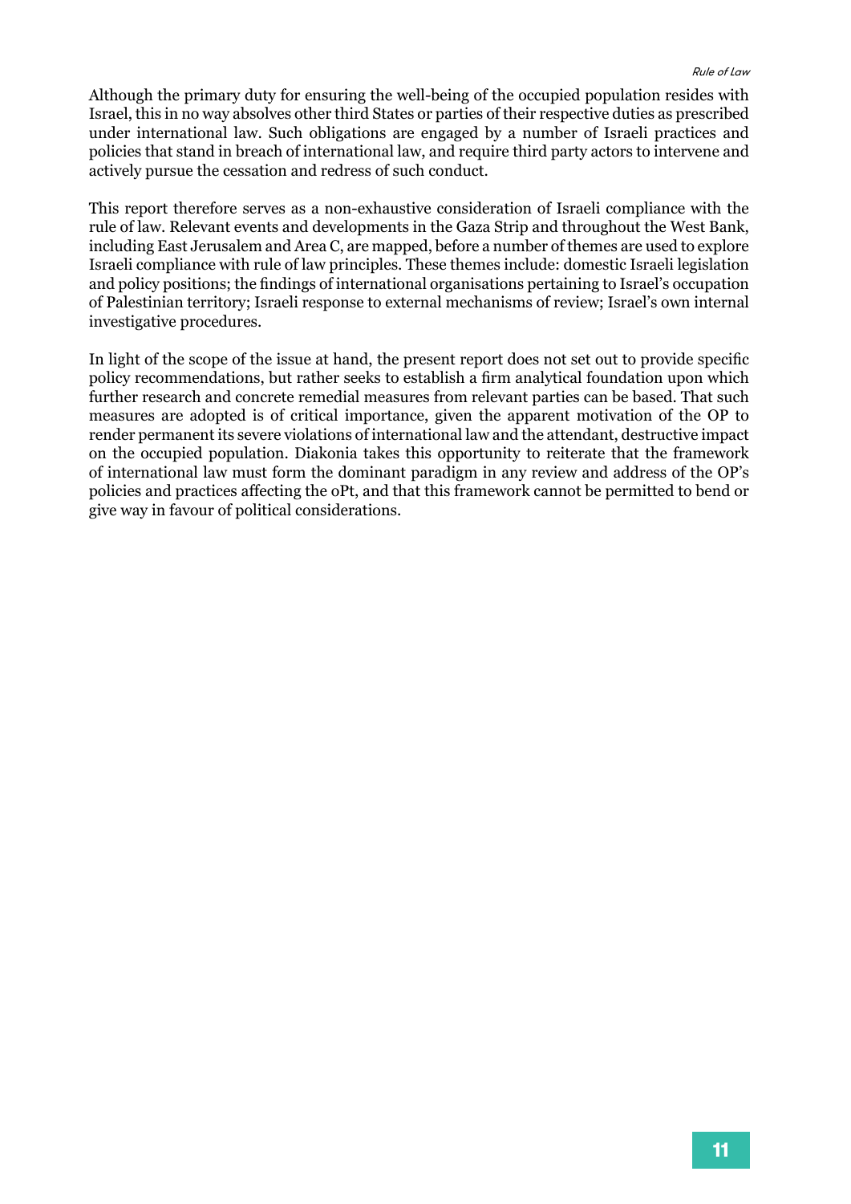Although the primary duty for ensuring the well-being of the occupied population resides with Israel, this in no way absolves other third States or parties of their respective duties as prescribed under international law. Such obligations are engaged by a number of Israeli practices and policies that stand in breach of international law, and require third party actors to intervene and actively pursue the cessation and redress of such conduct.

This report therefore serves as a non-exhaustive consideration of Israeli compliance with the rule of law. Relevant events and developments in the Gaza Strip and throughout the West Bank, including East Jerusalem and Area C, are mapped, before a number of themes are used to explore Israeli compliance with rule of law principles. These themes include: domestic Israeli legislation and policy positions; the findings of international organisations pertaining to Israel's occupation of Palestinian territory; Israeli response to external mechanisms of review; Israel's own internal investigative procedures.

In light of the scope of the issue at hand, the present report does not set out to provide specific policy recommendations, but rather seeks to establish a firm analytical foundation upon which further research and concrete remedial measures from relevant parties can be based. That such measures are adopted is of critical importance, given the apparent motivation of the OP to render permanent its severe violations of international law and the attendant, destructive impact on the occupied population. Diakonia takes this opportunity to reiterate that the framework of international law must form the dominant paradigm in any review and address of the OP's policies and practices affecting the oPt, and that this framework cannot be permitted to bend or give way in favour of political considerations.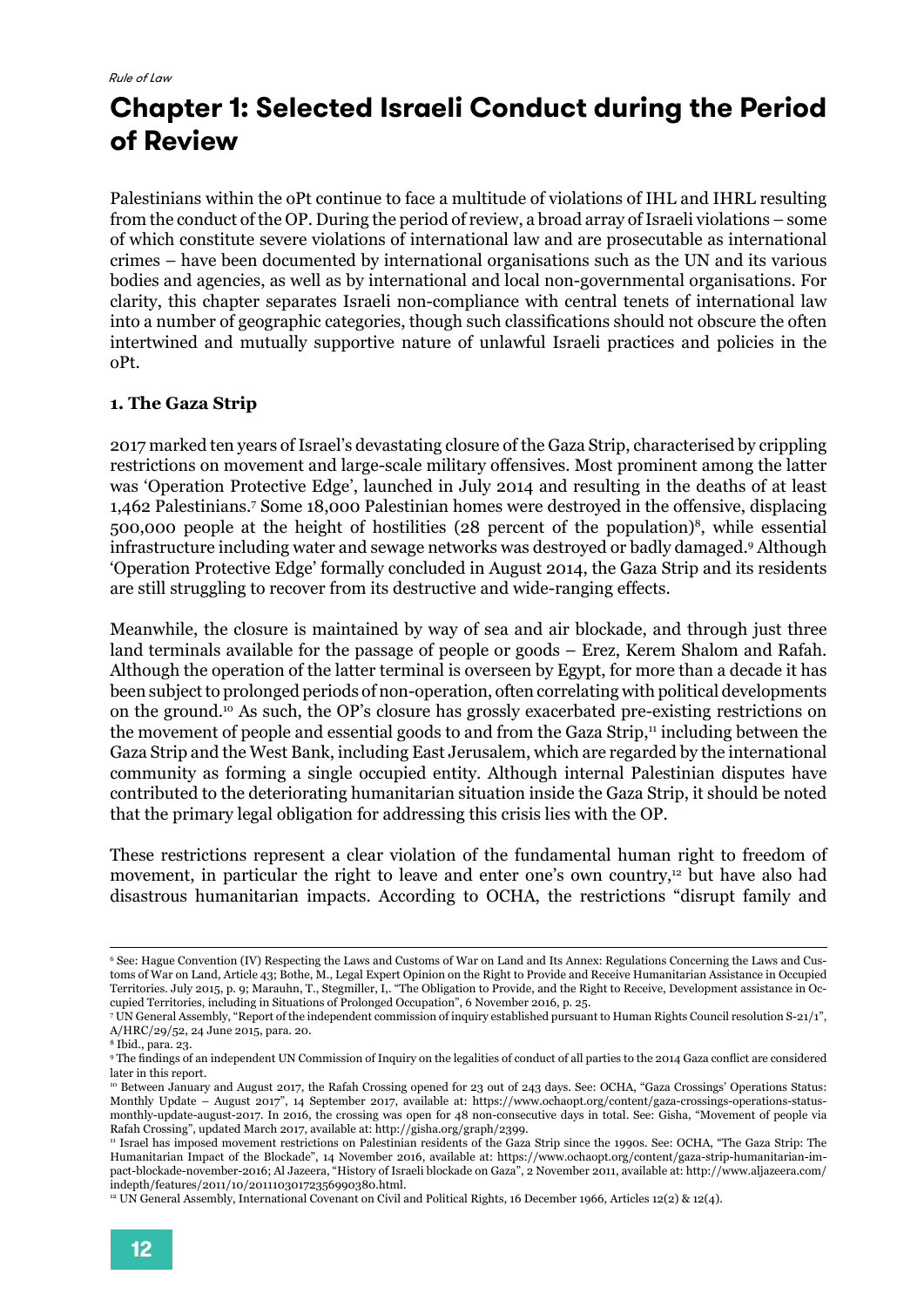# Chapter 1: Selected Israeli Conduct during the Period of Review

Palestinians within the oPt continue to face a multitude of violations of IHL and IHRL resulting from the conduct of the OP. During the period of review, a broad array of Israeli violations – some of which constitute severe violations of international law and are prosecutable as international crimes – have been documented by international organisations such as the UN and its various bodies and agencies, as well as by international and local non-governmental organisations. For clarity, this chapter separates Israeli non-compliance with central tenets of international law into a number of geographic categories, though such classifications should not obscure the often intertwined and mutually supportive nature of unlawful Israeli practices and policies in the oPt.

**1. The Gaza Strip**

2017 marked ten years of Israel's devastating closure of the Gaza Strip, characterised by crippling restrictions on movement and large-scale military offensives. Most prominent among the latter was 'Operation Protective Edge', launched in July 2014 and resulting in the deaths of at least 1,462 Palestinians.[7] Some 18,000 Palestinian homes were destroyed in the offensive, displacing 500,000 people at the height of hostilities (28 percent of the population)[8], while essential infrastructure including water and sewage networks was destroyed or badly damaged.[9] Although 'Operation Protective Edge' formally concluded in August 2014, the Gaza Strip and its residents are still struggling to recover from its destructive and wide-ranging effects.

Meanwhile, the closure is maintained by way of sea and air blockade, and through just three land terminals available for the passage of people or goods – Erez, Kerem Shalom and Rafah. Although the operation of the latter terminal is overseen by Egypt, for more than a decade it has been subject to prolonged periods of non-operation, often correlating with political developments on the ground.[10] As such, the OP's closure has grossly exacerbated pre-existing restrictions on the movement of people and essential goods to and from the Gaza Strip,[11] including between the Gaza Strip and the West Bank, including East Jerusalem, which are regarded by the international community as forming a single occupied entity. Although internal Palestinian disputes have contributed to the deteriorating humanitarian situation inside the Gaza Strip, it should be noted that the primary legal obligation for addressing this crisis lies with the OP.

These restrictions represent a clear violation of the fundamental human right to freedom of movement, in particular the right to leave and enter one's own country,[12] but have also had disastrous humanitarian impacts. According to OCHA, the restrictions "disrupt family and

---

[6] See: Hague Convention (IV) Respecting the Laws and Customs of War on Land and Its Annex: Regulations Concerning the Laws and Customs of War on Land, Article 43; Bothe, M., Legal Expert Opinion on the Right to Provide and Receive Humanitarian Assistance in Occupied Territories. July 2015, p. 9; Marauhn, T., Stegmiller, I,. "The Obligation to Provide, and the Right to Receive, Development assistance in Occupied Territories, including in Situations of Prolonged Occupation", 6 November 2016, p. 25.

[7] UN General Assembly, "Report of the independent commission of inquiry established pursuant to Human Rights Council resolution S-21/1", A/HRC/29/52, 24 June 2015, para. 20.

[8] Ibid., para. 23.

[9] The findings of an independent UN Commission of Inquiry on the legalities of conduct of all parties to the 2014 Gaza conflict are considered later in this report.

[10] Between January and August 2017, the Rafah Crossing opened for 23 out of 243 days. See: OCHA, "Gaza Crossings' Operations Status: Monthly Update – August 2017", 14 September 2017, available at: https://www.ochaopt.org/content/gaza-crossings-operations-status-monthly-update-august-2017. In 2016, the crossing was open for 48 non-consecutive days in total. See: Gisha, "Movement of people via Rafah Crossing", updated March 2017, available at: http://gisha.org/graph/2399.

[11] Israel has imposed movement restrictions on Palestinian residents of the Gaza Strip since the 1990s. See: OCHA, "The Gaza Strip: The Humanitarian Impact of the Blockade", 14 November 2016, available at: https://www.ochaopt.org/content/gaza-strip-humanitarian-impact-blockade-november-2016; Al Jazeera, "History of Israeli blockade on Gaza", 2 November 2011, available at: http://www.aljazeera.com/indepth/features/2011/10/201110301723569980380.html.

[12] UN General Assembly, International Covenant on Civil and Political Rights, 16 December 1966, Articles 12(2) & 12(4).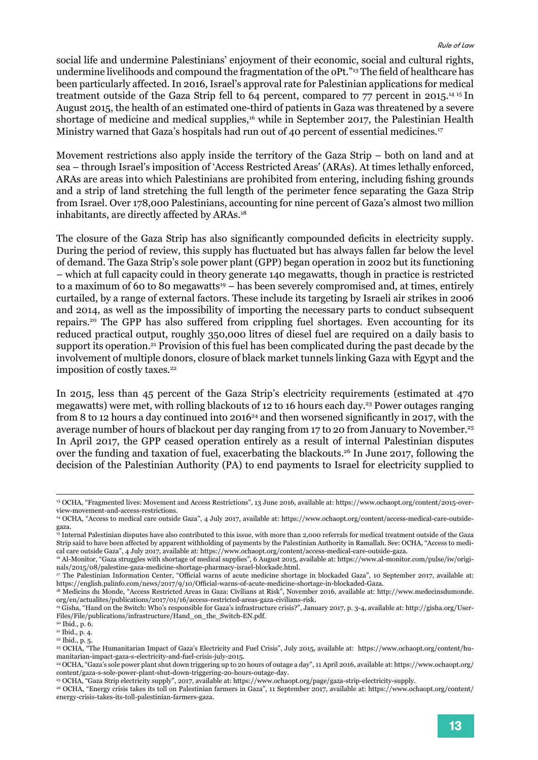social life and undermine Palestinians' enjoyment of their economic, social and cultural rights, undermine livelihoods and compound the fragmentation of the oPt."[13] The field of healthcare has been particularly affected. In 2016, Israel's approval rate for Palestinian applications for medical treatment outside of the Gaza Strip fell to 64 percent, compared to 77 percent in 2015.[14] [15] In August 2015, the health of an estimated one-third of patients in Gaza was threatened by a severe shortage of medicine and medical supplies,[16] while in September 2017, the Palestinian Health Ministry warned that Gaza's hospitals had run out of 40 percent of essential medicines.[17]

Movement restrictions also apply inside the territory of the Gaza Strip – both on land and at sea – through Israel's imposition of 'Access Restricted Areas' (ARAs). At times lethally enforced, ARAs are areas into which Palestinians are prohibited from entering, including fishing grounds and a strip of land stretching the full length of the perimeter fence separating the Gaza Strip from Israel. Over 178,000 Palestinians, accounting for nine percent of Gaza's almost two million inhabitants, are directly affected by ARAs.[18]

The closure of the Gaza Strip has also significantly compounded deficits in electricity supply. During the period of review, this supply has fluctuated but has always fallen far below the level of demand. The Gaza Strip's sole power plant (GPP) began operation in 2002 but its functioning – which at full capacity could in theory generate 140 megawatts, though in practice is restricted to a maximum of 60 to 80 megawatts[19] – has been severely compromised and, at times, entirely curtailed, by a range of external factors. These include its targeting by Israeli air strikes in 2006 and 2014, as well as the impossibility of importing the necessary parts to conduct subsequent repairs.[20] The GPP has also suffered from crippling fuel shortages. Even accounting for its reduced practical output, roughly 350,000 litres of diesel fuel are required on a daily basis to support its operation.[21] Provision of this fuel has been complicated during the past decade by the involvement of multiple donors, closure of black market tunnels linking Gaza with Egypt and the imposition of costly taxes.[22]

In 2015, less than 45 percent of the Gaza Strip's electricity requirements (estimated at 470 megawatts) were met, with rolling blackouts of 12 to 16 hours each day.[23] Power outages ranging from 8 to 12 hours a day continued into 2016[24] and then worsened significantly in 2017, with the average number of hours of blackout per day ranging from 17 to 20 from January to November.[25] In April 2017, the GPP ceased operation entirely as a result of internal Palestinian disputes over the funding and taxation of fuel, exacerbating the blackouts.[26] In June 2017, following the decision of the Palestinian Authority (PA) to end payments to Israel for electricity supplied to

---

[13] OCHA, "Fragmented lives: Movement and Access Restrictions", 13 June 2016, available at: https://www.ochaopt.org/content/2015-overview-movement-and-access-restrictions.

[14] OCHA, "Access to medical care outside Gaza", 4 July 2017, available at: https://www.ochaopt.org/content/access-medical-care-outside-gaza.

[15] Internal Palestinian disputes have also contributed to this issue, with more than 2,000 referrals for medical treatment outside of the Gaza Strip said to have been affected by apparent withholding of payments by the Palestinian Authority in Ramallah. See: OCHA, "Access to medical care outside Gaza", 4 July 2017, available at: https://www.ochaopt.org/content/access-medical-care-outside-gaza.

[16] Al-Monitor, "Gaza struggles with shortage of medical supplies", 6 August 2015, available at: https://www.al-monitor.com/pulse/iw/originals/2015/08/palestine-gaza-medicine-shortage-pharmacy-israel-blockade.html.

[17] The Palestinian Information Center, "Official warns of acute medicine shortage in blockaded Gaza", 10 September 2017, available at: https://english.palinfo.com/news/2017/9/10/Official-warns-of-acute-medicine-shortage-in-blockaded-Gaza.

[18] Medicins du Monde, "Access Restricted Areas in Gaza: Civilians at Risk", November 2016, available at: http://www.medecinsdumonde.org/en/actualites/publications/2017/01/16/access-restricted-areas-gaza-civilians-risk.

[19] Gisha, "Hand on the Switch: Who's responsible for Gaza's infrastructure crisis?", January 2017, p. 3-4, available at: http://gisha.org/UserFiles/File/publications/infrastructure/Hand_on_the_Switch-EN.pdf.

[20] Ibid., p. 6.

[21] Ibid., p. 4.

[22] Ibid., p. 5.

[23] OCHA, "The Humanitarian Impact of Gaza's Electricity and Fuel Crisis", July 2015, available at: https://www.ochaopt.org/content/humanitarian-impact-gaza-s-electricity-and-fuel-crisis-july-2015.

[24] OCHA, "Gaza's sole power plant shut down triggering up to 20 hours of outage a day", 11 April 2016, available at: https://www.ochaopt.org/content/gaza-s-sole-power-plant-shut-down-triggering-20-hours-outage-day.

[25] OCHA, "Gaza Strip electricity supply", 2017, available at: https://www.ochaopt.org/page/gaza-strip-electricity-supply.

[26] OCHA, "Energy crisis takes its toll on Palestinian farmers in Gaza", 11 September 2017, available at: https://www.ochaopt.org/content/energy-crisis-takes-its-toll-palestinian-farmers-gaza.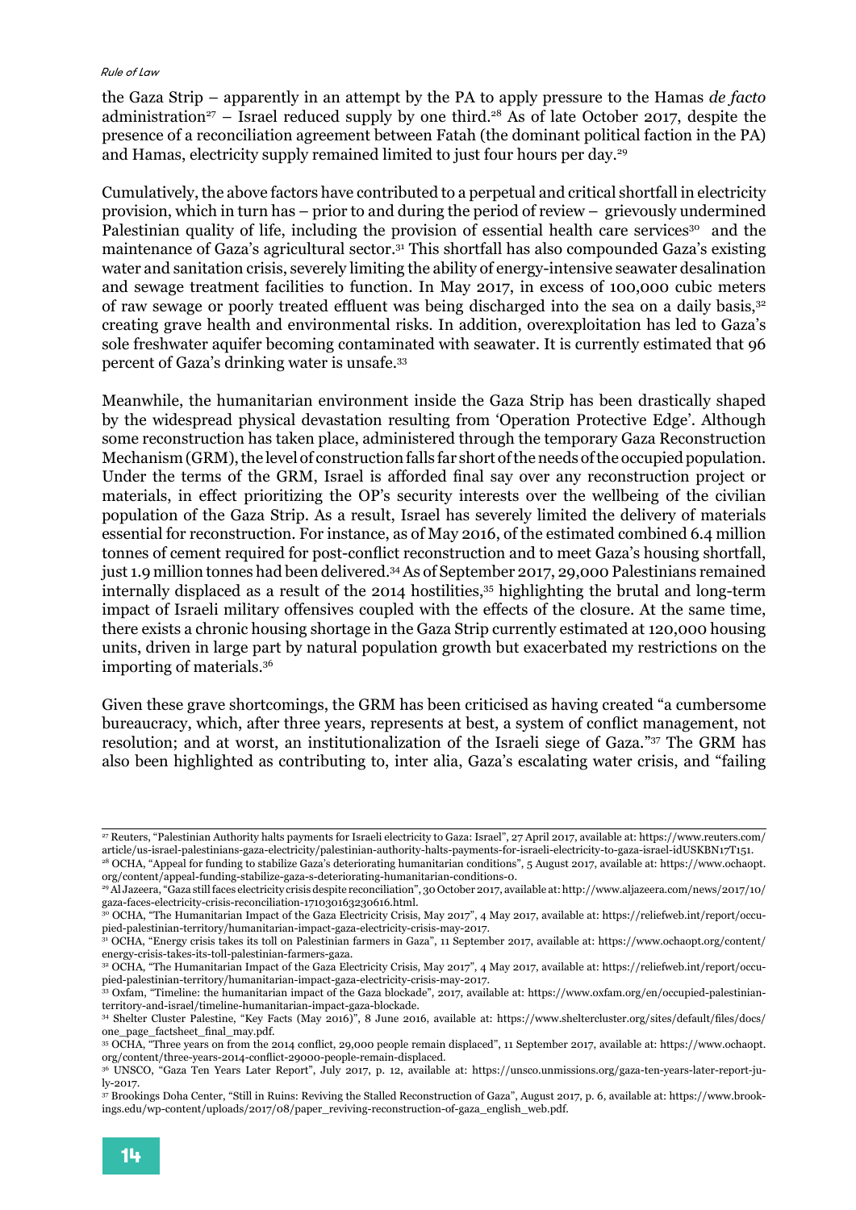the Gaza Strip – apparently in an attempt by the PA to apply pressure to the Hamas *de facto* administration[27] – Israel reduced supply by one third.[28] As of late October 2017, despite the presence of a reconciliation agreement between Fatah (the dominant political faction in the PA) and Hamas, electricity supply remained limited to just four hours per day.[29]

Cumulatively, the above factors have contributed to a perpetual and critical shortfall in electricity provision, which in turn has – prior to and during the period of review – grievously undermined Palestinian quality of life, including the provision of essential health care services[30] and the maintenance of Gaza's agricultural sector.[31] This shortfall has also compounded Gaza's existing water and sanitation crisis, severely limiting the ability of energy-intensive seawater desalination and sewage treatment facilities to function. In May 2017, in excess of 100,000 cubic meters of raw sewage or poorly treated effluent was being discharged into the sea on a daily basis,[32] creating grave health and environmental risks. In addition, overexploitation has led to Gaza's sole freshwater aquifer becoming contaminated with seawater. It is currently estimated that 96 percent of Gaza's drinking water is unsafe.[33]

Meanwhile, the humanitarian environment inside the Gaza Strip has been drastically shaped by the widespread physical devastation resulting from 'Operation Protective Edge'. Although some reconstruction has taken place, administered through the temporary Gaza Reconstruction Mechanism (GRM), the level of construction falls far short of the needs of the occupied population. Under the terms of the GRM, Israel is afforded final say over any reconstruction project or materials, in effect prioritizing the OP's security interests over the wellbeing of the civilian population of the Gaza Strip. As a result, Israel has severely limited the delivery of materials essential for reconstruction. For instance, as of May 2016, of the estimated combined 6.4 million tonnes of cement required for post-conflict reconstruction and to meet Gaza's housing shortfall, just 1.9 million tonnes had been delivered.[34] As of September 2017, 29,000 Palestinians remained internally displaced as a result of the 2014 hostilities,[35] highlighting the brutal and long-term impact of Israeli military offensives coupled with the effects of the closure. At the same time, there exists a chronic housing shortage in the Gaza Strip currently estimated at 120,000 housing units, driven in large part by natural population growth but exacerbated my restrictions on the importing of materials.[36]

Given these grave shortcomings, the GRM has been criticised as having created "a cumbersome bureaucracy, which, after three years, represents at best, a system of conflict management, not resolution; and at worst, an institutionalization of the Israeli siege of Gaza."[37] The GRM has also been highlighted as contributing to, inter alia, Gaza's escalating water crisis, and "failing

---

[27] Reuters, "Palestinian Authority halts payments for Israeli electricity to Gaza: Israel", 27 April 2017, available at: https://www.reuters.com/article/us-israel-palestinians-gaza-electricity/palestinian-authority-halts-payments-for-israeli-electricity-to-gaza-israel-idUSKBN17T151.

[28] OCHA, "Appeal for funding to stabilize Gaza's deteriorating humanitarian conditions", 5 August 2017, available at: https://www.ochaopt.org/content/appeal-funding-stabilize-gaza-s-deteriorating-humanitarian-conditions-0.

[29] Al Jazeera, "Gaza still faces electricity crisis despite reconciliation", 30 October 2017, available at: http://www.aljazeera.com/news/2017/10/gaza-faces-electricity-crisis-reconciliation-171030163230616.html.

[30] OCHA, "The Humanitarian Impact of the Gaza Electricity Crisis, May 2017", 4 May 2017, available at: https://reliefweb.int/report/occupied-palestinian-territory/humanitarian-impact-gaza-electricity-crisis-may-2017.

[31] OCHA, "Energy crisis takes its toll on Palestinian farmers in Gaza", 11 September 2017, available at: https://www.ochaopt.org/content/energy-crisis-takes-its-toll-palestinian-farmers-gaza.

[32] OCHA, "The Humanitarian Impact of the Gaza Electricity Crisis, May 2017", 4 May 2017, available at: https://reliefweb.int/report/occupied-palestinian-territory/humanitarian-impact-gaza-electricity-crisis-may-2017.

[33] Oxfam, "Timeline: the humanitarian impact of the Gaza blockade", 2017, available at: https://www.oxfam.org/en/occupied-palestinian-territory-and-israel/timeline-humanitarian-impact-gaza-blockade.

[34] Shelter Cluster Palestine, "Key Facts (May 2016)", 8 June 2016, available at: https://www.sheltercluster.org/sites/default/files/docs/one_page_factsheet_final_may.pdf.

[35] OCHA, "Three years on from the 2014 conflict, 29,000 people remain displaced", 11 September 2017, available at: https://www.ochaopt.org/content/three-years-2014-conflict-29000-people-remain-displaced.

[36] UNSCO, "Gaza Ten Years Later Report", July 2017, p. 12, available at: https://unsco.unmissions.org/gaza-ten-years-later-report-july-2017.

[37] Brookings Doha Center, "Still in Ruins: Reviving the Stalled Reconstruction of Gaza", August 2017, p. 6, available at: https://www.brookings.edu/wp-content/uploads/2017/08/paper_reviving-reconstruction-of-gaza_english_web.pdf.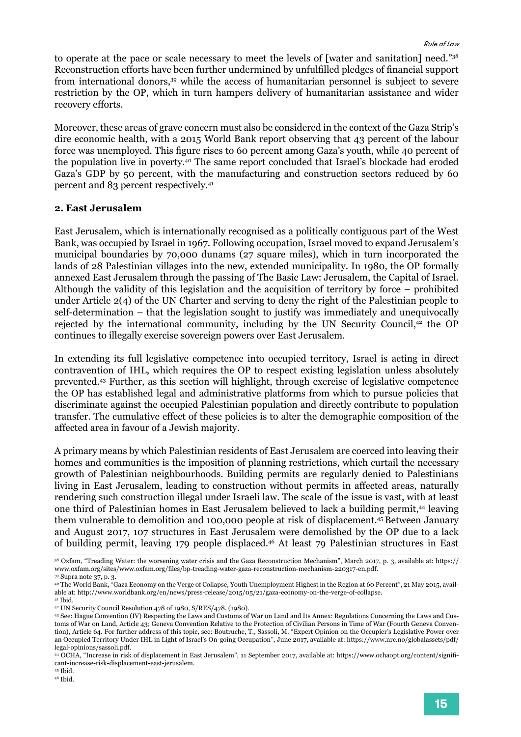to operate at the pace or scale necessary to meet the levels of [water and sanitation] need."[38] Reconstruction efforts have been further undermined by unfulfilled pledges of financial support from international donors,[39] while the access of humanitarian personnel is subject to severe restriction by the OP, which in turn hampers delivery of humanitarian assistance and wider recovery efforts.

Moreover, these areas of grave concern must also be considered in the context of the Gaza Strip's dire economic health, with a 2015 World Bank report observing that 43 percent of the labour force was unemployed. This figure rises to 60 percent among Gaza's youth, while 40 percent of the population live in poverty.[40] The same report concluded that Israel's blockade had eroded Gaza's GDP by 50 percent, with the manufacturing and construction sectors reduced by 60 percent and 83 percent respectively.[41]

### 2. East Jerusalem

East Jerusalem, which is internationally recognised as a politically contiguous part of the West Bank, was occupied by Israel in 1967. Following occupation, Israel moved to expand Jerusalem's municipal boundaries by 70,000 dunams (27 square miles), which in turn incorporated the lands of 28 Palestinian villages into the new, extended municipality. In 1980, the OP formally annexed East Jerusalem through the passing of The Basic Law: Jerusalem, the Capital of Israel. Although the validity of this legislation and the acquisition of territory by force – prohibited under Article 2(4) of the UN Charter and serving to deny the right of the Palestinian people to self-determination – that the legislation sought to justify was immediately and unequivocally rejected by the international community, including by the UN Security Council,[42] the OP continues to illegally exercise sovereign powers over East Jerusalem.

In extending its full legislative competence into occupied territory, Israel is acting in direct contravention of IHL, which requires the OP to respect existing legislation unless absolutely prevented.[43] Further, as this section will highlight, through exercise of legislative competence the OP has established legal and administrative platforms from which to pursue policies that discriminate against the occupied Palestinian population and directly contribute to population transfer. The cumulative effect of these policies is to alter the demographic composition of the affected area in favour of a Jewish majority.

A primary means by which Palestinian residents of East Jerusalem are coerced into leaving their homes and communities is the imposition of planning restrictions, which curtail the necessary growth of Palestinian neighbourhoods. Building permits are regularly denied to Palestinians living in East Jerusalem, leading to construction without permits in affected areas, naturally rendering such construction illegal under Israeli law. The scale of the issue is vast, with at least one third of Palestinian homes in East Jerusalem believed to lack a building permit,[44] leaving them vulnerable to demolition and 100,000 people at risk of displacement.[45] Between January and August 2017, 107 structures in East Jerusalem were demolished by the OP due to a lack of building permit, leaving 179 people displaced.[46] At least 79 Palestinian structures in East

---

[38] Oxfam, "Treading Water: the worsening water crisis and the Gaza Reconstruction Mechanism", March 2017, p. 3, available at: https://www.oxfam.org/sites/www.oxfam.org/files/bp-treading-water-gaza-reconstruction-mechanism-220317-en.pdf.

[39] Supra note 37, p. 3.

[40] The World Bank, "Gaza Economy on the Verge of Collapse, Youth Unemployment Highest in the Region at 60 Percent", 21 May 2015, available at: http://www.worldbank.org/en/news/press-release/2015/05/21/gaza-economy-on-the-verge-of-collapse.

[41] Ibid.

[42] UN Security Council Resolution 478 of 1980, S/RES/478, (1980).

[43] See: Hague Convention (IV) Respecting the Laws and Customs of War on Land and Its Annex: Regulations Concerning the Laws and Customs of War on Land, Article 43; Geneva Convention Relative to the Protection of Civilian Persons in Time of War (Fourth Geneva Convention), Article 64. For further address of this topic, see: Boutruche, T., Sassoli, M. "Expert Opinion on the Occupier's Legislative Power over an Occupied Territory Under IHL in Light of Israel's On-going Occupation", June 2017, available at: https://www.nrc.no/globalassets/pdf/legal-opinions/sassoli.pdf.

[44] OCHA, "Increase in risk of displacement in East Jerusalem", 11 September 2017, available at: https://www.ochaopt.org/content/significant-increase-risk-displacement-east-jerusalem.

[45] Ibid.

[46] Ibid.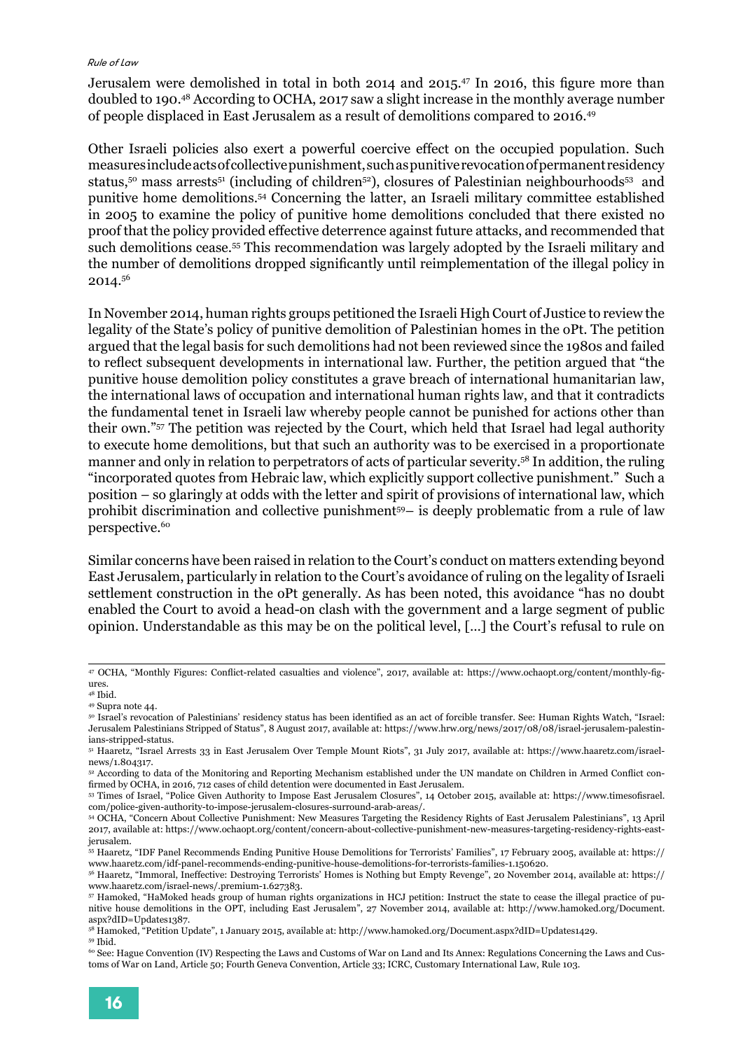Jerusalem were demolished in total in both 2014 and 2015.[47] In 2016, this figure more than doubled to 190.[48] According to OCHA, 2017 saw a slight increase in the monthly average number of people displaced in East Jerusalem as a result of demolitions compared to 2016.[49]

Other Israeli policies also exert a powerful coercive effect on the occupied population. Such measures include acts of collective punishment, such as punitive revocation of permanent residency status,[50] mass arrests[51] (including of children[52]), closures of Palestinian neighbourhoods[53] and punitive home demolitions.[54] Concerning the latter, an Israeli military committee established in 2005 to examine the policy of punitive home demolitions concluded that there existed no proof that the policy provided effective deterrence against future attacks, and recommended that such demolitions cease.[55] This recommendation was largely adopted by the Israeli military and the number of demolitions dropped significantly until reimplementation of the illegal policy in 2014.[56]

In November 2014, human rights groups petitioned the Israeli High Court of Justice to review the legality of the State's policy of punitive demolition of Palestinian homes in the oPt. The petition argued that the legal basis for such demolitions had not been reviewed since the 1980s and failed to reflect subsequent developments in international law. Further, the petition argued that "the punitive house demolition policy constitutes a grave breach of international humanitarian law, the international laws of occupation and international human rights law, and that it contradicts the fundamental tenet in Israeli law whereby people cannot be punished for actions other than their own."[57] The petition was rejected by the Court, which held that Israel had legal authority to execute home demolitions, but that such an authority was to be exercised in a proportionate manner and only in relation to perpetrators of acts of particular severity.[58] In addition, the ruling "incorporated quotes from Hebraic law, which explicitly support collective punishment." Such a position – so glaringly at odds with the letter and spirit of provisions of international law, which prohibit discrimination and collective punishment[59]– is deeply problematic from a rule of law perspective.[60]

Similar concerns have been raised in relation to the Court's conduct on matters extending beyond East Jerusalem, particularly in relation to the Court's avoidance of ruling on the legality of Israeli settlement construction in the oPt generally. As has been noted, this avoidance "has no doubt enabled the Court to avoid a head-on clash with the government and a large segment of public opinion. Understandable as this may be on the political level, [...] the Court's refusal to rule on

---

[47] OCHA, "Monthly Figures: Conflict-related casualties and violence", 2017, available at: https://www.ochaopt.org/content/monthly-figures.

[48] Ibid.

[49] Supra note 44.

[50] Israel's revocation of Palestinians' residency status has been identified as an act of forcible transfer. See: Human Rights Watch, "Israel: Jerusalem Palestinians Stripped of Status", 8 August 2017, available at: https://www.hrw.org/news/2017/08/08/israel-jerusalem-palestinians-stripped-status.

[51] Haaretz, "Israel Arrests 33 in East Jerusalem Over Temple Mount Riots", 31 July 2017, available at: https://www.haaretz.com/israel-news/1.804317.

[52] According to data of the Monitoring and Reporting Mechanism established under the UN mandate on Children in Armed Conflict confirmed by OCHA, in 2016, 712 cases of child detention were documented in East Jerusalem.

[53] Times of Israel, "Police Given Authority to Impose East Jerusalem Closures", 14 October 2015, available at: https://www.timesofisrael.com/police-given-authority-to-impose-jerusalem-closures-surround-arab-areas/.

[54] OCHA, "Concern About Collective Punishment: New Measures Targeting the Residency Rights of East Jerusalem Palestinians", 13 April 2017, available at: https://www.ochaopt.org/content/concern-about-collective-punishment-new-measures-targeting-residency-rights-east-jerusalem.

[55] Haaretz, "IDF Panel Recommends Ending Punitive House Demolitions for Terrorists' Families", 17 February 2005, available at: https://www.haaretz.com/idf-panel-recommends-ending-punitive-house-demolitions-for-terrorists-families-1.150620.

[56] Haaretz, "Immoral, Ineffective: Destroying Terrorists' Homes is Nothing but Empty Revenge", 20 November 2014, available at: https://www.haaretz.com/israel-news/.premium-1.627383.

[57] Hamoked, "HaMoked heads group of human rights organizations in HCJ petition: Instruct the state to cease the illegal practice of punitive house demolitions in the OPT, including East Jerusalem", 27 November 2014, available at: http://www.hamoked.org/Document.aspx?dID=Updates1387.

[58] Hamoked, "Petition Update", 1 January 2015, available at: http://www.hamoked.org/Document.aspx?dID=Updates1429.

[59] Ibid.

[60] See: Hague Convention (IV) Respecting the Laws and Customs of War on Land and Its Annex: Regulations Concerning the Laws and Customs of War on Land, Article 50; Fourth Geneva Convention, Article 33; ICRC, Customary International Law, Rule 103.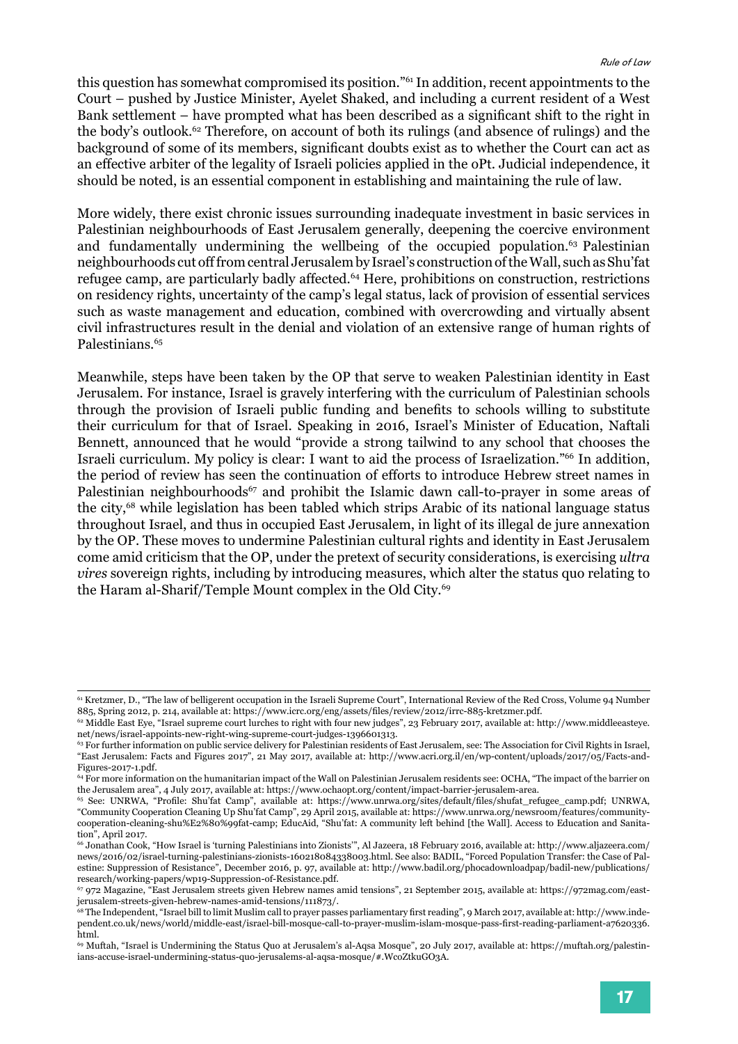this question has somewhat compromised its position."[61] In addition, recent appointments to the Court – pushed by Justice Minister, Ayelet Shaked, and including a current resident of a West Bank settlement – have prompted what has been described as a significant shift to the right in the body's outlook.[62] Therefore, on account of both its rulings (and absence of rulings) and the background of some of its members, significant doubts exist as to whether the Court can act as an effective arbiter of the legality of Israeli policies applied in the oPt. Judicial independence, it should be noted, is an essential component in establishing and maintaining the rule of law.

More widely, there exist chronic issues surrounding inadequate investment in basic services in Palestinian neighbourhoods of East Jerusalem generally, deepening the coercive environment and fundamentally undermining the wellbeing of the occupied population.[63] Palestinian neighbourhoods cut off from central Jerusalem by Israel's construction of the Wall, such as Shu'fat refugee camp, are particularly badly affected.[64] Here, prohibitions on construction, restrictions on residency rights, uncertainty of the camp's legal status, lack of provision of essential services such as waste management and education, combined with overcrowding and virtually absent civil infrastructures result in the denial and violation of an extensive range of human rights of Palestinians.[65]

Meanwhile, steps have been taken by the OP that serve to weaken Palestinian identity in East Jerusalem. For instance, Israel is gravely interfering with the curriculum of Palestinian schools through the provision of Israeli public funding and benefits to schools willing to substitute their curriculum for that of Israel. Speaking in 2016, Israel's Minister of Education, Naftali Bennett, announced that he would "provide a strong tailwind to any school that chooses the Israeli curriculum. My policy is clear: I want to aid the process of Israelization."[66] In addition, the period of review has seen the continuation of efforts to introduce Hebrew street names in Palestinian neighbourhoods[67] and prohibit the Islamic dawn call-to-prayer in some areas of the city,[68] while legislation has been tabled which strips Arabic of its national language status throughout Israel, and thus in occupied East Jerusalem, in light of its illegal de jure annexation by the OP. These moves to undermine Palestinian cultural rights and identity in East Jerusalem come amid criticism that the OP, under the pretext of security considerations, is exercising *ultra vires* sovereign rights, including by introducing measures, which alter the status quo relating to the Haram al-Sharif/Temple Mount complex in the Old City.[69]

---

[61] Kretzmer, D., "The law of belligerent occupation in the Israeli Supreme Court", International Review of the Red Cross, Volume 94 Number 885, Spring 2012, p. 214, available at: https://www.icrc.org/eng/assets/files/review/2012/irrc-885-kretzmer.pdf.

[62] Middle East Eye, "Israel supreme court lurches to right with four new judges", 23 February 2017, available at: http://www.middleeasteye.net/news/israel-appoints-new-right-wing-supreme-court-judges-1396601313.

[63] For further information on public service delivery for Palestinian residents of East Jerusalem, see: The Association for Civil Rights in Israel, "East Jerusalem: Facts and Figures 2017", 21 May 2017, available at: http://www.acri.org.il/en/wp-content/uploads/2017/05/Facts-and-Figures-2017-1.pdf.

[64] For more information on the humanitarian impact of the Wall on Palestinian Jerusalem residents see: OCHA, "The impact of the barrier on the Jerusalem area", 4 July 2017, available at: https://www.ochaopt.org/content/impact-barrier-jerusalem-area.

[65] See: UNRWA, "Profile: Shu'fat Camp", available at: https://www.unrwa.org/sites/default/files/shufat_refugee_camp.pdf; UNRWA, "Community Cooperation Cleaning Up Shu'fat Camp", 29 April 2015, available at: https://www.unrwa.org/newsroom/features/community-cooperation-cleaning-shu%E2%80%99fat-camp; EducAid, "Shu'fat: A community left behind [the Wall]. Access to Education and Sanitation", April 2017.

[66] Jonathan Cook, "How Israel is 'turning Palestinians into Zionists'", Al Jazeera, 18 February 2016, available at: http://www.aljazeera.com/news/2016/02/israel-turning-palestinians-zionists-160218084338003.html. See also: BADIL, "Forced Population Transfer: the Case of Palestine: Suppression of Resistance", December 2016, p. 97, available at: http://www.badil.org/phocadownloadpap/badil-new/publications/research/working-papers/wp19-Suppression-of-Resistance.pdf.

[67] 972 Magazine, "East Jerusalem streets given Hebrew names amid tensions", 21 September 2015, available at: https://972mag.com/east-jerusalem-streets-given-hebrew-names-amid-tensions/111873/.

[68] The Independent, "Israel bill to limit Muslim call to prayer passes parliamentary first reading", 9 March 2017, available at: http://www.independent.co.uk/news/world/middle-east/israel-bill-mosque-call-to-prayer-muslim-islam-mosque-pass-first-reading-parliament-a7620336.html.

[69] Muftah, "Israel is Undermining the Status Quo at Jerusalem's al-Aqsa Mosque", 20 July 2017, available at: https://muftah.org/palestinians-accuse-israel-undermining-status-quo-jerusalems-al-aqsa-mosque/#.WcoZtkuGO3A.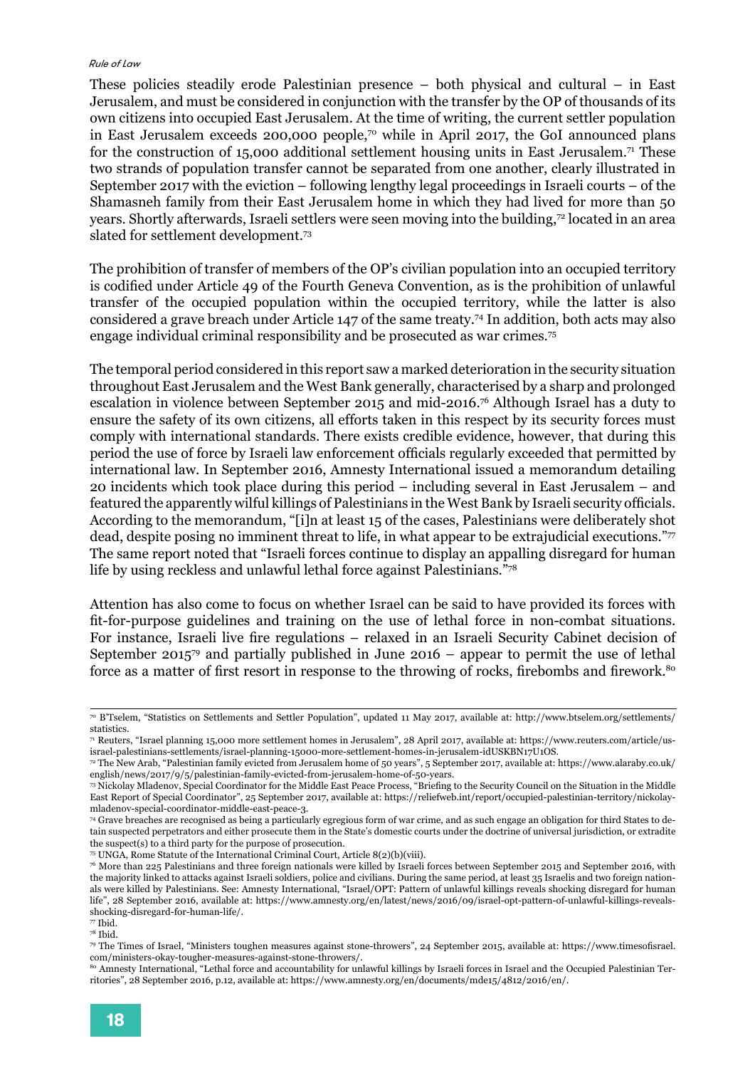These policies steadily erode Palestinian presence – both physical and cultural – in East Jerusalem, and must be considered in conjunction with the transfer by the OP of thousands of its own citizens into occupied East Jerusalem. At the time of writing, the current settler population in East Jerusalem exceeds 200,000 people,[70] while in April 2017, the GoI announced plans for the construction of 15,000 additional settlement housing units in East Jerusalem.[71] These two strands of population transfer cannot be separated from one another, clearly illustrated in September 2017 with the eviction – following lengthy legal proceedings in Israeli courts – of the Shamasneh family from their East Jerusalem home in which they had lived for more than 50 years. Shortly afterwards, Israeli settlers were seen moving into the building,[72] located in an area slated for settlement development.[73]

The prohibition of transfer of members of the OP's civilian population into an occupied territory is codified under Article 49 of the Fourth Geneva Convention, as is the prohibition of unlawful transfer of the occupied population within the occupied territory, while the latter is also considered a grave breach under Article 147 of the same treaty.[74] In addition, both acts may also engage individual criminal responsibility and be prosecuted as war crimes.[75]

The temporal period considered in this report saw a marked deterioration in the security situation throughout East Jerusalem and the West Bank generally, characterised by a sharp and prolonged escalation in violence between September 2015 and mid-2016.[76] Although Israel has a duty to ensure the safety of its own citizens, all efforts taken in this respect by its security forces must comply with international standards. There exists credible evidence, however, that during this period the use of force by Israeli law enforcement officials regularly exceeded that permitted by international law. In September 2016, Amnesty International issued a memorandum detailing 20 incidents which took place during this period – including several in East Jerusalem – and featured the apparently wilful killings of Palestinians in the West Bank by Israeli security officials. According to the memorandum, "[i]n at least 15 of the cases, Palestinians were deliberately shot dead, despite posing no imminent threat to life, in what appear to be extrajudicial executions."[77] The same report noted that "Israeli forces continue to display an appalling disregard for human life by using reckless and unlawful lethal force against Palestinians."[78]

Attention has also come to focus on whether Israel can be said to have provided its forces with fit-for-purpose guidelines and training on the use of lethal force in non-combat situations. For instance, Israeli live fire regulations – relaxed in an Israeli Security Cabinet decision of September 2015[79] and partially published in June 2016 – appear to permit the use of lethal force as a matter of first resort in response to the throwing of rocks, firebombs and firework.[80]

---

[70] B'Tselem, "Statistics on Settlements and Settler Population", updated 11 May 2017, available at: http://www.btselem.org/settlements/statistics.

[71] Reuters, "Israel planning 15,000 more settlement homes in Jerusalem", 28 April 2017, available at: https://www.reuters.com/article/us-israel-palestinians-settlements/israel-planning-15000-more-settlement-homes-in-jerusalem-idUSKBN17U1OS.

[72] The New Arab, "Palestinian family evicted from Jerusalem home of 50 years", 5 September 2017, available at: https://www.alaraby.co.uk/english/news/2017/9/5/palestinian-family-evicted-from-jerusalem-home-of-50-years.

[73] Nickolay Mladenov, Special Coordinator for the Middle East Peace Process, "Briefing to the Security Council on the Situation in the Middle East Report of Special Coordinator", 25 September 2017, available at: https://reliefweb.int/report/occupied-palestinian-territory/nickolay-mladenov-special-coordinator-middle-east-peace-3.

[74] Grave breaches are recognised as being a particularly egregious form of war crime, and as such engage an obligation for third States to detain suspected perpetrators and either prosecute them in the State's domestic courts under the doctrine of universal jurisdiction, or extradite the suspect(s) to a third party for the purpose of prosecution.

[75] UNGA, Rome Statute of the International Criminal Court, Article 8(2)(b)(viii).

[76] More than 225 Palestinians and three foreign nationals were killed by Israeli forces between September 2015 and September 2016, with the majority linked to attacks against Israeli soldiers, police and civilians. During the same period, at least 35 Israelis and two foreign nationals were killed by Palestinians. See: Amnesty International, "Israel/OPT: Pattern of unlawful killings reveals shocking disregard for human life", 28 September 2016, available at: https://www.amnesty.org/en/latest/news/2016/09/israel-opt-pattern-of-unlawful-killings-reveals-shocking-disregard-for-human-life/.

[77] Ibid.

[78] Ibid.

[79] The Times of Israel, "Ministers toughen measures against stone-throwers", 24 September 2015, available at: https://www.timesofisrael.com/ministers-okay-tougher-measures-against-stone-throwers/.

[80] Amnesty International, "Lethal force and accountability for unlawful killings by Israeli forces in Israel and the Occupied Palestinian Territories", 28 September 2016, p.12, available at: https://www.amnesty.org/en/documents/mde15/4812/2016/en/.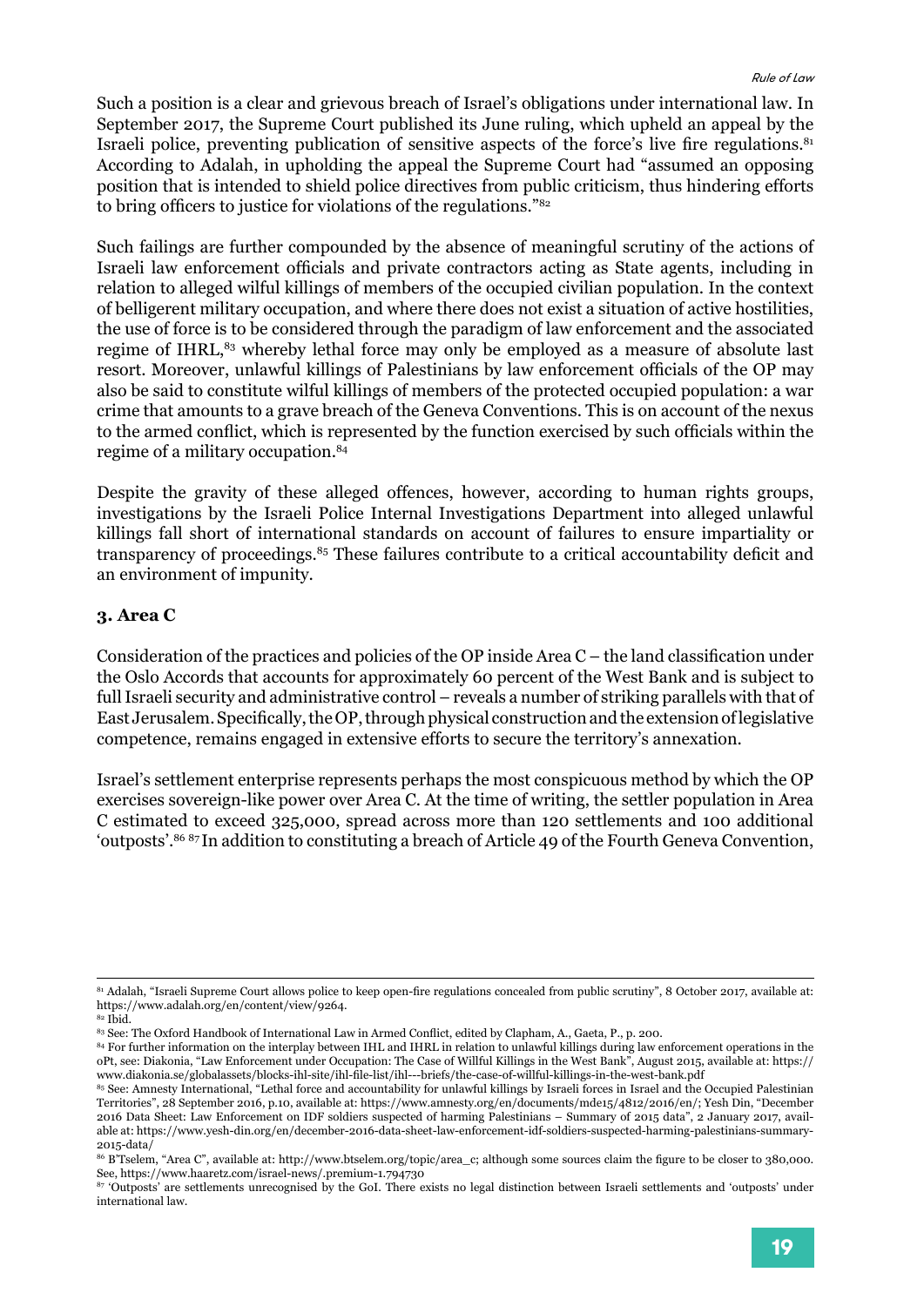Such a position is a clear and grievous breach of Israel's obligations under international law. In September 2017, the Supreme Court published its June ruling, which upheld an appeal by the Israeli police, preventing publication of sensitive aspects of the force's live fire regulations.[81] According to Adalah, in upholding the appeal the Supreme Court had "assumed an opposing position that is intended to shield police directives from public criticism, thus hindering efforts to bring officers to justice for violations of the regulations."[82]

Such failings are further compounded by the absence of meaningful scrutiny of the actions of Israeli law enforcement officials and private contractors acting as State agents, including in relation to alleged wilful killings of members of the occupied civilian population. In the context of belligerent military occupation, and where there does not exist a situation of active hostilities, the use of force is to be considered through the paradigm of law enforcement and the associated regime of IHRL,[83] whereby lethal force may only be employed as a measure of absolute last resort. Moreover, unlawful killings of Palestinians by law enforcement officials of the OP may also be said to constitute wilful killings of members of the protected occupied population: a war crime that amounts to a grave breach of the Geneva Conventions. This is on account of the nexus to the armed conflict, which is represented by the function exercised by such officials within the regime of a military occupation.[84]

Despite the gravity of these alleged offences, however, according to human rights groups, investigations by the Israeli Police Internal Investigations Department into alleged unlawful killings fall short of international standards on account of failures to ensure impartiality or transparency of proceedings.[85] These failures contribute to a critical accountability deficit and an environment of impunity.

### 3. Area C

Consideration of the practices and policies of the OP inside Area C – the land classification under the Oslo Accords that accounts for approximately 60 percent of the West Bank and is subject to full Israeli security and administrative control – reveals a number of striking parallels with that of East Jerusalem. Specifically, the OP, through physical construction and the extension of legislative competence, remains engaged in extensive efforts to secure the territory's annexation.

Israel's settlement enterprise represents perhaps the most conspicuous method by which the OP exercises sovereign-like power over Area C. At the time of writing, the settler population in Area C estimated to exceed 325,000, spread across more than 120 settlements and 100 additional 'outposts'.[86] [87] In addition to constituting a breach of Article 49 of the Fourth Geneva Convention,

---

[81] Adalah, "Israeli Supreme Court allows police to keep open-fire regulations concealed from public scrutiny", 8 October 2017, available at: https://www.adalah.org/en/content/view/9264.

[82] Ibid.

[83] See: The Oxford Handbook of International Law in Armed Conflict, edited by Clapham, A., Gaeta, P., p. 200.

[84] For further information on the interplay between IHL and IHRL in relation to unlawful killings during law enforcement operations in the oPt, see: Diakonia, "Law Enforcement under Occupation: The Case of Willful Killings in the West Bank", August 2015, available at: https://www.diakonia.se/globalassets/blocks-ihl-site/ihl-file-list/ihl---briefs/the-case-of-willful-killings-in-the-west-bank.pdf

[85] See: Amnesty International, "Lethal force and accountability for unlawful killings by Israeli forces in Israel and the Occupied Palestinian Territories", 28 September 2016, p.10, available at: https://www.amnesty.org/en/documents/mde15/4812/2016/en/; Yesh Din, "December 2016 Data Sheet: Law Enforcement on IDF soldiers suspected of harming Palestinians – Summary of 2015 data", 2 January 2017, available at: https://www.yesh-din.org/en/december-2016-data-sheet-law-enforcement-idf-soldiers-suspected-harming-palestinians-summary-2015-data/

[86] B'Tselem, "Area C", available at: http://www.btselem.org/topic/area_c; although some sources claim the figure to be closer to 380,000. See, https://www.haaretz.com/israel-news/.premium-1.794730

[87] 'Outposts' are settlements unrecognised by the GoI. There exists no legal distinction between Israeli settlements and 'outposts' under international law.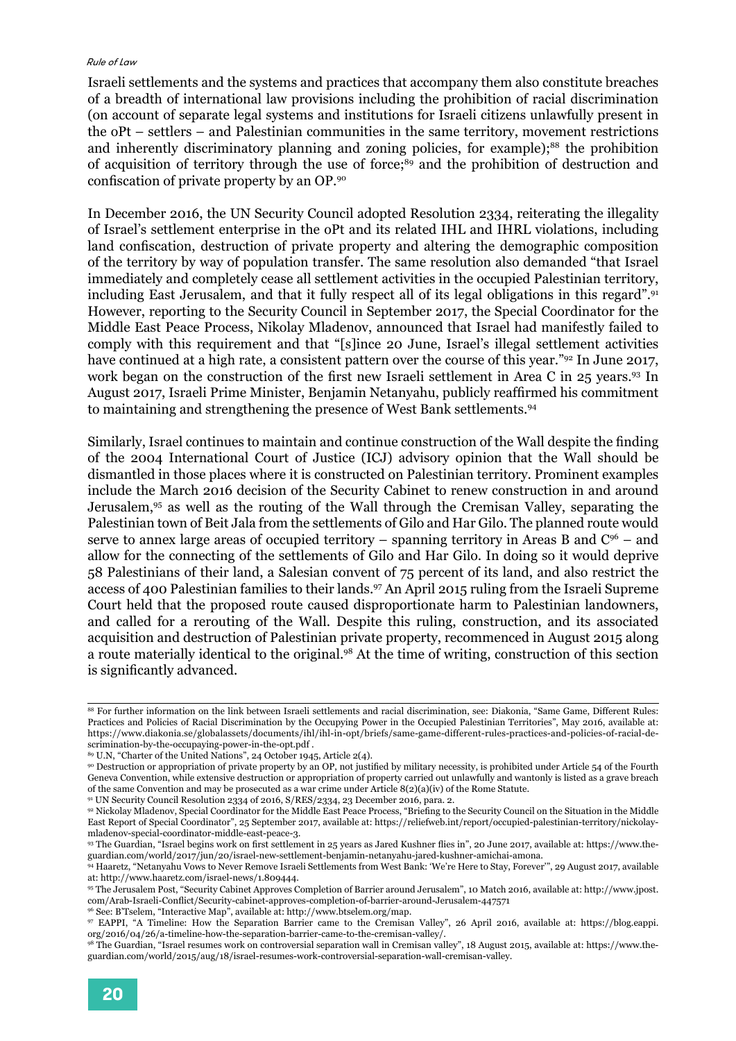Israeli settlements and the systems and practices that accompany them also constitute breaches of a breadth of international law provisions including the prohibition of racial discrimination (on account of separate legal systems and institutions for Israeli citizens unlawfully present in the oPt – settlers – and Palestinian communities in the same territory, movement restrictions and inherently discriminatory planning and zoning policies, for example);[88] the prohibition of acquisition of territory through the use of force;[89] and the prohibition of destruction and confiscation of private property by an OP.[90]

In December 2016, the UN Security Council adopted Resolution 2334, reiterating the illegality of Israel's settlement enterprise in the oPt and its related IHL and IHRL violations, including land confiscation, destruction of private property and altering the demographic composition of the territory by way of population transfer. The same resolution also demanded "that Israel immediately and completely cease all settlement activities in the occupied Palestinian territory, including East Jerusalem, and that it fully respect all of its legal obligations in this regard".[91] However, reporting to the Security Council in September 2017, the Special Coordinator for the Middle East Peace Process, Nikolay Mladenov, announced that Israel had manifestly failed to comply with this requirement and that "[s]ince 20 June, Israel's illegal settlement activities have continued at a high rate, a consistent pattern over the course of this year."[92] In June 2017, work began on the construction of the first new Israeli settlement in Area C in 25 years.[93] In August 2017, Israeli Prime Minister, Benjamin Netanyahu, publicly reaffirmed his commitment to maintaining and strengthening the presence of West Bank settlements.[94]

Similarly, Israel continues to maintain and continue construction of the Wall despite the finding of the 2004 International Court of Justice (ICJ) advisory opinion that the Wall should be dismantled in those places where it is constructed on Palestinian territory. Prominent examples include the March 2016 decision of the Security Cabinet to renew construction in and around Jerusalem,[95] as well as the routing of the Wall through the Cremisan Valley, separating the Palestinian town of Beit Jala from the settlements of Gilo and Har Gilo. The planned route would serve to annex large areas of occupied territory – spanning territory in Areas B and C[96] – and allow for the connecting of the settlements of Gilo and Har Gilo. In doing so it would deprive 58 Palestinians of their land, a Salesian convent of 75 percent of its land, and also restrict the access of 400 Palestinian families to their lands.[97] An April 2015 ruling from the Israeli Supreme Court held that the proposed route caused disproportionate harm to Palestinian landowners, and called for a rerouting of the Wall. Despite this ruling, construction, and its associated acquisition and destruction of Palestinian private property, recommenced in August 2015 along a route materially identical to the original.[98] At the time of writing, construction of this section is significantly advanced.

---

[88] For further information on the link between Israeli settlements and racial discrimination, see: Diakonia, "Same Game, Different Rules: Practices and Policies of Racial Discrimination by the Occupying Power in the Occupied Palestinian Territories", May 2016, available at: https://www.diakonia.se/globalassets/documents/ihl/ihl-in-opt/briefs/same-game-different-rules-practices-and-policies-of-racial-discrimination-by-the-occupaying-power-in-the-opt.pdf .

[89] U.N, "Charter of the United Nations", 24 October 1945, Article 2(4).

[90] Destruction or appropriation of private property by an OP, not justified by military necessity, is prohibited under Article 54 of the Fourth Geneva Convention, while extensive destruction or appropriation of property carried out unlawfully and wantonly is listed as a grave breach of the same Convention and may be prosecuted as a war crime under Article 8(2)(a)(iv) of the Rome Statute.

[91] UN Security Council Resolution 2334 of 2016, S/RES/2334, 23 December 2016, para. 2.

[92] Nickolay Mladenov, Special Coordinator for the Middle East Peace Process, "Briefing to the Security Council on the Situation in the Middle East Report of Special Coordinator", 25 September 2017, available at: https://reliefweb.int/report/occupied-palestinian-territory/nickolay-mladenov-special-coordinator-middle-east-peace-3.

[93] The Guardian, "Israel begins work on first settlement in 25 years as Jared Kushner flies in", 20 June 2017, available at: https://www.theguardian.com/world/2017/jun/20/israel-new-settlement-benjamin-netanyahu-jared-kushner-amichai-amona.

[94] Haaretz, "Netanyahu Vows to Never Remove Israeli Settlements from West Bank: 'We're Here to Stay, Forever'", 29 August 2017, available at: http://www.haaretz.com/israel-news/1.809444.

[95] The Jerusalem Post, "Security Cabinet Approves Completion of Barrier around Jerusalem", 10 Match 2016, available at: http://www.jpost.com/Arab-Israeli-Conflict/Security-cabinet-approves-completion-of-barrier-around-Jerusalem-447571

[96] See: B'Tselem, "Interactive Map", available at: http://www.btselem.org/map.

[97] EAPPI, "A Timeline: How the Separation Barrier came to the Cremisan Valley", 26 April 2016, available at: https://blog.eappi.org/2016/04/26/a-timeline-how-the-separation-barrier-came-to-the-cremisan-valley/.

[98] The Guardian, "Israel resumes work on controversial separation wall in Cremisan valley", 18 August 2015, available at: https://www.theguardian.com/world/2015/aug/18/israel-resumes-work-controversial-separation-wall-cremisan-valley.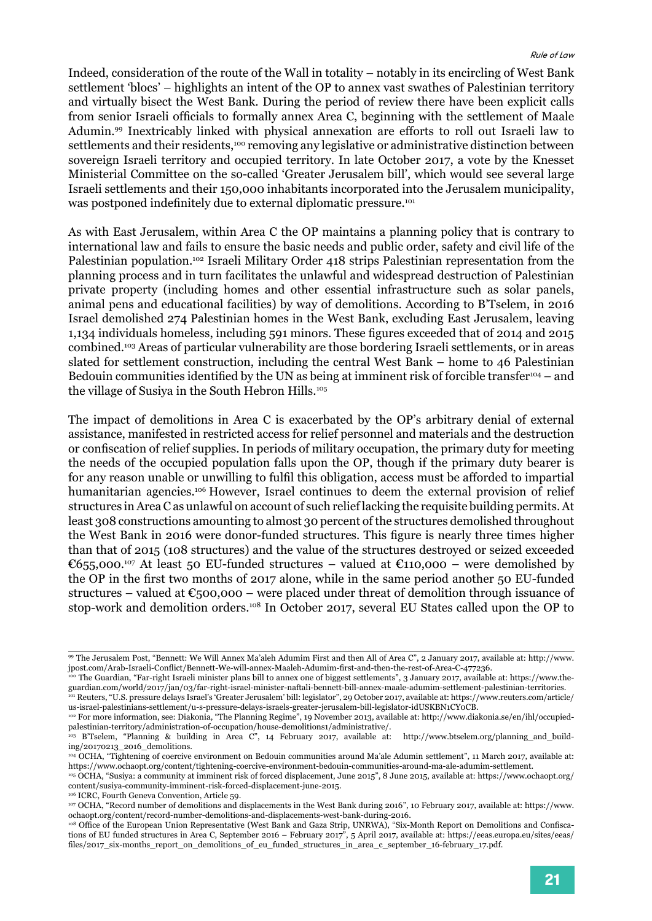Indeed, consideration of the route of the Wall in totality – notably in its encircling of West Bank settlement 'blocs' – highlights an intent of the OP to annex vast swathes of Palestinian territory and virtually bisect the West Bank. During the period of review there have been explicit calls from senior Israeli officials to formally annex Area C, beginning with the settlement of Maale Adumin.[99] Inextricably linked with physical annexation are efforts to roll out Israeli law to settlements and their residents,[100] removing any legislative or administrative distinction between sovereign Israeli territory and occupied territory. In late October 2017, a vote by the Knesset Ministerial Committee on the so-called 'Greater Jerusalem bill', which would see several large Israeli settlements and their 150,000 inhabitants incorporated into the Jerusalem municipality, was postponed indefinitely due to external diplomatic pressure.[101]

As with East Jerusalem, within Area C the OP maintains a planning policy that is contrary to international law and fails to ensure the basic needs and public order, safety and civil life of the Palestinian population.[102] Israeli Military Order 418 strips Palestinian representation from the planning process and in turn facilitates the unlawful and widespread destruction of Palestinian private property (including homes and other essential infrastructure such as solar panels, animal pens and educational facilities) by way of demolitions. According to B'Tselem, in 2016 Israel demolished 274 Palestinian homes in the West Bank, excluding East Jerusalem, leaving 1,134 individuals homeless, including 591 minors. These figures exceeded that of 2014 and 2015 combined.[103] Areas of particular vulnerability are those bordering Israeli settlements, or in areas slated for settlement construction, including the central West Bank – home to 46 Palestinian Bedouin communities identified by the UN as being at imminent risk of forcible transfer[104] – and the village of Susiya in the South Hebron Hills.[105]

The impact of demolitions in Area C is exacerbated by the OP's arbitrary denial of external assistance, manifested in restricted access for relief personnel and materials and the destruction or confiscation of relief supplies. In periods of military occupation, the primary duty for meeting the needs of the occupied population falls upon the OP, though if the primary duty bearer is for any reason unable or unwilling to fulfil this obligation, access must be afforded to impartial humanitarian agencies.[106] However, Israel continues to deem the external provision of relief structures in Area C as unlawful on account of such relief lacking the requisite building permits. At least 308 constructions amounting to almost 30 percent of the structures demolished throughout the West Bank in 2016 were donor-funded structures. This figure is nearly three times higher than that of 2015 (108 structures) and the value of the structures destroyed or seized exceeded €655,000.[107] At least 50 EU-funded structures – valued at €110,000 – were demolished by the OP in the first two months of 2017 alone, while in the same period another 50 EU-funded structures – valued at €500,000 – were placed under threat of demolition through issuance of stop-work and demolition orders.[108] In October 2017, several EU States called upon the OP to

---

[99] The Jerusalem Post, "Bennett: We Will Annex Ma'aleh Adumim First and then All of Area C", 2 January 2017, available at: http://www.jpost.com/Arab-Israeli-Conflict/Bennett-We-will-annex-Maaleh-Adumim-first-and-then-the-rest-of-Area-C-477236.

[100] The Guardian, "Far-right Israeli minister plans bill to annex one of biggest settlements", 3 January 2017, available at: https://www.theguardian.com/world/2017/jan/03/far-right-israel-minister-naftali-bennett-bill-annex-maale-adumim-settlement-palestinian-territories.

[101] Reuters, "U.S. pressure delays Israel's 'Greater Jerusalem' bill: legislator", 29 October 2017, available at: https://www.reuters.com/article/us-israel-palestinians-settlement/u-s-pressure-delays-israels-greater-jerusalem-bill-legislator-idUSKBN1CY0CB.

[102] For more information, see: Diakonia, "The Planning Regime", 19 November 2013, available at: http://www.diakonia.se/en/ihl/occupied-palestinian-territory/administration-of-occupation/house-demolitions1/administrative/.

[103] B'Tselem, "Planning & building in Area C", 14 February 2017, available at: http://www.btselem.org/planning_and_building/20170213_2016_demolitions.

[104] OCHA, "Tightening of coercive environment on Bedouin communities around Ma'ale Adumin settlement", 11 March 2017, available at: https://www.ochaopt.org/content/tightening-coercive-environment-bedouin-communities-around-ma-ale-adumim-settlement.

[105] OCHA, "Susiya: a community at imminent risk of forced displacement, June 2015", 8 June 2015, available at: https://www.ochaopt.org/content/susiya-community-imminent-risk-forced-displacement-june-2015.

[106] ICRC, Fourth Geneva Convention, Article 59.

[107] OCHA, "Record number of demolitions and displacements in the West Bank during 2016", 10 February 2017, available at: https://www.ochaopt.org/content/record-number-demolitions-and-displacements-west-bank-during-2016.

[108] Office of the European Union Representative (West Bank and Gaza Strip, UNRWA), "Six-Month Report on Demolitions and Confiscations of EU funded structures in Area C, September 2016 – February 2017", 5 April 2017, available at: https://eeas.europa.eu/sites/eeas/files/2017_six-months_report_on_demolitions_of_eu_funded_structures_in_area_c_september_16-february_17.pdf.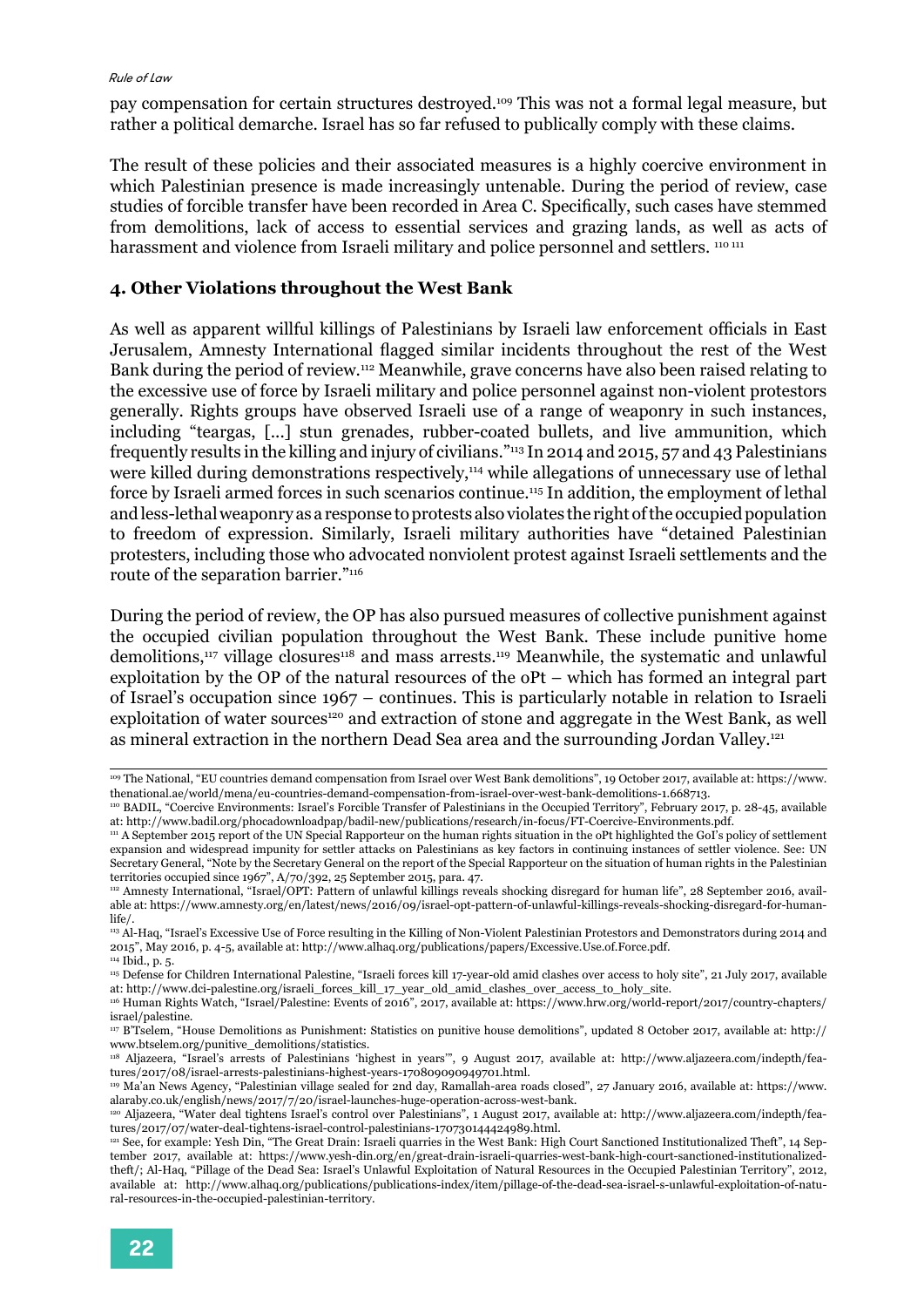pay compensation for certain structures destroyed.[109] This was not a formal legal measure, but rather a political demarche. Israel has so far refused to publically comply with these claims.

The result of these policies and their associated measures is a highly coercive environment in which Palestinian presence is made increasingly untenable. During the period of review, case studies of forcible transfer have been recorded in Area C. Specifically, such cases have stemmed from demolitions, lack of access to essential services and grazing lands, as well as acts of harassment and violence from Israeli military and police personnel and settlers. [110] [111]

## 4. Other Violations throughout the West Bank

As well as apparent willful killings of Palestinians by Israeli law enforcement officials in East Jerusalem, Amnesty International flagged similar incidents throughout the rest of the West Bank during the period of review.[112] Meanwhile, grave concerns have also been raised relating to the excessive use of force by Israeli military and police personnel against non-violent protestors generally. Rights groups have observed Israeli use of a range of weaponry in such instances, including "teargas, [...] stun grenades, rubber-coated bullets, and live ammunition, which frequently results in the killing and injury of civilians."[113] In 2014 and 2015, 57 and 43 Palestinians were killed during demonstrations respectively,[114] while allegations of unnecessary use of lethal force by Israeli armed forces in such scenarios continue.[115] In addition, the employment of lethal and less-lethal weaponry as a response to protests also violates the right of the occupied population to freedom of expression. Similarly, Israeli military authorities have "detained Palestinian protesters, including those who advocated nonviolent protest against Israeli settlements and the route of the separation barrier."[116]

During the period of review, the OP has also pursued measures of collective punishment against the occupied civilian population throughout the West Bank. These include punitive home demolitions,[117] village closures[118] and mass arrests.[119] Meanwhile, the systematic and unlawful exploitation by the OP of the natural resources of the oPt – which has formed an integral part of Israel's occupation since 1967 – continues. This is particularly notable in relation to Israeli exploitation of water sources[120] and extraction of stone and aggregate in the West Bank, as well as mineral extraction in the northern Dead Sea area and the surrounding Jordan Valley.[121]

---

[109] The National, "EU countries demand compensation from Israel over West Bank demolitions", 19 October 2017, available at: https://www.thenational.ae/world/mena/eu-countries-demand-compensation-from-israel-over-west-bank-demolitions-1.668713.

[110] BADIL, "Coercive Environments: Israel's Forcible Transfer of Palestinians in the Occupied Territory", February 2017, p. 28-45, available at: http://www.badil.org/phocadownloadpap/badil-new/publications/research/in-focus/FT-Coercive-Environments.pdf.

[111] A September 2015 report of the UN Special Rapporteur on the human rights situation in the oPt highlighted the GoI's policy of settlement expansion and widespread impunity for settler attacks on Palestinians as key factors in continuing instances of settler violence. See: UN Secretary General, "Note by the Secretary General on the report of the Special Rapporteur on the situation of human rights in the Palestinian territories occupied since 1967", A/70/392, 25 September 2015, para. 47.

[112] Amnesty International, "Israel/OPT: Pattern of unlawful killings reveals shocking disregard for human life", 28 September 2016, available as: https://www.amnesty.org/en/latest/news/2016/09/israel-opt-pattern-of-unlawful-killings-reveals-shocking-disregard-for-human-life/.

[113] Al-Haq, "Israel's Excessive Use of Force resulting in the Killing of Non-Violent Palestinian Protestors and Demonstrators during 2014 and 2015", May 2016, p. 4-5, available at: http://www.alhaq.org/publications/papers/Excessive.Use.of.Force.pdf.

[114] Ibid., p. 5.

[115] Defense for Children International Palestine, "Israeli forces kill 17-year-old amid clashes over access to holy site", 21 July 2017, available at: http://www.dci-palestine.org/israeli_forces_kill_17_year_old_amid_clashes_over_access_to_holy_site.

[116] Human Rights Watch, "Israel/Palestine: Events of 2016", 2017, available at: https://www.hrw.org/world-report/2017/country-chapters/israel/palestine.

[117] B'Tselem, "House Demolitions as Punishment: Statistics on punitive house demolitions", updated 8 October 2017, available at: http://www.btselem.org/punitive_demolitions/statistics.

[118] Aljazeera, "Israel's arrests of Palestinians 'highest in years'", 9 August 2017, available at: http://www.aljazeera.com/indepth/features/2017/08/israel-arrests-palestinians-highest-years-170809090949701.html.

[119] Ma'an News Agency, "Palestinian village sealed for 2nd day, Ramallah-area roads closed", 27 January 2016, available at: https://www.alaraby.co.uk/english/news/2017/7/20/israel-launches-huge-operation-across-west-bank.

[120] Aljazeera, "Water deal tightens Israel's control over Palestinians", 1 August 2017, available at: http://www.aljazeera.com/indepth/features/2017/07/water-deal-tightens-israel-control-palestinians-170730144424989.html.

[121] See, for example: Yesh Din, "The Great Drain: Israeli quarries in the West Bank: High Court Sanctioned Institutionalized Theft", 14 September 2017, available at: https://www.yesh-din.org/en/great-drain-israeli-quarries-west-bank-high-court-sanctioned-institutionalized-theft/; Al-Haq, "Pillage of the Dead Sea: Israel's Unlawful Exploitation of Natural Resources in the Occupied Palestinian Territory", 2012, available at: http://www.alhaq.org/publications/publications-index/item/pillage-of-the-dead-sea-israel-s-unlawful-exploitation-of-natural-resources-in-the-occupied-palestinian-territory.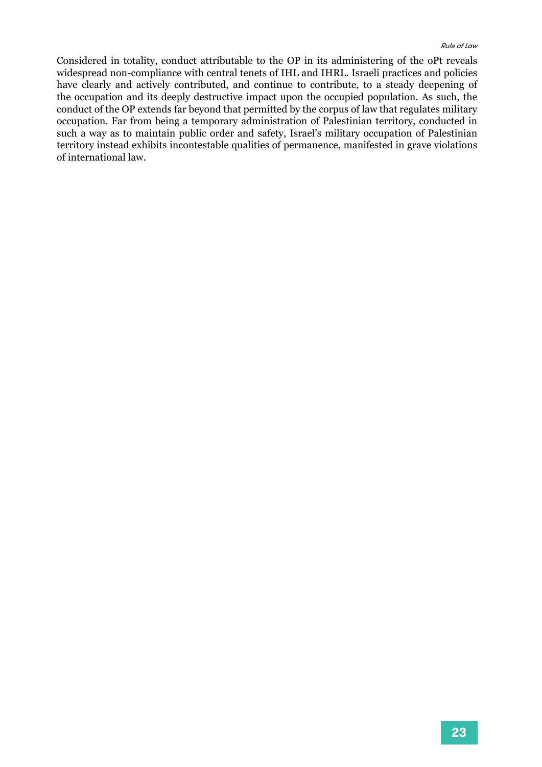Considered in totality, conduct attributable to the OP in its administering of the oPt reveals widespread non-compliance with central tenets of IHL and IHRL. Israeli practices and policies have clearly and actively contributed, and continue to contribute, to a steady deepening of the occupation and its deeply destructive impact upon the occupied population. As such, the conduct of the OP extends far beyond that permitted by the corpus of law that regulates military occupation. Far from being a temporary administration of Palestinian territory, conducted in such a way as to maintain public order and safety, Israel's military occupation of Palestinian territory instead exhibits incontestable qualities of permanence, manifested in grave violations of international law.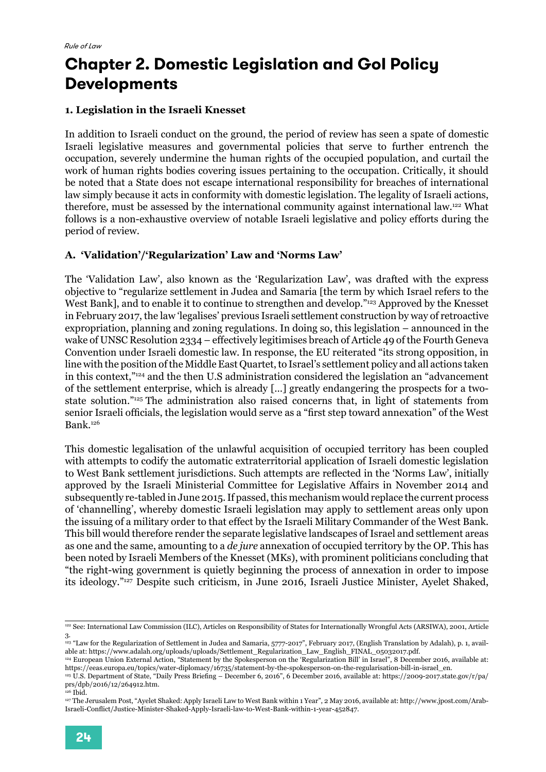# Chapter 2. Domestic Legislation and GoI Policy Developments

### 1. Legislation in the Israeli Knesset

In addition to Israeli conduct on the ground, the period of review has seen a spate of domestic Israeli legislative measures and governmental policies that serve to further entrench the occupation, severely undermine the human rights of the occupied population, and curtail the work of human rights bodies covering issues pertaining to the occupation. Critically, it should be noted that a State does not escape international responsibility for breaches of international law simply because it acts in conformity with domestic legislation. The legality of Israeli actions, therefore, must be assessed by the international community against international law.[122] What follows is a non-exhaustive overview of notable Israeli legislative and policy efforts during the period of review.

#### A. 'Validation'/'Regularization' Law and 'Norms Law'

The 'Validation Law', also known as the 'Regularization Law', was drafted with the express objective to "regularize settlement in Judea and Samaria [the term by which Israel refers to the West Bank], and to enable it to continue to strengthen and develop."[123] Approved by the Knesset in February 2017, the law 'legalises' previous Israeli settlement construction by way of retroactive expropriation, planning and zoning regulations. In doing so, this legislation – announced in the wake of UNSC Resolution 2334 – effectively legitimises breach of Article 49 of the Fourth Geneva Convention under Israeli domestic law. In response, the EU reiterated "its strong opposition, in line with the position of the Middle East Quartet, to Israel's settlement policy and all actions taken in this context,"[124] and the then U.S administration considered the legislation an "advancement of the settlement enterprise, which is already [...] greatly endangering the prospects for a two-state solution."[125] The administration also raised concerns that, in light of statements from senior Israeli officials, the legislation would serve as a "first step toward annexation" of the West Bank.[126]

This domestic legalisation of the unlawful acquisition of occupied territory has been coupled with attempts to codify the automatic extraterritorial application of Israeli domestic legislation to West Bank settlement jurisdictions. Such attempts are reflected in the 'Norms Law', initially approved by the Israeli Ministerial Committee for Legislative Affairs in November 2014 and subsequently re-tabled in June 2015. If passed, this mechanism would replace the current process of 'channelling', whereby domestic Israeli legislation may apply to settlement areas only upon the issuing of a military order to that effect by the Israeli Military Commander of the West Bank. This bill would therefore render the separate legislative landscapes of Israel and settlement areas as one and the same, amounting to a *de jure* annexation of occupied territory by the OP. This has been noted by Israeli Members of the Knesset (MKs), with prominent politicians concluding that "the right-wing government is quietly beginning the process of annexation in order to impose its ideology."[127] Despite such criticism, in June 2016, Israeli Justice Minister, Ayelet Shaked,

---

[122] See: International Law Commission (ILC), Articles on Responsibility of States for Internationally Wrongful Acts (ARSIWA), 2001, Article 3.

[123] "Law for the Regularization of Settlement in Judea and Samaria, 5777-2017", February 2017, (English Translation by Adalah), p. 1, available at: https://www.adalah.org/uploads/uploads/Settlement_Regularization_Law_English_FINAL_05032017.pdf.

[124] European Union External Action, "Statement by the Spokesperson on the 'Regularization Bill' in Israel", 8 December 2016, available at: https://eeas.europa.eu/topics/water-diplomacy/16735/statement-by-the-spokesperson-on-the-regularisation-bill-in-israel_en.

[125] U.S. Department of State, "Daily Press Briefing – December 6, 2016", 6 December 2016, available at: https://2009-2017.state.gov/r/pa/prs/dpb/2016/12/264912.htm.

[126] Ibid.

[127] The Jerusalem Post, "Ayelet Shaked: Apply Israeli Law to West Bank within 1 Year", 2 May 2016, available at: http://www.jpost.com/Arab-Israeli-Conflict/Justice-Minister-Shaked-Apply-Israeli-law-to-West-Bank-within-1-year-452847.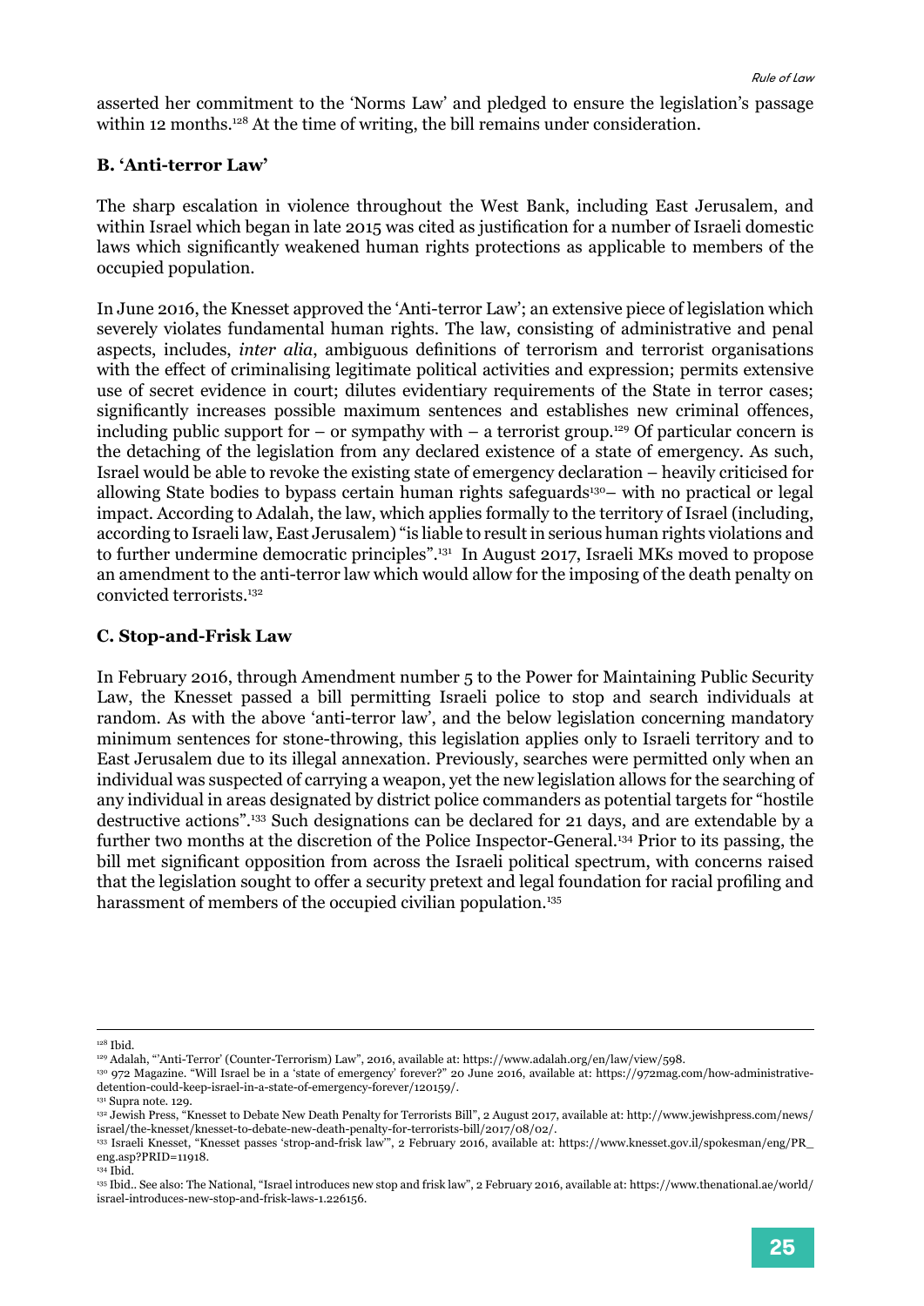asserted her commitment to the 'Norms Law' and pledged to ensure the legislation's passage within 12 months.[128] At the time of writing, the bill remains under consideration.

**B. 'Anti-terror Law'**

The sharp escalation in violence throughout the West Bank, including East Jerusalem, and within Israel which began in late 2015 was cited as justification for a number of Israeli domestic laws which significantly weakened human rights protections as applicable to members of the occupied population.

In June 2016, the Knesset approved the 'Anti-terror Law'; an extensive piece of legislation which severely violates fundamental human rights. The law, consisting of administrative and penal aspects, includes, *inter alia*, ambiguous definitions of terrorism and terrorist organisations with the effect of criminalising legitimate political activities and expression; permits extensive use of secret evidence in court; dilutes evidentiary requirements of the State in terror cases; significantly increases possible maximum sentences and establishes new criminal offences, including public support for – or sympathy with – a terrorist group.[129] Of particular concern is the detaching of the legislation from any declared existence of a state of emergency. As such, Israel would be able to revoke the existing state of emergency declaration – heavily criticised for allowing State bodies to bypass certain human rights safeguards[130]– with no practical or legal impact. According to Adalah, the law, which applies formally to the territory of Israel (including, according to Israeli law, East Jerusalem) "is liable to result in serious human rights violations and to further undermine democratic principles".[131] In August 2017, Israeli MKs moved to propose an amendment to the anti-terror law which would allow for the imposing of the death penalty on convicted terrorists.[132]

**C. Stop-and-Frisk Law**

In February 2016, through Amendment number 5 to the Power for Maintaining Public Security Law, the Knesset passed a bill permitting Israeli police to stop and search individuals at random. As with the above 'anti-terror law', and the below legislation concerning mandatory minimum sentences for stone-throwing, this legislation applies only to Israeli territory and to East Jerusalem due to its illegal annexation. Previously, searches were permitted only when an individual was suspected of carrying a weapon, yet the new legislation allows for the searching of any individual in areas designated by district police commanders as potential targets for "hostile destructive actions".[133] Such designations can be declared for 21 days, and are extendable by a further two months at the discretion of the Police Inspector-General.[134] Prior to its passing, the bill met significant opposition from across the Israeli political spectrum, with concerns raised that the legislation sought to offer a security pretext and legal foundation for racial profiling and harassment of members of the occupied civilian population.[135]

---

[128] Ibid.

[129] Adalah, "'Anti-Terror' (Counter-Terrorism) Law", 2016, available at: https://www.adalah.org/en/law/view/598.

[130] 972 Magazine. "Will Israel be in a 'state of emergency' forever?" 20 June 2016, available at: https://972mag.com/how-administrative-detention-could-keep-israel-in-a-state-of-emergency-forever/120159/.

[131] Supra note. 129.

[132] Jewish Press, "Knesset to Debate New Death Penalty for Terrorists Bill", 2 August 2017, available at: http://www.jewishpress.com/news/israel/the-knesset/knesset-to-debate-new-death-penalty-for-terrorists-bill/2017/08/02/.

[133] Israeli Knesset, "Knesset passes 'strop-and-frisk law'", 2 February 2016, available at: https://www.knesset.gov.il/spokesman/eng/PR_eng.asp?PRID=11918.

[134] Ibid.

[135] Ibid.. See also: The National, "Israel introduces new stop and frisk law", 2 February 2016, available at: https://www.thenational.ae/world/israel-introduces-new-stop-and-frisk-laws-1.226156.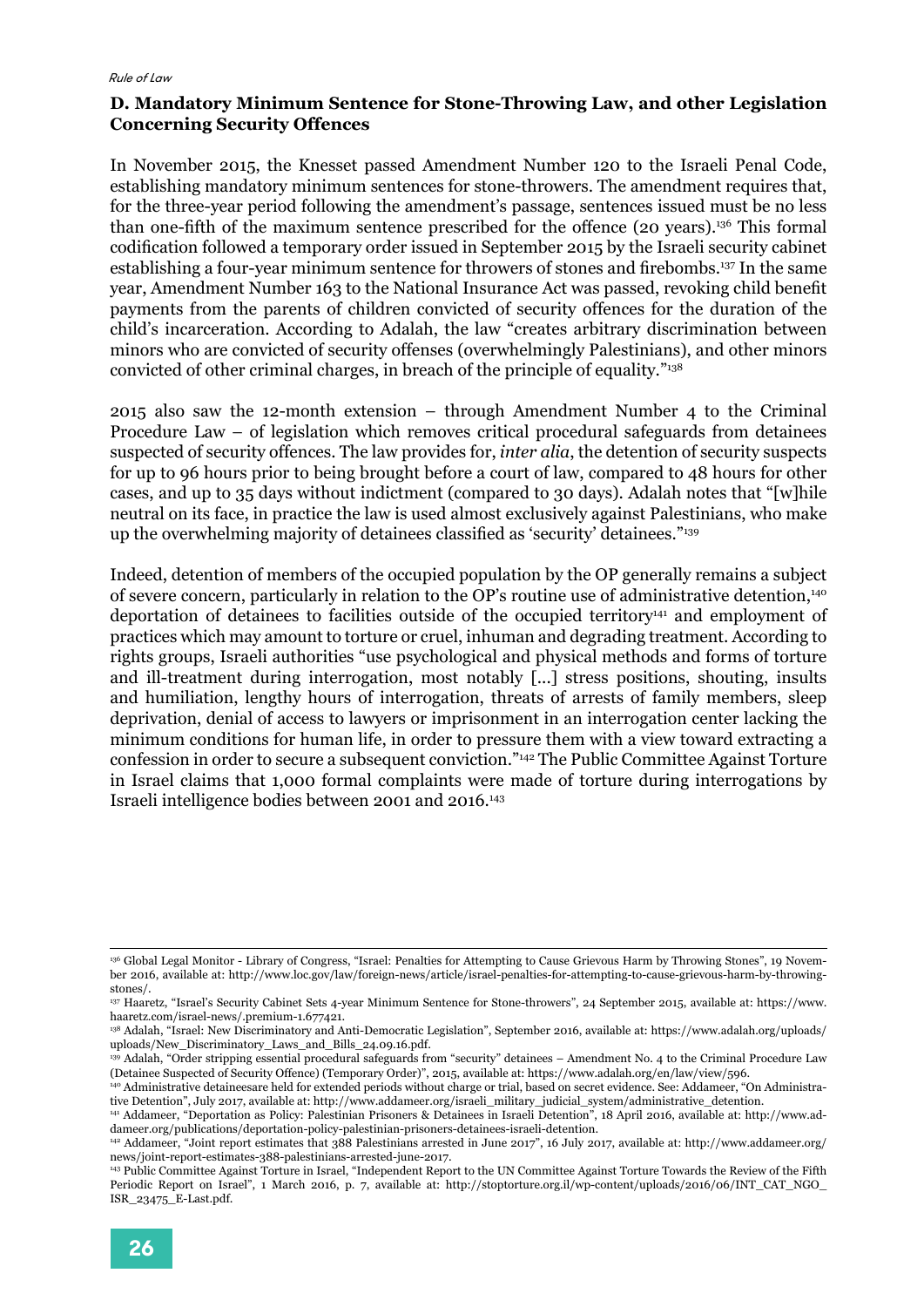### D. Mandatory Minimum Sentence for Stone-Throwing Law, and other Legislation Concerning Security Offences

In November 2015, the Knesset passed Amendment Number 120 to the Israeli Penal Code, establishing mandatory minimum sentences for stone-throwers. The amendment requires that, for the three-year period following the amendment's passage, sentences issued must be no less than one-fifth of the maximum sentence prescribed for the offence (20 years).[136] This formal codification followed a temporary order issued in September 2015 by the Israeli security cabinet establishing a four-year minimum sentence for throwers of stones and firebombs.[137] In the same year, Amendment Number 163 to the National Insurance Act was passed, revoking child benefit payments from the parents of children convicted of security offences for the duration of the child's incarceration. According to Adalah, the law "creates arbitrary discrimination between minors who are convicted of security offenses (overwhelmingly Palestinians), and other minors convicted of other criminal charges, in breach of the principle of equality."[138]

2015 also saw the 12-month extension – through Amendment Number 4 to the Criminal Procedure Law – of legislation which removes critical procedural safeguards from detainees suspected of security offences. The law provides for, *inter alia*, the detention of security suspects for up to 96 hours prior to being brought before a court of law, compared to 48 hours for other cases, and up to 35 days without indictment (compared to 30 days). Adalah notes that "[w]hile neutral on its face, in practice the law is used almost exclusively against Palestinians, who make up the overwhelming majority of detainees classified as 'security' detainees."[139]

Indeed, detention of members of the occupied population by the OP generally remains a subject of severe concern, particularly in relation to the OP's routine use of administrative detention,[140] deportation of detainees to facilities outside of the occupied territory[141] and employment of practices which may amount to torture or cruel, inhuman and degrading treatment. According to rights groups, Israeli authorities "use psychological and physical methods and forms of torture and ill-treatment during interrogation, most notably [...] stress positions, shouting, insults and humiliation, lengthy hours of interrogation, threats of arrests of family members, sleep deprivation, denial of access to lawyers or imprisonment in an interrogation center lacking the minimum conditions for human life, in order to pressure them with a view toward extracting a confession in order to secure a subsequent conviction."[142] The Public Committee Against Torture in Israel claims that 1,000 formal complaints were made of torture during interrogations by Israeli intelligence bodies between 2001 and 2016.[143]

---

[136] Global Legal Monitor - Library of Congress, "Israel: Penalties for Attempting to Cause Grievous Harm by Throwing Stones", 19 November 2016, available at: http://www.loc.gov/law/foreign-news/article/israel-penalties-for-attempting-to-cause-grievous-harm-by-throwing-stones/.

[137] Haaretz, "Israel's Security Cabinet Sets 4-year Minimum Sentence for Stone-throwers", 24 September 2015, available at: https://www.haaretz.com/israel-news/.premium-1.677421.

[138] Adalah, "Israel: New Discriminatory and Anti-Democratic Legislation", September 2016, available at: https://www.adalah.org/uploads/uploads/New_Discriminatory_Laws_and_Bills_24.09.16.pdf.

[139] Adalah, "Order stripping essential procedural safeguards from "security" detainees – Amendment No. 4 to the Criminal Procedure Law (Detainee Suspected of Security Offence) (Temporary Order)", 2015, available at: https://www.adalah.org/en/law/view/596.

[140] Administrative detaineesare held for extended periods without charge or trial, based on secret evidence. See: Addameer, "On Administrative Detention", July 2017, available at: http://www.addameer.org/israeli_military_judicial_system/administrative_detention.

[141] Addameer, "Deportation as Policy: Palestinian Prisoners & Detainees in Israeli Detention", 18 April 2016, available at: http://www.addameer.org/publications/deportation-policy-palestinian-prisoners-detainees-israeli-detention.

[142] Addameer, "Joint report estimates that 388 Palestinians arrested in June 2017", 16 July 2017, available at: http://www.addameer.org/news/joint-report-estimates-388-palestinians-arrested-june-2017.

[143] Public Committee Against Torture in Israel, "Independent Report to the UN Committee Against Torture Towards the Review of the Fifth Periodic Report on Israel", 1 March 2016, p. 7, available at: http://stoptorture.org.il/wp-content/uploads/2016/06/INT_CAT_NGO_ISR_23475_E-Last.pdf.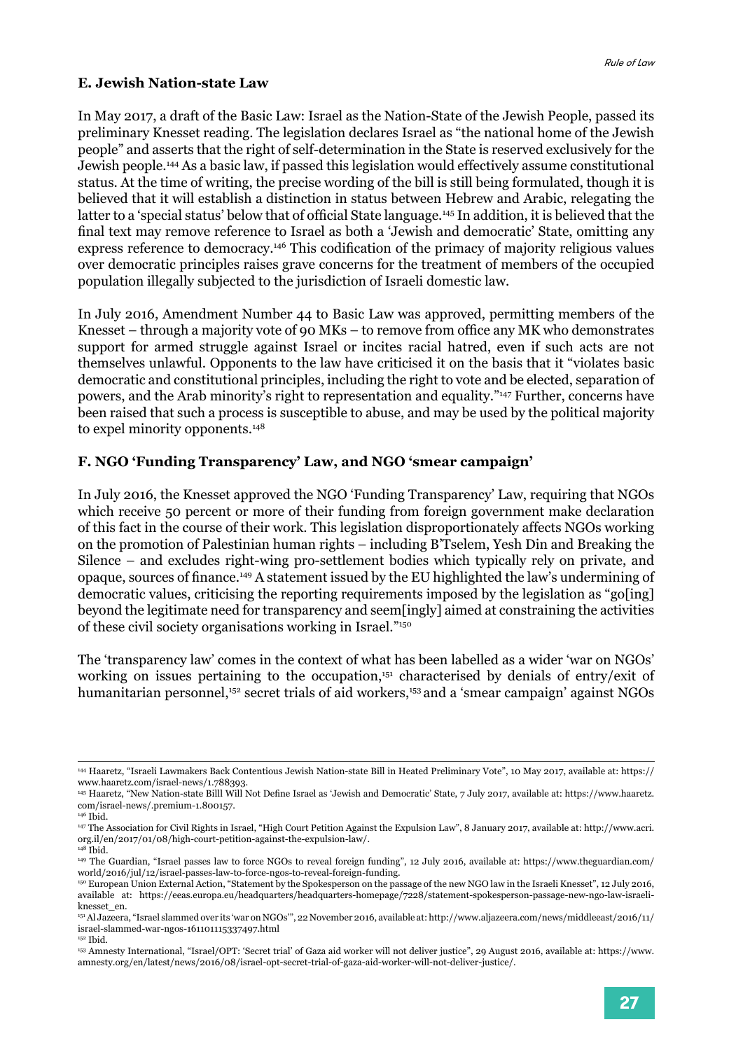### E. Jewish Nation-state Law

In May 2017, a draft of the Basic Law: Israel as the Nation-State of the Jewish People, passed its preliminary Knesset reading. The legislation declares Israel as "the national home of the Jewish people" and asserts that the right of self-determination in the State is reserved exclusively for the Jewish people.[144] As a basic law, if passed this legislation would effectively assume constitutional status. At the time of writing, the precise wording of the bill is still being formulated, though it is believed that it will establish a distinction in status between Hebrew and Arabic, relegating the latter to a 'special status' below that of official State language.[145] In addition, it is believed that the final text may remove reference to Israel as both a 'Jewish and democratic' State, omitting any express reference to democracy.[146] This codification of the primacy of majority religious values over democratic principles raises grave concerns for the treatment of members of the occupied population illegally subjected to the jurisdiction of Israeli domestic law.

In July 2016, Amendment Number 44 to Basic Law was approved, permitting members of the Knesset – through a majority vote of 90 MKs – to remove from office any MK who demonstrates support for armed struggle against Israel or incites racial hatred, even if such acts are not themselves unlawful. Opponents to the law have criticised it on the basis that it "violates basic democratic and constitutional principles, including the right to vote and be elected, separation of powers, and the Arab minority's right to representation and equality."[147] Further, concerns have been raised that such a process is susceptible to abuse, and may be used by the political majority to expel minority opponents.[148]

### F. NGO 'Funding Transparency' Law, and NGO 'smear campaign'

In July 2016, the Knesset approved the NGO 'Funding Transparency' Law, requiring that NGOs which receive 50 percent or more of their funding from foreign government make declaration of this fact in the course of their work. This legislation disproportionately affects NGOs working on the promotion of Palestinian human rights – including B'Tselem, Yesh Din and Breaking the Silence – and excludes right-wing pro-settlement bodies which typically rely on private, and opaque, sources of finance.[149] A statement issued by the EU highlighted the law's undermining of democratic values, criticising the reporting requirements imposed by the legislation as "go[ing] beyond the legitimate need for transparency and seem[ingly] aimed at constraining the activities of these civil society organisations working in Israel."[150]

The 'transparency law' comes in the context of what has been labelled as a wider 'war on NGOs' working on issues pertaining to the occupation,[151] characterised by denials of entry/exit of humanitarian personnel,[152] secret trials of aid workers,[153] and a 'smear campaign' against NGOs

---

[144] Haaretz, "Israeli Lawmakers Back Contentious Jewish Nation-state Bill in Heated Preliminary Vote", 10 May 2017, available at: https://www.haaretz.com/israel-news/1.788393.

[145] Haaretz, "New Nation-state Billl Will Not Define Israel as 'Jewish and Democratic' State, 7 July 2017, available at: https://www.haaretz.com/israel-news/.premium-1.800157.

[146] Ibid.

[147] The Association for Civil Rights in Israel, "High Court Petition Against the Expulsion Law", 8 January 2017, available at: http://www.acri.org.il/en/2017/01/08/high-court-petition-against-the-expulsion-law/.

[148] Ibid.

[149] The Guardian, "Israel passes law to force NGOs to reveal foreign funding", 12 July 2016, available at: https://www.theguardian.com/world/2016/jul/12/israel-passes-law-to-force-ngos-to-reveal-foreign-funding.

[150] European Union External Action, "Statement by the Spokesperson on the passage of the new NGO law in the Israeli Knesset", 12 July 2016, available at: https://eeas.europa.eu/headquarters/headquarters-homepage/7228/statement-spokesperson-passage-new-ngo-law-israeli-knesset_en.

[151] Al Jazeera, "Israel slammed over its 'war on NGOs'", 22 November 2016, available at: http://www.aljazeera.com/news/middleeast/2016/11/israel-slammed-war-ngos-161101115337497.html

[152] Ibid.

[153] Amnesty International, "Israel/OPT: 'Secret trial' of Gaza aid worker will not deliver justice", 29 August 2016, available at: https://www.amnesty.org/en/latest/news/2016/08/israel-opt-secret-trial-of-gaza-aid-worker-will-not-deliver-justice/.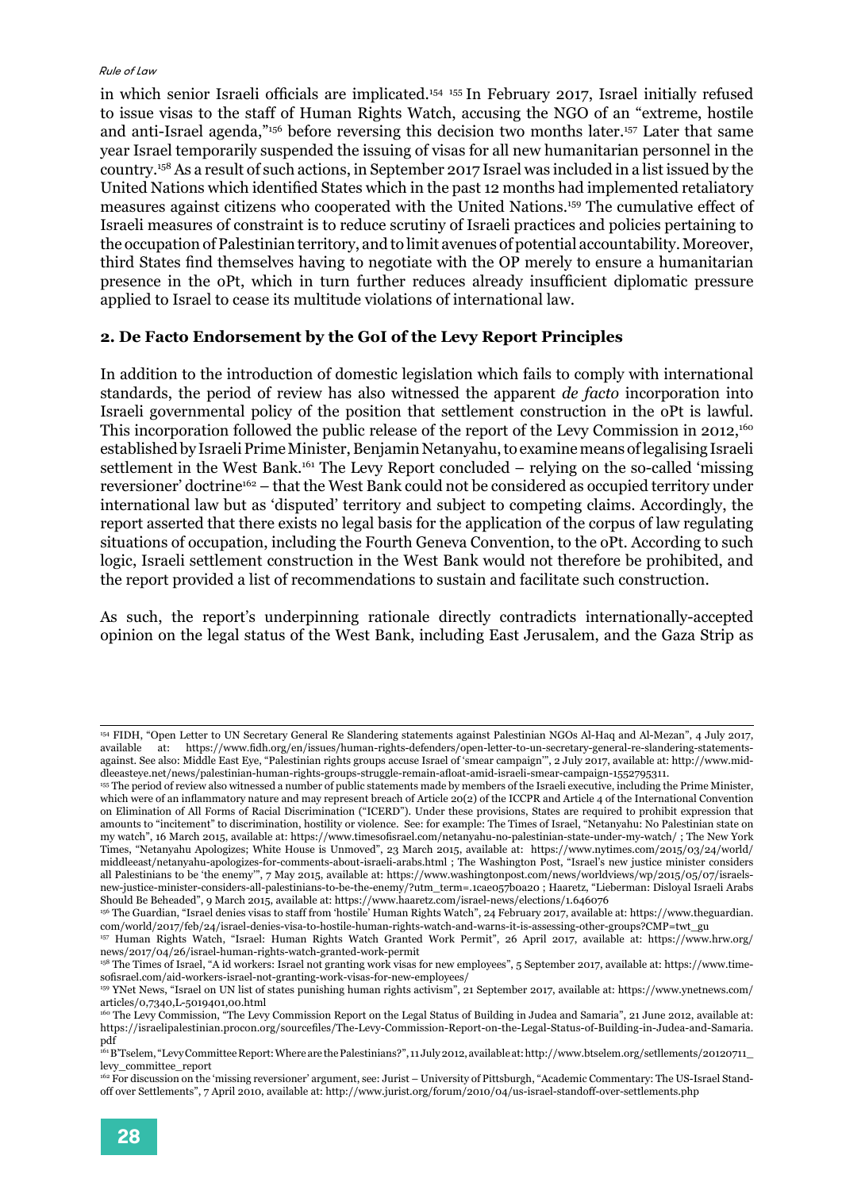in which senior Israeli officials are implicated.[154] [155] In February 2017, Israel initially refused to issue visas to the staff of Human Rights Watch, accusing the NGO of an "extreme, hostile and anti-Israel agenda,"[156] before reversing this decision two months later.[157] Later that same year Israel temporarily suspended the issuing of visas for all new humanitarian personnel in the country.[158] As a result of such actions, in September 2017 Israel was included in a list issued by the United Nations which identified States which in the past 12 months had implemented retaliatory measures against citizens who cooperated with the United Nations.[159] The cumulative effect of Israeli measures of constraint is to reduce scrutiny of Israeli practices and policies pertaining to the occupation of Palestinian territory, and to limit avenues of potential accountability. Moreover, third States find themselves having to negotiate with the OP merely to ensure a humanitarian presence in the oPt, which in turn further reduces already insufficient diplomatic pressure applied to Israel to cease its multitude violations of international law.

### 2. De Facto Endorsement by the GoI of the Levy Report Principles

In addition to the introduction of domestic legislation which fails to comply with international standards, the period of review has also witnessed the apparent *de facto* incorporation into Israeli governmental policy of the position that settlement construction in the oPt is lawful. This incorporation followed the public release of the report of the Levy Commission in 2012,[160] established by Israeli Prime Minister, Benjamin Netanyahu, to examine means of legalising Israeli settlement in the West Bank.[161] The Levy Report concluded – relying on the so-called 'missing reversioner' doctrine[162] – that the West Bank could not be considered as occupied territory under international law but as 'disputed' territory and subject to competing claims. Accordingly, the report asserted that there exists no legal basis for the application of the corpus of law regulating situations of occupation, including the Fourth Geneva Convention, to the oPt. According to such logic, Israeli settlement construction in the West Bank would not therefore be prohibited, and the report provided a list of recommendations to sustain and facilitate such construction.

As such, the report's underpinning rationale directly contradicts internationally-accepted opinion on the legal status of the West Bank, including East Jerusalem, and the Gaza Strip as

---

[154] FIDH, "Open Letter to UN Secretary General Re Slandering statements against Palestinian NGOs Al-Haq and Al-Mezan", 4 July 2017, available at: https://www.fidh.org/en/issues/human-rights-defenders/open-letter-to-un-secretary-general-re-slandering-statements-against. See also: Middle East Eye, "Palestinian rights groups accuse Israel of 'smear campaign'", 2 July 2017, available at: http://www.middleeasteye.net/news/palestinian-human-rights-groups-struggle-remain-afloat-amid-israeli-smear-campaign-1552795311.

[155] The period of review also witnessed a number of public statements made by members of the Israeli executive, including the Prime Minister, which were of an inflammatory nature and may represent breach of Article 20(2) of the ICCPR and Article 4 of the International Convention on Elimination of All Forms of Racial Discrimination ("ICERD"). Under these provisions, States are required to prohibit expression that amounts to "incitement" to discrimination, hostility or violence. See: for example: The Times of Israel, "Netanyahu: No Palestinian state on my watch", 16 March 2015, available at: https://www.timesofisrael.com/netanyahu-no-palestinian-state-under-my-watch/ ; The New York Times, "Netanyahu Apologizes; White House is Unmoved", 23 March 2015, available at: https://www.nytimes.com/2015/03/24/world/middleeast/netanyahu-apologizes-for-comments-about-israeli-arabs.html ; The Washington Post, "Israel's new justice minister considers all Palestinians to be 'the enemy'", 7 May 2015, available at: https://www.washingtonpost.com/news/worldviews/wp/2015/05/07/israels-new-justice-minister-considers-all-palestinians-to-be-the-enemy/?utm_term=.1cae057b0a20 ; Haaretz, "Lieberman: Disloyal Israeli Arabs Should Be Beheaded", 9 March 2015, available at: https://www.haaretz.com/israel-news/elections/1.646076

[156] The Guardian, "Israel denies visas to staff from 'hostile' Human Rights Watch", 24 February 2017, available at: https://www.theguardian.com/world/2017/feb/24/israel-denies-visa-to-hostile-human-rights-watch-and-warns-it-is-assessing-other-groups?CMP=twt_gu

[157] Human Rights Watch, "Israel: Human Rights Watch Granted Work Permit", 26 April 2017, available at: https://www.hrw.org/news/2017/04/26/israel-human-rights-watch-granted-work-permit

[158] The Times of Israel, "A id workers: Israel not granting work visas for new employees", 5 September 2017, available at: https://www.timesofisrael.com/aid-workers-israel-not-granting-work-visas-for-new-employees/

[159] YNet News, "Israel on UN list of states punishing human rights activism", 21 September 2017, available at: https://www.ynetnews.com/articles/0,7340,L-5019401,00.html

[160] The Levy Commission, "The Levy Commission Report on the Legal Status of Building in Judea and Samaria", 21 June 2012, available at: https://israelipalestinian.procon.org/sourcefiles/The-Levy-Commission-Report-on-the-Legal-Status-of-Building-in-Judea-and-Samaria.pdf

[161] B'Tselem, "Levy Committee Report: Where are the Palestinians?", 11 July 2012, available at: http://www.btselem.org/settlements/20120711_levy_committee_report

[162] For discussion on the 'missing reversioner' argument, see: Jurist – University of Pittsburgh, "Academic Commentary: The US-Israel Standoff over Settlements", 7 April 2010, available at: http://www.jurist.org/forum/2010/04/us-israel-standoff-over-settlements.php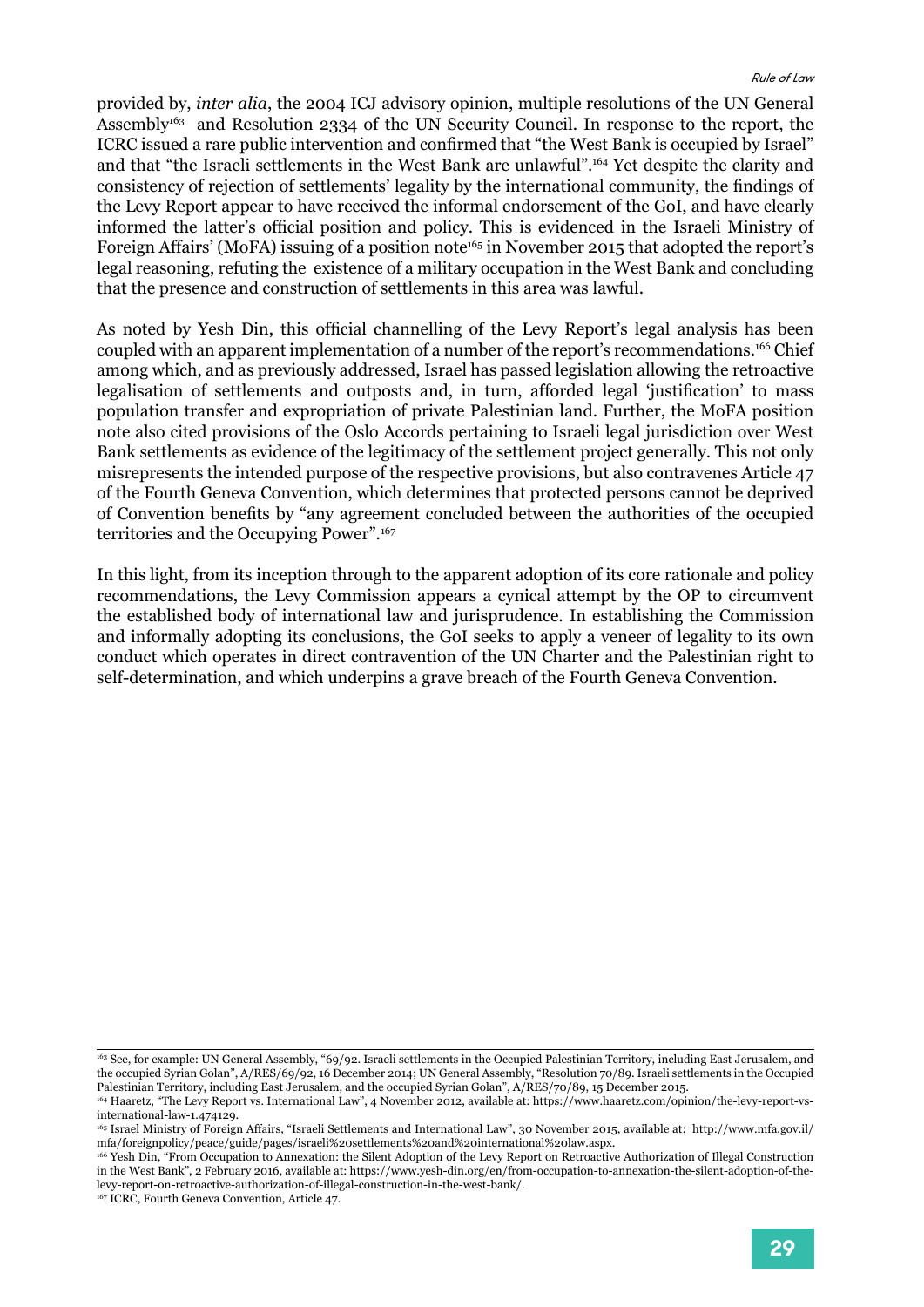provided by, *inter alia*, the 2004 ICJ advisory opinion, multiple resolutions of the UN General Assembly[163] and Resolution 2334 of the UN Security Council. In response to the report, the ICRC issued a rare public intervention and confirmed that "the West Bank is occupied by Israel" and that "the Israeli settlements in the West Bank are unlawful".[164] Yet despite the clarity and consistency of rejection of settlements' legality by the international community, the findings of the Levy Report appear to have received the informal endorsement of the GoI, and have clearly informed the latter's official position and policy. This is evidenced in the Israeli Ministry of Foreign Affairs' (MoFA) issuing of a position note[165] in November 2015 that adopted the report's legal reasoning, refuting the existence of a military occupation in the West Bank and concluding that the presence and construction of settlements in this area was lawful.

As noted by Yesh Din, this official channelling of the Levy Report's legal analysis has been coupled with an apparent implementation of a number of the report's recommendations.[166] Chief among which, and as previously addressed, Israel has passed legislation allowing the retroactive legalisation of settlements and outposts and, in turn, afforded legal 'justification' to mass population transfer and expropriation of private Palestinian land. Further, the MoFA position note also cited provisions of the Oslo Accords pertaining to Israeli legal jurisdiction over West Bank settlements as evidence of the legitimacy of the settlement project generally. This not only misrepresents the intended purpose of the respective provisions, but also contravenes Article 47 of the Fourth Geneva Convention, which determines that protected persons cannot be deprived of Convention benefits by "any agreement concluded between the authorities of the occupied territories and the Occupying Power".[167]

In this light, from its inception through to the apparent adoption of its core rationale and policy recommendations, the Levy Commission appears a cynical attempt by the OP to circumvent the established body of international law and jurisprudence. In establishing the Commission and informally adopting its conclusions, the GoI seeks to apply a veneer of legality to its own conduct which operates in direct contravention of the UN Charter and the Palestinian right to self-determination, and which underpins a grave breach of the Fourth Geneva Convention.

---

[163] See, for example: UN General Assembly, "69/92. Israeli settlements in the Occupied Palestinian Territory, including East Jerusalem, and the occupied Syrian Golan", A/RES/69/92, 16 December 2014; UN General Assembly, "Resolution 70/89. Israeli settlements in the Occupied Palestinian Territory, including East Jerusalem, and the occupied Syrian Golan", A/RES/70/89, 15 December 2015.

[164] Haaretz, "The Levy Report vs. International Law", 4 November 2012, available at: https://www.haaretz.com/opinion/the-levy-report-vs-international-law-1.474129.

[165] Israel Ministry of Foreign Affairs, "Israeli Settlements and International Law", 30 November 2015, available at: http://www.mfa.gov.il/mfa/foreignpolicy/peace/guide/pages/israeli%20settlements%20and%20international%20law.aspx.

[166] Yesh Din, "From Occupation to Annexation: the Silent Adoption of the Levy Report on Retroactive Authorization of Illegal Construction in the West Bank", 2 February 2016, available at: https://www.yesh-din.org/en/from-occupation-to-annexation-the-silent-adoption-of-the-levy-report-on-retroactive-authorization-of-illegal-construction-in-the-west-bank/.

[167] ICRC, Fourth Geneva Convention, Article 47.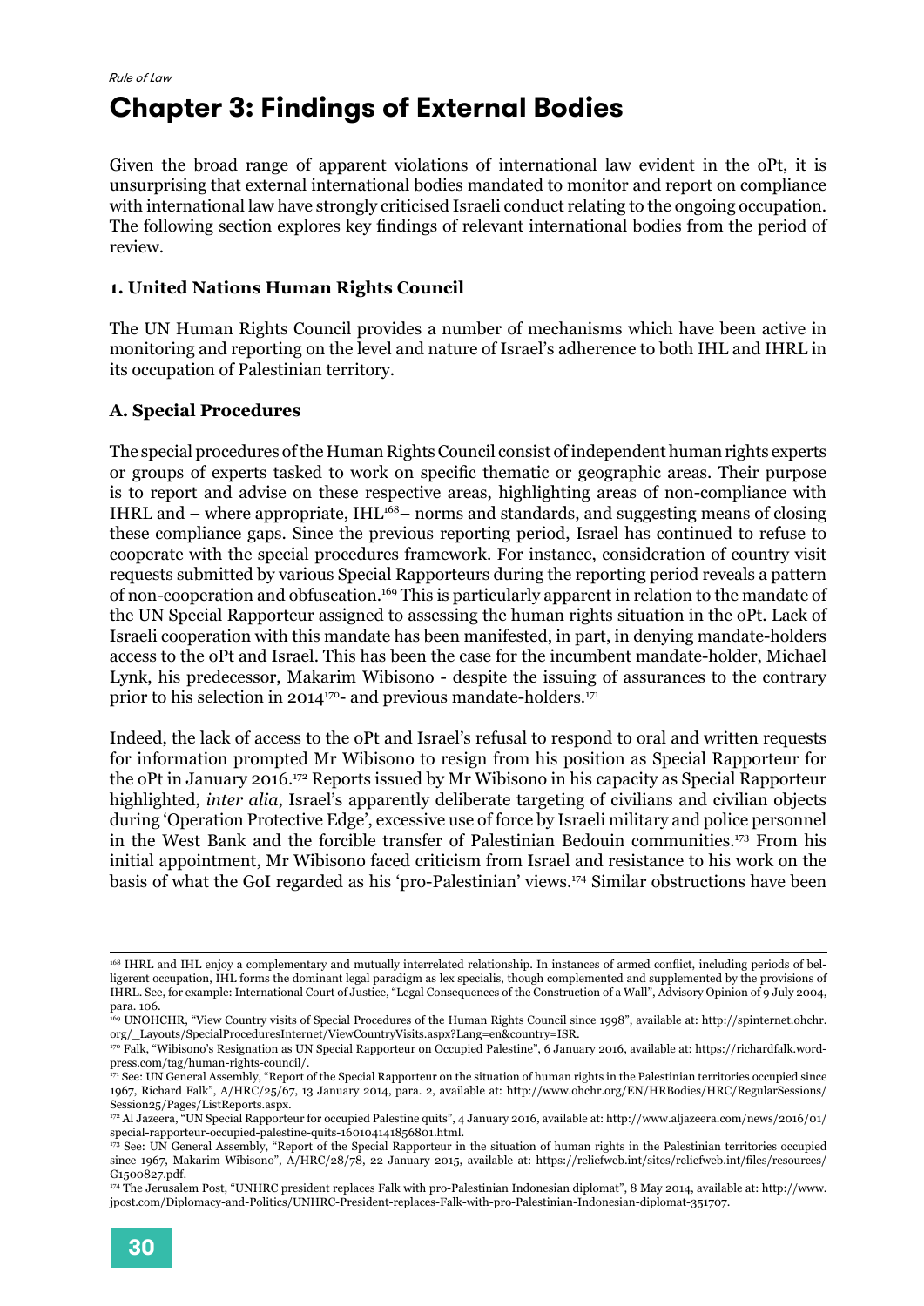# Chapter 3: Findings of External Bodies

Given the broad range of apparent violations of international law evident in the oPt, it is unsurprising that external international bodies mandated to monitor and report on compliance with international law have strongly criticised Israeli conduct relating to the ongoing occupation. The following section explores key findings of relevant international bodies from the period of review.

### 1. United Nations Human Rights Council

The UN Human Rights Council provides a number of mechanisms which have been active in monitoring and reporting on the level and nature of Israel's adherence to both IHL and IHRL in its occupation of Palestinian territory.

### A. Special Procedures

The special procedures of the Human Rights Council consist of independent human rights experts or groups of experts tasked to work on specific thematic or geographic areas. Their purpose is to report and advise on these respective areas, highlighting areas of non-compliance with IHRL and – where appropriate, IHL[168]– norms and standards, and suggesting means of closing these compliance gaps. Since the previous reporting period, Israel has continued to refuse to cooperate with the special procedures framework. For instance, consideration of country visit requests submitted by various Special Rapporteurs during the reporting period reveals a pattern of non-cooperation and obfuscation.[169] This is particularly apparent in relation to the mandate of the UN Special Rapporteur assigned to assessing the human rights situation in the oPt. Lack of Israeli cooperation with this mandate has been manifested, in part, in denying mandate-holders access to the oPt and Israel. This has been the case for the incumbent mandate-holder, Michael Lynk, his predecessor, Makarim Wibisono - despite the issuing of assurances to the contrary prior to his selection in 2014[170]- and previous mandate-holders.[171]

Indeed, the lack of access to the oPt and Israel's refusal to respond to oral and written requests for information prompted Mr Wibisono to resign from his position as Special Rapporteur for the oPt in January 2016.[172] Reports issued by Mr Wibisono in his capacity as Special Rapporteur highlighted, *inter alia*, Israel's apparently deliberate targeting of civilians and civilian objects during 'Operation Protective Edge', excessive use of force by Israeli military and police personnel in the West Bank and the forcible transfer of Palestinian Bedouin communities.[173] From his initial appointment, Mr Wibisono faced criticism from Israel and resistance to his work on the basis of what the GoI regarded as his 'pro-Palestinian' views.[174] Similar obstructions have been

---

[168] IHRL and IHL enjoy a complementary and mutually interrelated relationship. In instances of armed conflict, including periods of belligerent occupation, IHL forms the dominant legal paradigm as lex specialis, though complemented and supplemented by the provisions of IHRL. See, for example: International Court of Justice, "Legal Consequences of the Construction of a Wall", Advisory Opinion of 9 July 2004, para. 106.

[169] UNOHCHR, "View Country visits of Special Procedures of the Human Rights Council since 1998", available at: http://spinternet.ohchr.org/_Layouts/SpecialProceduresInternet/ViewCountryVisits.aspx?Lang=en&country=ISR.

[170] Falk, "Wibisono's Resignation as UN Special Rapporteur on Occupied Palestine", 6 January 2016, available at: https://richardfalk.wordpress.com/tag/human-rights-council/.

[171] See: UN General Assembly, "Report of the Special Rapporteur on the situation of human rights in the Palestinian territories occupied since 1967, Richard Falk", A/HRC/25/67, 13 January 2014, para. 2, available at: http://www.ohchr.org/EN/HRBodies/HRC/RegularSessions/Session25/Pages/ListReports.aspx.

[172] Al Jazeera, "UN Special Rapporteur for occupied Palestine quits", 4 January 2016, available at: http://www.aljazeera.com/news/2016/01/special-rapporteur-occupied-palestine-quits-160104141856801.html.

[173] See: UN General Assembly, "Report of the Special Rapporteur in the situation of human rights in the Palestinian territories occupied since 1967, Makarim Wibisono", A/HRC/28/78, 22 January 2015, available at: https://reliefweb.int/sites/reliefweb.int/files/resources/G1500827.pdf.

[174] The Jerusalem Post, "UNHRC president replaces Falk with pro-Palestinian Indonesian diplomat", 8 May 2014, available at: http://www.jpost.com/Diplomacy-and-Politics/UNHRC-President-replaces-Falk-with-pro-Palestinian-Indonesian-diplomat-351707.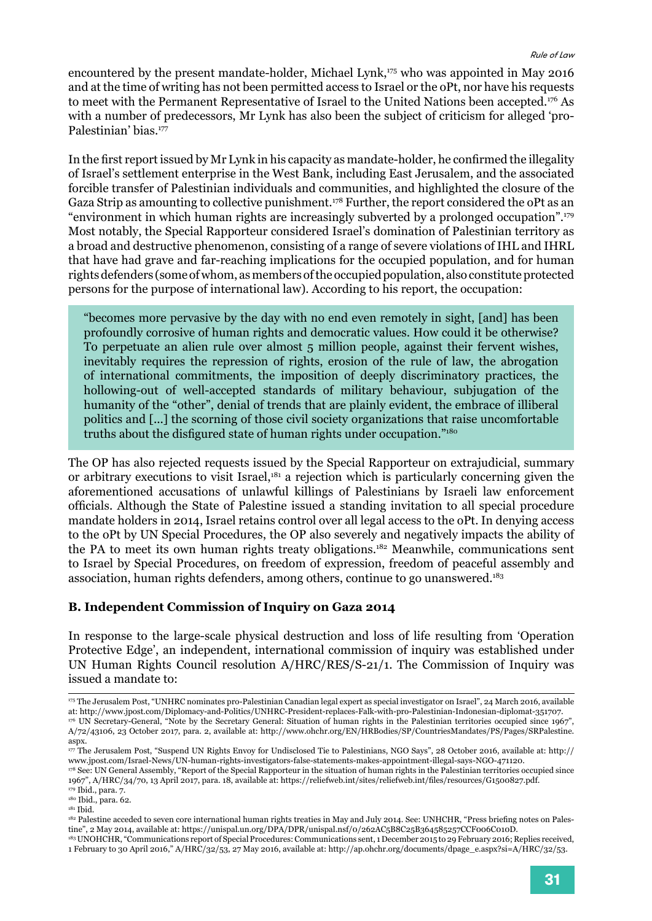encountered by the present mandate-holder, Michael Lynk,[175] who was appointed in May 2016 and at the time of writing has not been permitted access to Israel or the oPt, nor have his requests to meet with the Permanent Representative of Israel to the United Nations been accepted.[176] As with a number of predecessors, Mr Lynk has also been the subject of criticism for alleged 'pro-Palestinian' bias.[177]

In the first report issued by Mr Lynk in his capacity as mandate-holder, he confirmed the illegality of Israel's settlement enterprise in the West Bank, including East Jerusalem, and the associated forcible transfer of Palestinian individuals and communities, and highlighted the closure of the Gaza Strip as amounting to collective punishment.[178] Further, the report considered the oPt as an "environment in which human rights are increasingly subverted by a prolonged occupation".[179] Most notably, the Special Rapporteur considered Israel's domination of Palestinian territory as a broad and destructive phenomenon, consisting of a range of severe violations of IHL and IHRL that have had grave and far-reaching implications for the occupied population, and for human rights defenders (some of whom, as members of the occupied population, also constitute protected persons for the purpose of international law). According to his report, the occupation:

> "becomes more pervasive by the day with no end even remotely in sight, [and] has been profoundly corrosive of human rights and democratic values. How could it be otherwise? To perpetuate an alien rule over almost 5 million people, against their fervent wishes, inevitably requires the repression of rights, erosion of the rule of law, the abrogation of international commitments, the imposition of deeply discriminatory practices, the hollowing-out of well-accepted standards of military behaviour, subjugation of the humanity of the "other", denial of trends that are plainly evident, the embrace of illiberal politics and [...] the scorning of those civil society organizations that raise uncomfortable truths about the disfigured state of human rights under occupation."[180]

The OP has also rejected requests issued by the Special Rapporteur on extrajudicial, summary or arbitrary executions to visit Israel,[181] a rejection which is particularly concerning given the aforementioned accusations of unlawful killings of Palestinians by Israeli law enforcement officials. Although the State of Palestine issued a standing invitation to all special procedure mandate holders in 2014, Israel retains control over all legal access to the oPt. In denying access to the oPt by UN Special Procedures, the OP also severely and negatively impacts the ability of the PA to meet its own human rights treaty obligations.[182] Meanwhile, communications sent to Israel by Special Procedures, on freedom of expression, freedom of peaceful assembly and association, human rights defenders, among others, continue to go unanswered.[183]

### B. Independent Commission of Inquiry on Gaza 2014

In response to the large-scale physical destruction and loss of life resulting from 'Operation Protective Edge', an independent, international commission of inquiry was established under UN Human Rights Council resolution A/HRC/RES/S-21/1. The Commission of Inquiry was issued a mandate to:

---

[175] The Jerusalem Post, "UNHRC nominates pro-Palestinian Canadian legal expert as special investigator on Israel", 24 March 2016, available at: http://www.jpost.com/Diplomacy-and-Politics/UNHRC-President-replaces-Falk-with-pro-Palestinian-Indonesian-diplomat-351707.

[176] UN Secretary-General, "Note by the Secretary General: Situation of human rights in the Palestinian territories occupied since 1967", A/72/43106, 23 October 2017, para. 2, available at: http://www.ohchr.org/EN/HRBodies/SP/CountriesMandates/PS/Pages/SRPalestine.aspx.

[177] The Jerusalem Post, "Suspend UN Rights Envoy for Undisclosed Tie to Palestinians, NGO Says", 28 October 2016, available at: http://www.jpost.com/Israel-News/UN-human-rights-investigators-false-statements-makes-appointment-illegal-says-NGO-471120.

[178] See: UN General Assembly, "Report of the Special Rapporteur in the situation of human rights in the Palestinian territories occupied since 1967", A/HRC/34/70, 13 April 2017, para. 18, available at: https://reliefweb.int/sites/reliefweb.int/files/resources/G1500827.pdf.

[179] Ibid., para. 7.

[180] Ibid., para. 62.

[181] Ibid.

[182] Palestine acceded to seven core international human rights treaties in May and July 2014. See: UNHCHR, "Press briefing notes on Palestine", 2 May 2014, available at: https://unispal.un.org/DPA/DPR/unispal.nsf/0/262AC5B8C25B364585257CCF006C010D.

[183] UNOHCHR, "Communications report of Special Procedures: Communications sent, 1 December 2015 to 29 February 2016; Replies received, 1 February to 30 April 2016," A/HRC/32/53, 27 May 2016, available at: http://ap.ohchr.org/documents/dpage_e.aspx?si=A/HRC/32/53.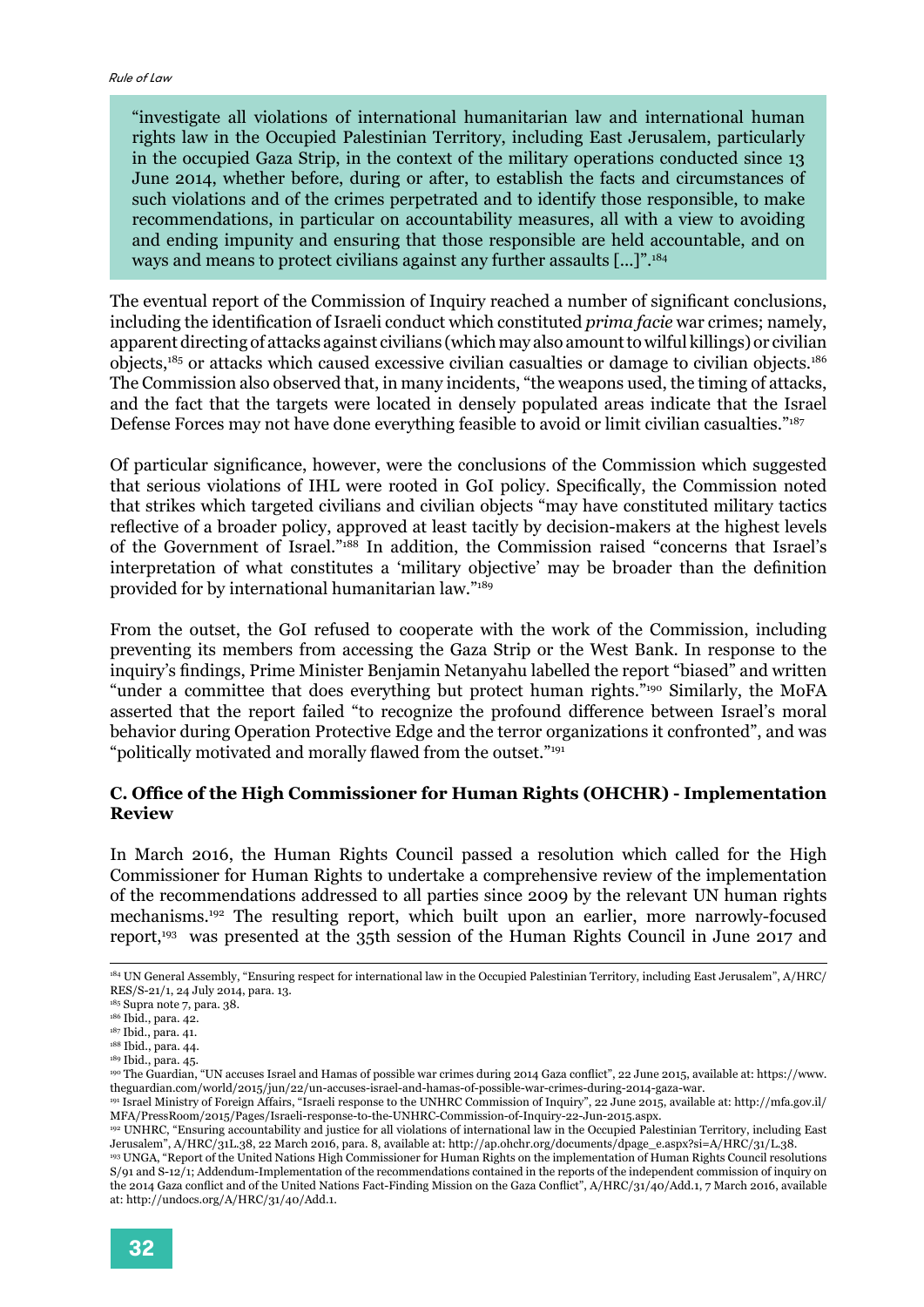> "investigate all violations of international humanitarian law and international human rights law in the Occupied Palestinian Territory, including East Jerusalem, particularly in the occupied Gaza Strip, in the context of the military operations conducted since 13 June 2014, whether before, during or after, to establish the facts and circumstances of such violations and of the crimes perpetrated and to identify those responsible, to make recommendations, in particular on accountability measures, all with a view to avoiding and ending impunity and ensuring that those responsible are held accountable, and on ways and means to protect civilians against any further assaults [...]".[184]

The eventual report of the Commission of Inquiry reached a number of significant conclusions, including the identification of Israeli conduct which constituted *prima facie* war crimes; namely, apparent directing of attacks against civilians (which may also amount to wilful killings) or civilian objects,[185] or attacks which caused excessive civilian casualties or damage to civilian objects.[186] The Commission also observed that, in many incidents, "the weapons used, the timing of attacks, and the fact that the targets were located in densely populated areas indicate that the Israel Defense Forces may not have done everything feasible to avoid or limit civilian casualties."[187]

Of particular significance, however, were the conclusions of the Commission which suggested that serious violations of IHL were rooted in GoI policy. Specifically, the Commission noted that strikes which targeted civilians and civilian objects "may have constituted military tactics reflective of a broader policy, approved at least tacitly by decision-makers at the highest levels of the Government of Israel."[188] In addition, the Commission raised "concerns that Israel's interpretation of what constitutes a 'military objective' may be broader than the definition provided for by international humanitarian law."[189]

From the outset, the GoI refused to cooperate with the work of the Commission, including preventing its members from accessing the Gaza Strip or the West Bank. In response to the inquiry's findings, Prime Minister Benjamin Netanyahu labelled the report "biased" and written "under a committee that does everything but protect human rights."[190] Similarly, the MoFA asserted that the report failed "to recognize the profound difference between Israel's moral behavior during Operation Protective Edge and the terror organizations it confronted", and was "politically motivated and morally flawed from the outset."[191]

### C. Office of the High Commissioner for Human Rights (OHCHR) - Implementation Review

In March 2016, the Human Rights Council passed a resolution which called for the High Commissioner for Human Rights to undertake a comprehensive review of the implementation of the recommendations addressed to all parties since 2009 by the relevant UN human rights mechanisms.[192] The resulting report, which built upon an earlier, more narrowly-focused report,[193] was presented at the 35th session of the Human Rights Council in June 2017 and

---

[184] UN General Assembly, "Ensuring respect for international law in the Occupied Palestinian Territory, including East Jerusalem", A/HRC/RES/S-21/1, 24 July 2014, para. 13.

[185] Supra note 7, para. 38.

[186] Ibid., para. 42.

[187] Ibid., para. 41.

[188] Ibid., para. 44.

[189] Ibid., para. 45.

[190] The Guardian, "UN accuses Israel and Hamas of possible war crimes during 2014 Gaza conflict", 22 June 2015, available at: https://www.theguardian.com/world/2015/jun/22/un-accuses-israel-and-hamas-of-possible-war-crimes-during-2014-gaza-war.

[191] Israel Ministry of Foreign Affairs, "Israeli response to the UNHRC Commission of Inquiry", 22 June 2015, available at: http://mfa.gov.il/MFA/PressRoom/2015/Pages/Israeli-response-to-the-UNHRC-Commission-of-Inquiry-22-Jun-2015.aspx.

[192] UNHRC, "Ensuring accountability and justice for all violations of international law in the Occupied Palestinian Territory, including East Jerusalem", A/HRC/31L.38, 22 March 2016, para. 8, available at: http://ap.ohchr.org/documents/dpage_e.aspx?si=A/HRC/31/L.38.

[193] UNGA, "Report of the United Nations High Commissioner for Human Rights on the implementation of Human Rights Council resolutions S/91 and S-12/1; Addendum-Implementation of the recommendations contained in the reports of the independent commission of inquiry on the 2014 Gaza conflict and of the United Nations Fact-Finding Mission on the Gaza Conflict", A/HRC/31/40/Add.1, 7 March 2016, available at: http://undocs.org/A/HRC/31/40/Add.1.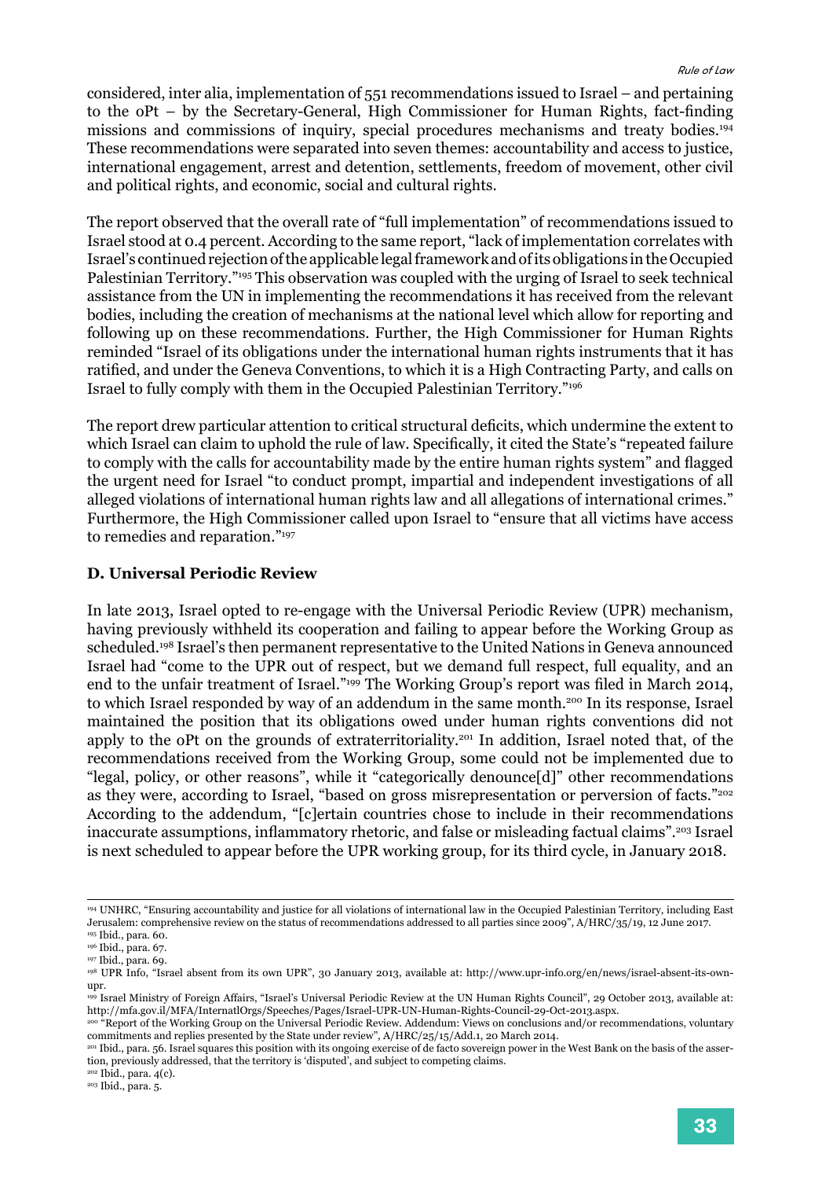considered, inter alia, implementation of 551 recommendations issued to Israel – and pertaining to the oPt – by the Secretary-General, High Commissioner for Human Rights, fact-finding missions and commissions of inquiry, special procedures mechanisms and treaty bodies.[194] These recommendations were separated into seven themes: accountability and access to justice, international engagement, arrest and detention, settlements, freedom of movement, other civil and political rights, and economic, social and cultural rights.

The report observed that the overall rate of "full implementation" of recommendations issued to Israel stood at 0.4 percent. According to the same report, "lack of implementation correlates with Israel's continued rejection of the applicable legal framework and of its obligations in the Occupied Palestinian Territory."[195] This observation was coupled with the urging of Israel to seek technical assistance from the UN in implementing the recommendations it has received from the relevant bodies, including the creation of mechanisms at the national level which allow for reporting and following up on these recommendations. Further, the High Commissioner for Human Rights reminded "Israel of its obligations under the international human rights instruments that it has ratified, and under the Geneva Conventions, to which it is a High Contracting Party, and calls on Israel to fully comply with them in the Occupied Palestinian Territory."[196]

The report drew particular attention to critical structural deficits, which undermine the extent to which Israel can claim to uphold the rule of law. Specifically, it cited the State's "repeated failure to comply with the calls for accountability made by the entire human rights system" and flagged the urgent need for Israel "to conduct prompt, impartial and independent investigations of all alleged violations of international human rights law and all allegations of international crimes." Furthermore, the High Commissioner called upon Israel to "ensure that all victims have access to remedies and reparation."[197]

### D. Universal Periodic Review

In late 2013, Israel opted to re-engage with the Universal Periodic Review (UPR) mechanism, having previously withheld its cooperation and failing to appear before the Working Group as scheduled.[198] Israel's then permanent representative to the United Nations in Geneva announced Israel had "come to the UPR out of respect, but we demand full respect, full equality, and an end to the unfair treatment of Israel."[199] The Working Group's report was filed in March 2014, to which Israel responded by way of an addendum in the same month.[200] In its response, Israel maintained the position that its obligations owed under human rights conventions did not apply to the oPt on the grounds of extraterritoriality.[201] In addition, Israel noted that, of the recommendations received from the Working Group, some could not be implemented due to "legal, policy, or other reasons", while it "categorically denounce[d]" other recommendations as they were, according to Israel, "based on gross misrepresentation or perversion of facts."[202] According to the addendum, "[c]ertain countries chose to include in their recommendations inaccurate assumptions, inflammatory rhetoric, and false or misleading factual claims".[203] Israel is next scheduled to appear before the UPR working group, for its third cycle, in January 2018.

---

[194] UNHRC, "Ensuring accountability and justice for all violations of international law in the Occupied Palestinian Territory, including East Jerusalem: comprehensive review on the status of recommendations addressed to all parties since 2009", A/HRC/35/19, 12 June 2017.

[195] Ibid., para. 60.

[196] Ibid., para. 67.

[197] Ibid., para. 69.

[198] UPR Info, "Israel absent from its own UPR", 30 January 2013, available at: http://www.upr-info.org/en/news/israel-absent-its-own-upr.

[199] Israel Ministry of Foreign Affairs, "Israel's Universal Periodic Review at the UN Human Rights Council", 29 October 2013, available at: http://mfa.gov.il/MFA/InternatlOrgs/Speeches/Pages/Israel-UPR-UN-Human-Rights-Council-29-Oct-2013.aspx.

[200] "Report of the Working Group on the Universal Periodic Review. Addendum: Views on conclusions and/or recommendations, voluntary commitments and replies presented by the State under review", A/HRC/25/15/Add.1, 20 March 2014.

[201] Ibid., para. 56. Israel squares this position with its ongoing exercise of de facto sovereign power in the West Bank on the basis of the assertion, previously addressed, that the territory is 'disputed', and subject to competing claims.

[202] Ibid., para. 4(c).

[203] Ibid., para. 5.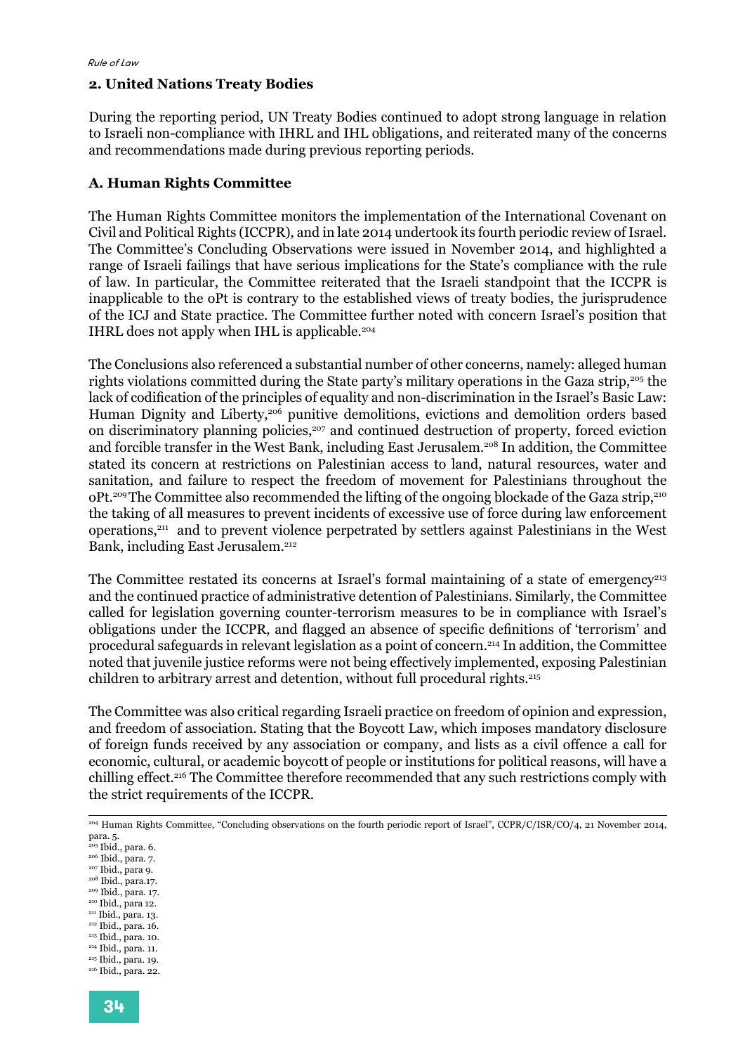## 2. United Nations Treaty Bodies

During the reporting period, UN Treaty Bodies continued to adopt strong language in relation to Israeli non-compliance with IHRL and IHL obligations, and reiterated many of the concerns and recommendations made during previous reporting periods.

### A. Human Rights Committee

The Human Rights Committee monitors the implementation of the International Covenant on Civil and Political Rights (ICCPR), and in late 2014 undertook its fourth periodic review of Israel. The Committee's Concluding Observations were issued in November 2014, and highlighted a range of Israeli failings that have serious implications for the State's compliance with the rule of law. In particular, the Committee reiterated that the Israeli standpoint that the ICCPR is inapplicable to the oPt is contrary to the established views of treaty bodies, the jurisprudence of the ICJ and State practice. The Committee further noted with concern Israel's position that IHRL does not apply when IHL is applicable.[204]

The Conclusions also referenced a substantial number of other concerns, namely: alleged human rights violations committed during the State party's military operations in the Gaza strip,[205] the lack of codification of the principles of equality and non-discrimination in the Israel's Basic Law: Human Dignity and Liberty,[206] punitive demolitions, evictions and demolition orders based on discriminatory planning policies,[207] and continued destruction of property, forced eviction and forcible transfer in the West Bank, including East Jerusalem.[208] In addition, the Committee stated its concern at restrictions on Palestinian access to land, natural resources, water and sanitation, and failure to respect the freedom of movement for Palestinians throughout the oPt.[209] The Committee also recommended the lifting of the ongoing blockade of the Gaza strip,[210] the taking of all measures to prevent incidents of excessive use of force during law enforcement operations,[211] and to prevent violence perpetrated by settlers against Palestinians in the West Bank, including East Jerusalem.[212]

The Committee restated its concerns at Israel's formal maintaining of a state of emergency[213] and the continued practice of administrative detention of Palestinians. Similarly, the Committee called for legislation governing counter-terrorism measures to be in compliance with Israel's obligations under the ICCPR, and flagged an absence of specific definitions of 'terrorism' and procedural safeguards in relevant legislation as a point of concern.[214] In addition, the Committee noted that juvenile justice reforms were not being effectively implemented, exposing Palestinian children to arbitrary arrest and detention, without full procedural rights.[215]

The Committee was also critical regarding Israeli practice on freedom of opinion and expression, and freedom of association. Stating that the Boycott Law, which imposes mandatory disclosure of foreign funds received by any association or company, and lists as a civil offence a call for economic, cultural, or academic boycott of people or institutions for political reasons, will have a chilling effect.[216] The Committee therefore recommended that any such restrictions comply with the strict requirements of the ICCPR.

---

[204] Human Rights Committee, "Concluding observations on the fourth periodic report of Israel", CCPR/C/ISR/CO/4, 21 November 2014, para. 5.
[205] Ibid., para. 6.
[206] Ibid., para. 7.
[207] Ibid., para 9.
[208] Ibid., para.17.
[209] Ibid., para. 17.
[210] Ibid., para 12.
[211] Ibid., para. 13.
[212] Ibid., para. 16.
[213] Ibid., para. 10.
[214] Ibid., para. 11.
[215] Ibid., para. 19.
[216] Ibid., para. 22.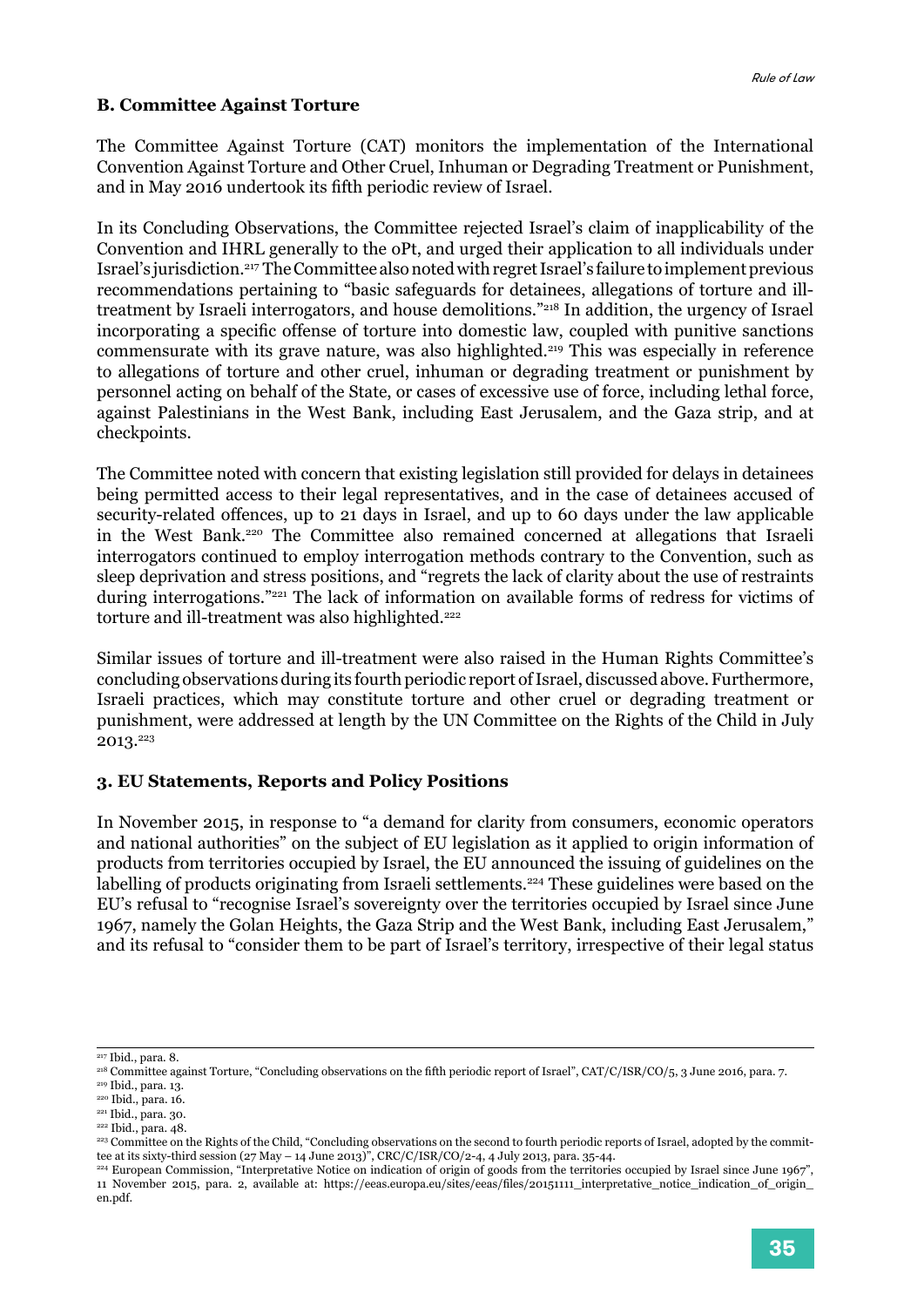### B. Committee Against Torture

The Committee Against Torture (CAT) monitors the implementation of the International Convention Against Torture and Other Cruel, Inhuman or Degrading Treatment or Punishment, and in May 2016 undertook its fifth periodic review of Israel.

In its Concluding Observations, the Committee rejected Israel's claim of inapplicability of the Convention and IHRL generally to the oPt, and urged their application to all individuals under Israel's jurisdiction.[217] The Committee also noted with regret Israel's failure to implement previous recommendations pertaining to "basic safeguards for detainees, allegations of torture and ill-treatment by Israeli interrogators, and house demolitions."[218] In addition, the urgency of Israel incorporating a specific offense of torture into domestic law, coupled with punitive sanctions commensurate with its grave nature, was also highlighted.[219] This was especially in reference to allegations of torture and other cruel, inhuman or degrading treatment or punishment by personnel acting on behalf of the State, or cases of excessive use of force, including lethal force, against Palestinians in the West Bank, including East Jerusalem, and the Gaza strip, and at checkpoints.

The Committee noted with concern that existing legislation still provided for delays in detainees being permitted access to their legal representatives, and in the case of detainees accused of security-related offences, up to 21 days in Israel, and up to 60 days under the law applicable in the West Bank.[220] The Committee also remained concerned at allegations that Israeli interrogators continued to employ interrogation methods contrary to the Convention, such as sleep deprivation and stress positions, and "regrets the lack of clarity about the use of restraints during interrogations."[221] The lack of information on available forms of redress for victims of torture and ill-treatment was also highlighted.[222]

Similar issues of torture and ill-treatment were also raised in the Human Rights Committee's concluding observations during its fourth periodic report of Israel, discussed above. Furthermore, Israeli practices, which may constitute torture and other cruel or degrading treatment or punishment, were addressed at length by the UN Committee on the Rights of the Child in July 2013.[223]

### 3. EU Statements, Reports and Policy Positions

In November 2015, in response to "a demand for clarity from consumers, economic operators and national authorities" on the subject of EU legislation as it applied to origin information of products from territories occupied by Israel, the EU announced the issuing of guidelines on the labelling of products originating from Israeli settlements.[224] These guidelines were based on the EU's refusal to "recognise Israel's sovereignty over the territories occupied by Israel since June 1967, namely the Golan Heights, the Gaza Strip and the West Bank, including East Jerusalem," and its refusal to "consider them to be part of Israel's territory, irrespective of their legal status

---

[217] Ibid., para. 8.

[218] Committee against Torture, "Concluding observations on the fifth periodic report of Israel", CAT/C/ISR/CO/5, 3 June 2016, para. 7.

[219] Ibid., para. 13.

[220] Ibid., para. 16.

[221] Ibid., para. 30.

[222] Ibid., para. 48.

[223] Committee on the Rights of the Child, "Concluding observations on the second to fourth periodic reports of Israel, adopted by the committee at its sixty-third session (27 May – 14 June 2013)", CRC/C/ISR/CO/2-4, 4 July 2013, para. 35-44.

[224] European Commission, "Interpretative Notice on indication of origin of goods from the territories occupied by Israel since June 1967", 11 November 2015, para. 2, available at: https://eeas.europa.eu/sites/eeas/files/20151111_interpretative_notice_indication_of_origin_en.pdf.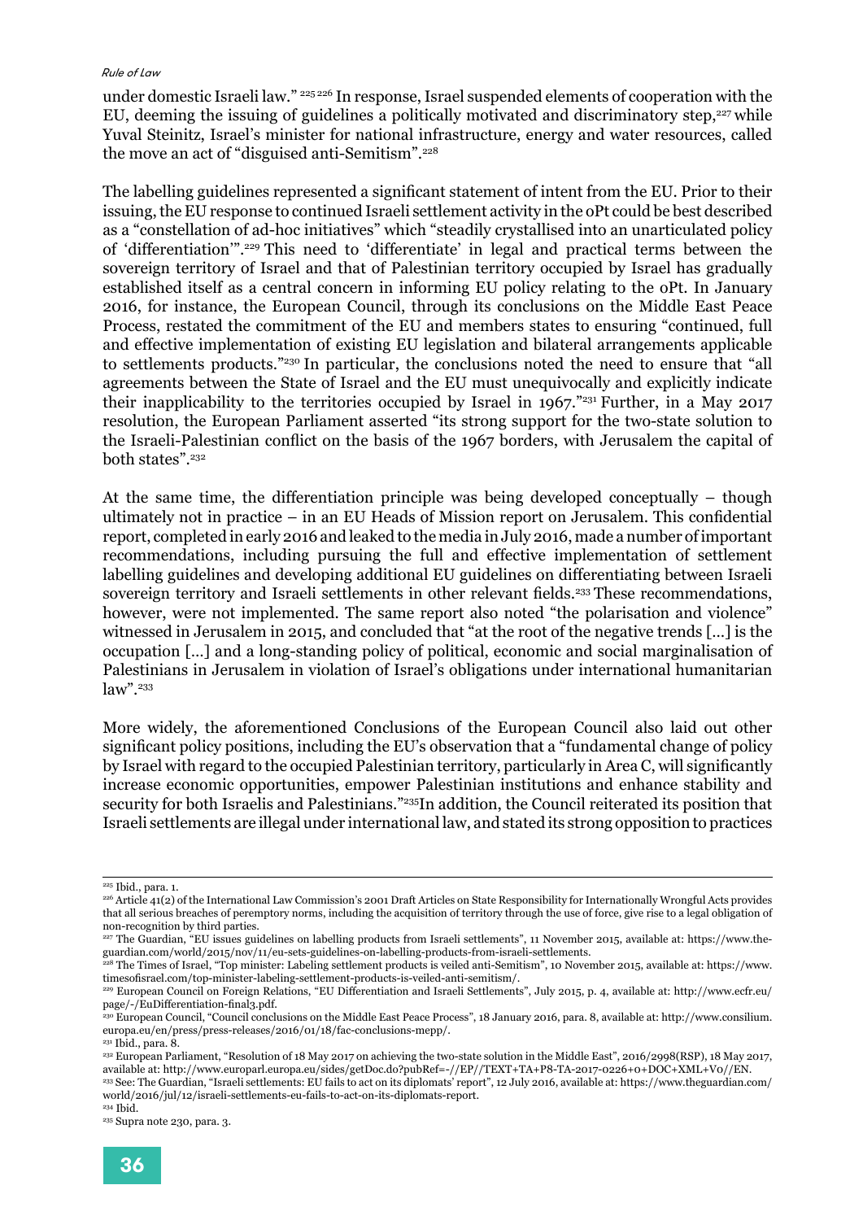under domestic Israeli law." [225] [226] In response, Israel suspended elements of cooperation with the EU, deeming the issuing of guidelines a politically motivated and discriminatory step,[227] while Yuval Steinitz, Israel's minister for national infrastructure, energy and water resources, called the move an act of "disguised anti-Semitism".[228]

The labelling guidelines represented a significant statement of intent from the EU. Prior to their issuing, the EU response to continued Israeli settlement activity in the oPt could be best described as a "constellation of ad-hoc initiatives" which "steadily crystallised into an unarticulated policy of 'differentiation'".[229] This need to 'differentiate' in legal and practical terms between the sovereign territory of Israel and that of Palestinian territory occupied by Israel has gradually established itself as a central concern in informing EU policy relating to the oPt. In January 2016, for instance, the European Council, through its conclusions on the Middle East Peace Process, restated the commitment of the EU and members states to ensuring "continued, full and effective implementation of existing EU legislation and bilateral arrangements applicable to settlements products."[230] In particular, the conclusions noted the need to ensure that "all agreements between the State of Israel and the EU must unequivocally and explicitly indicate their inapplicability to the territories occupied by Israel in 1967."[231] Further, in a May 2017 resolution, the European Parliament asserted "its strong support for the two-state solution to the Israeli-Palestinian conflict on the basis of the 1967 borders, with Jerusalem the capital of both states".[232]

At the same time, the differentiation principle was being developed conceptually – though ultimately not in practice – in an EU Heads of Mission report on Jerusalem. This confidential report, completed in early 2016 and leaked to the media in July 2016, made a number of important recommendations, including pursuing the full and effective implementation of settlement labelling guidelines and developing additional EU guidelines on differentiating between Israeli sovereign territory and Israeli settlements in other relevant fields.[233] These recommendations, however, were not implemented. The same report also noted "the polarisation and violence" witnessed in Jerusalem in 2015, and concluded that "at the root of the negative trends [...] is the occupation [...] and a long-standing policy of political, economic and social marginalisation of Palestinians in Jerusalem in violation of Israel's obligations under international humanitarian law".[233]

More widely, the aforementioned Conclusions of the European Council also laid out other significant policy positions, including the EU's observation that a "fundamental change of policy by Israel with regard to the occupied Palestinian territory, particularly in Area C, will significantly increase economic opportunities, empower Palestinian institutions and enhance stability and security for both Israelis and Palestinians."[235]In addition, the Council reiterated its position that Israeli settlements are illegal under international law, and stated its strong opposition to practices

---

[225] Ibid., para. 1.

[226] Article 41(2) of the International Law Commission's 2001 Draft Articles on State Responsibility for Internationally Wrongful Acts provides that all serious breaches of peremptory norms, including the acquisition of territory through the use of force, give rise to a legal obligation of non-recognition by third parties.

[227] The Guardian, "EU issues guidelines on labelling products from Israeli settlements", 11 November 2015, available at: https://www.theguardian.com/world/2015/nov/11/eu-sets-guidelines-on-labelling-products-from-israeli-settlements.

[228] The Times of Israel, "Top minister: Labeling settlement products is veiled anti-Semitism", 10 November 2015, available at: https://www.timesofisrael.com/top-minister-labeling-settlement-products-is-veiled-anti-semitism/.

[229] European Council on Foreign Relations, "EU Differentiation and Israeli Settlements", July 2015, p. 4, available at: http://www.ecfr.eu/page/-/EuDifferentiation-final3.pdf.

[230] European Council, "Council conclusions on the Middle East Peace Process", 18 January 2016, para. 8, available at: http://www.consilium.europa.eu/en/press/press-releases/2016/01/18/fac-conclusions-mepp/.

[231] Ibid., para. 8.

[232] European Parliament, "Resolution of 18 May 2017 on achieving the two-state solution in the Middle East", 2016/2998(RSP), 18 May 2017, available at: http://www.europarl.europa.eu/sides/getDoc.do?pubRef=-//EP//TEXT+TA+P8-TA-2017-0226+0+DOC+XML+V0//EN.

[233] See: The Guardian, "Israeli settlements: EU fails to act on its diplomats' report", 12 July 2016, available at: https://www.theguardian.com/world/2016/jul/12/israeli-settlements-eu-fails-to-act-on-its-diplomats-report.

[234] Ibid.

[235] Supra note 230, para. 3.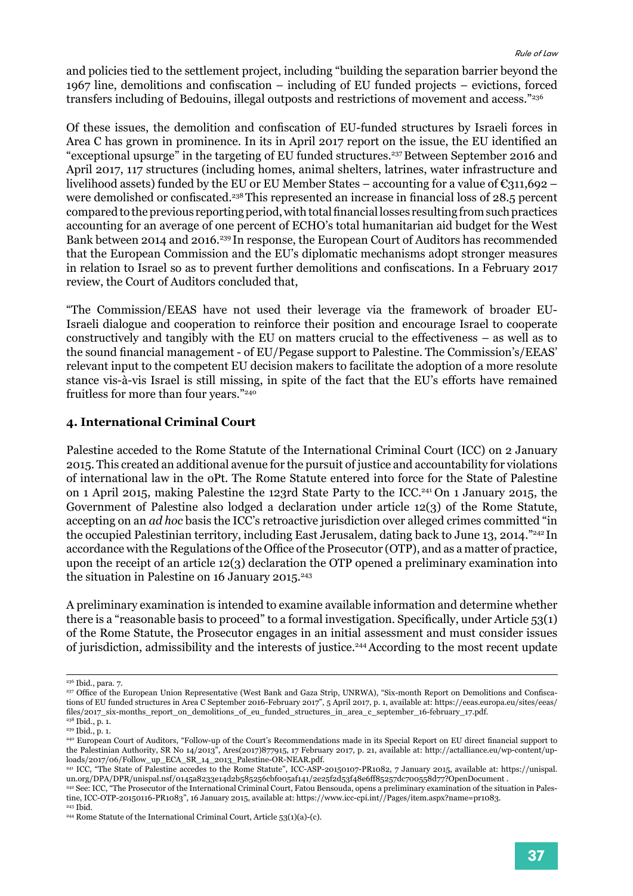and policies tied to the settlement project, including "building the separation barrier beyond the 1967 line, demolitions and confiscation – including of EU funded projects – evictions, forced transfers including of Bedouins, illegal outposts and restrictions of movement and access."[236]

Of these issues, the demolition and confiscation of EU-funded structures by Israeli forces in Area C has grown in prominence. In its in April 2017 report on the issue, the EU identified an "exceptional upsurge" in the targeting of EU funded structures.[237] Between September 2016 and April 2017, 117 structures (including homes, animal shelters, latrines, water infrastructure and livelihood assets) funded by the EU or EU Member States – accounting for a value of €311,692 – were demolished or confiscated.[238] This represented an increase in financial loss of 28.5 percent compared to the previous reporting period, with total financial losses resulting from such practices accounting for an average of one percent of ECHO's total humanitarian aid budget for the West Bank between 2014 and 2016.[239] In response, the European Court of Auditors has recommended that the European Commission and the EU's diplomatic mechanisms adopt stronger measures in relation to Israel so as to prevent further demolitions and confiscations. In a February 2017 review, the Court of Auditors concluded that,

"The Commission/EEAS have not used their leverage via the framework of broader EU-Israeli dialogue and cooperation to reinforce their position and encourage Israel to cooperate constructively and tangibly with the EU on matters crucial to the effectiveness – as well as to the sound financial management - of EU/Pegase support to Palestine. The Commission's/EEAS' relevant input to the competent EU decision makers to facilitate the adoption of a more resolute stance vis-à-vis Israel is still missing, in spite of the fact that the EU's efforts have remained fruitless for more than four years."[240]

### 4. International Criminal Court

Palestine acceded to the Rome Statute of the International Criminal Court (ICC) on 2 January 2015. This created an additional avenue for the pursuit of justice and accountability for violations of international law in the oPt. The Rome Statute entered into force for the State of Palestine on 1 April 2015, making Palestine the 123rd State Party to the ICC.[241] On 1 January 2015, the Government of Palestine also lodged a declaration under article 12(3) of the Rome Statute, accepting on an *ad hoc* basis the ICC's retroactive jurisdiction over alleged crimes committed "in the occupied Palestinian territory, including East Jerusalem, dating back to June 13, 2014."[242] In accordance with the Regulations of the Office of the Prosecutor (OTP), and as a matter of practice, upon the receipt of an article 12(3) declaration the OTP opened a preliminary examination into the situation in Palestine on 16 January 2015.[243]

A preliminary examination is intended to examine available information and determine whether there is a "reasonable basis to proceed" to a formal investigation. Specifically, under Article 53(1) of the Rome Statute, the Prosecutor engages in an initial assessment and must consider issues of jurisdiction, admissibility and the interests of justice.[244] According to the most recent update

---

[236] Ibid., para. 7.

[237] Office of the European Union Representative (West Bank and Gaza Strip, UNRWA), "Six-month Report on Demolitions and Confiscations of EU funded structures in Area C September 2016-February 2017", 5 April 2017, p. 1, available at: https://eeas.europa.eu/sites/eeas/files/2017_six-months_report_on_demolitions_of_eu_funded_structures_in_area_c_september_16-february_17.pdf.

[238] Ibid., p. 1.

[239] Ibid., p. 1.

[240] European Court of Auditors, "Follow-up of the Court's Recommendations made in its Special Report on EU direct financial support to the Palestinian Authority, SR No 14/2013", Ares(2017)877915, 17 February 2017, p. 21, available at: http://actalliance.eu/wp-content/uploads/2017/06/Follow_up_ECA_SR_14_2013_Palestine-OR-NEAR.pdf.

[241] ICC, "The State of Palestine accedes to the Rome Statute", ICC-ASP-20150107-PR1082, 7 January 2015, available at: https://unispal.un.org/DPA/DPR/unispal.nsf/0145a8233e14d2b585256cbf005af141/2e25f2d53f48e6ff85257dc700558d77?OpenDocument .

[242] See: ICC, "The Prosecutor of the International Criminal Court, Fatou Bensouda, opens a preliminary examination of the situation in Palestine, ICC-OTP-20150116-PR1083", 16 January 2015, available at: https://www.icc-cpi.int//Pages/item.aspx?name=pr1083.

[243] Ibid.

[244] Rome Statute of the International Criminal Court, Article 53(1)(a)-(c).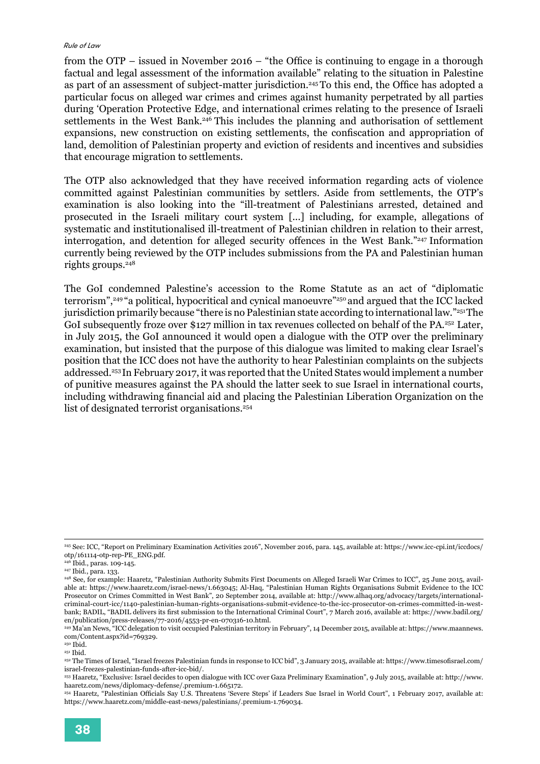from the OTP – issued in November 2016 – "the Office is continuing to engage in a thorough factual and legal assessment of the information available" relating to the situation in Palestine as part of an assessment of subject-matter jurisdiction.[245] To this end, the Office has adopted a particular focus on alleged war crimes and crimes against humanity perpetrated by all parties during 'Operation Protective Edge, and international crimes relating to the presence of Israeli settlements in the West Bank.[246] This includes the planning and authorisation of settlement expansions, new construction on existing settlements, the confiscation and appropriation of land, demolition of Palestinian property and eviction of residents and incentives and subsidies that encourage migration to settlements.

The OTP also acknowledged that they have received information regarding acts of violence committed against Palestinian communities by settlers. Aside from settlements, the OTP's examination is also looking into the "ill-treatment of Palestinians arrested, detained and prosecuted in the Israeli military court system [...] including, for example, allegations of systematic and institutionalised ill-treatment of Palestinian children in relation to their arrest, interrogation, and detention for alleged security offences in the West Bank."[247] Information currently being reviewed by the OTP includes submissions from the PA and Palestinian human rights groups.[248]

The GoI condemned Palestine's accession to the Rome Statute as an act of "diplomatic terrorism",[249] "a political, hypocritical and cynical manoeuvre"[250] and argued that the ICC lacked jurisdiction primarily because "there is no Palestinian state according to international law."[251] The GoI subsequently froze over $127 million in tax revenues collected on behalf of the PA.[252] Later, in July 2015, the GoI announced it would open a dialogue with the OTP over the preliminary examination, but insisted that the purpose of this dialogue was limited to making clear Israel's position that the ICC does not have the authority to hear Palestinian complaints on the subjects addressed.[253] In February 2017, it was reported that the United States would implement a number of punitive measures against the PA should the latter seek to sue Israel in international courts, including withdrawing financial aid and placing the Palestinian Liberation Organization on the list of designated terrorist organisations.[254]

---

[245] See: ICC, "Report on Preliminary Examination Activities 2016", November 2016, para. 145, available at: https://www.icc-cpi.int/iccdocs/otp/161114-otp-rep-PE_ENG.pdf.

[246] Ibid., paras. 109-145.

[247] Ibid., para. 133.

[248] See, for example: Haaretz, "Palestinian Authority Submits First Documents on Alleged Israeli War Crimes to ICC", 25 June 2015, available at: https://www.haaretz.com/israel-news/1.663045; Al-Haq, "Palestinian Human Rights Organisations Submit Evidence to the ICC Prosecutor on Crimes Committed in West Bank", 20 September 2014, available at: http://www.alhaq.org/advocacy/targets/international-criminal-court-icc/1140-palestinian-human-rights-organisations-submit-evidence-to-the-icc-prosecutor-on-crimes-committed-in-west-bank; BADIL, "BADIL delivers its first submission to the International Criminal Court", 7 March 2016, available at: https://www.badil.org/en/publication/press-releases/77-2016/4553-pr-en-070316-10.html.

[249] Ma'an News, "ICC delegation to visit occupied Palestinian territory in February", 14 December 2015, available at: https://www.maannews.com/Content.aspx?id=769329.

[250] Ibid.

[251] Ibid.

[252] The Times of Israel, "Israel freezes Palestinian funds in response to ICC bid", 3 January 2015, available at: https://www.timesofisrael.com/israel-freezes-palestinian-funds-after-icc-bid/.

[253] Haaretz, "Exclusive: Israel decides to open dialogue with ICC over Gaza Preliminary Examination", 9 July 2015, available at: http://www.haaretz.com/news/diplomacy-defense/.premium-1.665172.

[254] Haaretz, "Palestinian Officials Say U.S. Threatens 'Severe Steps' if Leaders Sue Israel in World Court", 1 February 2017, available at: https://www.haaretz.com/middle-east-news/palestinians/.premium-1.769034.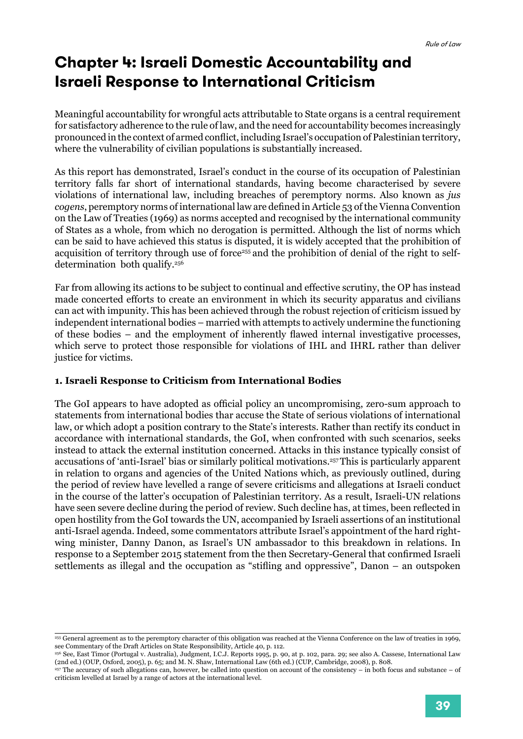# Chapter 4: Israeli Domestic Accountability and Israeli Response to International Criticism

Meaningful accountability for wrongful acts attributable to State organs is a central requirement for satisfactory adherence to the rule of law, and the need for accountability becomes increasingly pronounced in the context of armed conflict, including Israel's occupation of Palestinian territory, where the vulnerability of civilian populations is substantially increased.

As this report has demonstrated, Israel's conduct in the course of its occupation of Palestinian territory falls far short of international standards, having become characterised by severe violations of international law, including breaches of peremptory norms. Also known as *jus cogens*, peremptory norms of international law are defined in Article 53 of the Vienna Convention on the Law of Treaties (1969) as norms accepted and recognised by the international community of States as a whole, from which no derogation is permitted. Although the list of norms which can be said to have achieved this status is disputed, it is widely accepted that the prohibition of acquisition of territory through use of force[255] and the prohibition of denial of the right to self-determination both qualify.[256]

Far from allowing its actions to be subject to continual and effective scrutiny, the OP has instead made concerted efforts to create an environment in which its security apparatus and civilians can act with impunity. This has been achieved through the robust rejection of criticism issued by independent international bodies – married with attempts to actively undermine the functioning of these bodies – and the employment of inherently flawed internal investigative processes, which serve to protect those responsible for violations of IHL and IHRL rather than deliver justice for victims.

### 1. Israeli Response to Criticism from International Bodies

The GoI appears to have adopted as official policy an uncompromising, zero-sum approach to statements from international bodies thar accuse the State of serious violations of international law, or which adopt a position contrary to the State's interests. Rather than rectify its conduct in accordance with international standards, the GoI, when confronted with such scenarios, seeks instead to attack the external institution concerned. Attacks in this instance typically consist of accusations of 'anti-Israel' bias or similarly political motivations.[257] This is particularly apparent in relation to organs and agencies of the United Nations which, as previously outlined, during the period of review have levelled a range of severe criticisms and allegations at Israeli conduct in the course of the latter's occupation of Palestinian territory. As a result, Israeli-UN relations have seen severe decline during the period of review. Such decline has, at times, been reflected in open hostility from the GoI towards the UN, accompanied by Israeli assertions of an institutional anti-Israel agenda. Indeed, some commentators attribute Israel's appointment of the hard right-wing minister, Danny Danon, as Israel's UN ambassador to this breakdown in relations. In response to a September 2015 statement from the then Secretary-General that confirmed Israeli settlements as illegal and the occupation as "stifling and oppressive", Danon – an outspoken

---

[255] General agreement as to the peremptory character of this obligation was reached at the Vienna Conference on the law of treaties in 1969, see Commentary of the Draft Articles on State Responsibility, Article 40, p. 112.

[256] See, East Timor (Portugal v. Australia), Judgment, I.C.J. Reports 1995, p. 90, at p. 102, para. 29; see also A. Cassese, International Law (2nd ed.) (OUP, Oxford, 2005), p. 65; and M. N. Shaw, International Law (6th ed.) (CUP, Cambridge, 2008), p. 808.

[257] The accuracy of such allegations can, however, be called into question on account of the consistency – in both focus and substance – of criticism levelled at Israel by a range of actors at the international level.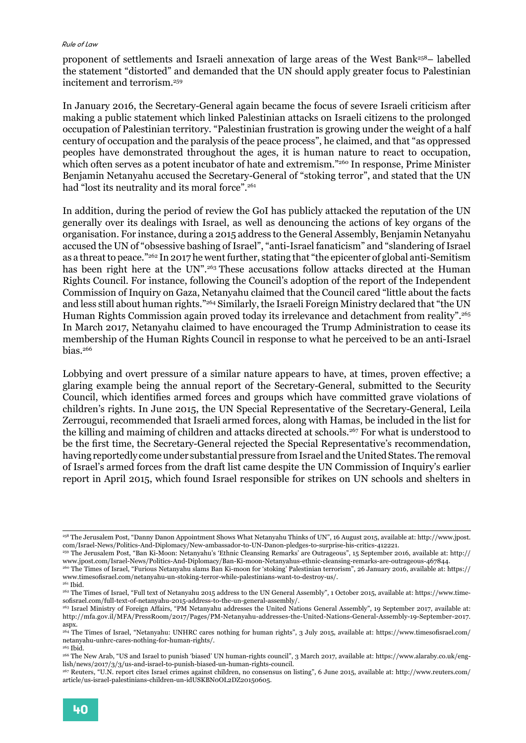proponent of settlements and Israeli annexation of large areas of the West Bank[258]– labelled the statement "distorted" and demanded that the UN should apply greater focus to Palestinian incitement and terrorism.[259]

In January 2016, the Secretary-General again became the focus of severe Israeli criticism after making a public statement which linked Palestinian attacks on Israeli citizens to the prolonged occupation of Palestinian territory. "Palestinian frustration is growing under the weight of a half century of occupation and the paralysis of the peace process", he claimed, and that "as oppressed peoples have demonstrated throughout the ages, it is human nature to react to occupation, which often serves as a potent incubator of hate and extremism."[260] In response, Prime Minister Benjamin Netanyahu accused the Secretary-General of "stoking terror", and stated that the UN had "lost its neutrality and its moral force".[261]

In addition, during the period of review the GoI has publicly attacked the reputation of the UN generally over its dealings with Israel, as well as denouncing the actions of key organs of the organisation. For instance, during a 2015 address to the General Assembly, Benjamin Netanyahu accused the UN of "obsessive bashing of Israel", "anti-Israel fanaticism" and "slandering of Israel as a threat to peace."[262] In 2017 he went further, stating that "the epicenter of global anti-Semitism has been right here at the UN".[263] These accusations follow attacks directed at the Human Rights Council. For instance, following the Council's adoption of the report of the Independent Commission of Inquiry on Gaza, Netanyahu claimed that the Council cared "little about the facts and less still about human rights."[264] Similarly, the Israeli Foreign Ministry declared that "the UN Human Rights Commission again proved today its irrelevance and detachment from reality".[265] In March 2017, Netanyahu claimed to have encouraged the Trump Administration to cease its membership of the Human Rights Council in response to what he perceived to be an anti-Israel bias.[266]

Lobbying and overt pressure of a similar nature appears to have, at times, proven effective; a glaring example being the annual report of the Secretary-General, submitted to the Security Council, which identifies armed forces and groups which have committed grave violations of children's rights. In June 2015, the UN Special Representative of the Secretary-General, Leila Zerrougui, recommended that Israeli armed forces, along with Hamas, be included in the list for the killing and maiming of children and attacks directed at schools.[267] For what is understood to be the first time, the Secretary-General rejected the Special Representative's recommendation, having reportedly come under substantial pressure from Israel and the United States. The removal of Israel's armed forces from the draft list came despite the UN Commission of Inquiry's earlier report in April 2015, which found Israel responsible for strikes on UN schools and shelters in

---

[258] The Jerusalem Post, "Danny Danon Appointment Shows What Netanyahu Thinks of UN", 16 August 2015, available at: http://www.jpost.com/Israel-News/Politics-And-Diplomacy/New-ambassador-to-UN-Danon-pledges-to-surprise-his-critics-412221.

[259] The Jerusalem Post, "Ban Ki-Moon: Netanyahu's 'Ethnic Cleansing Remarks' are Outrageous", 15 September 2016, available at: http://www.jpost.com/Israel-News/Politics-And-Diplomacy/Ban-Ki-moon-Netanyahus-ethnic-cleansing-remarks-are-outrageous-467844.

[260] The Times of Israel, "Furious Netanyahu slams Ban Ki-moon for 'stoking' Palestinian terrorism", 26 January 2016, available at: https://www.timesofisrael.com/netanyahu-un-stoking-terror-while-palestinians-want-to-destroy-us/.

[261] Ibid.

[262] The Times of Israel, "Full text of Netanyahu 2015 address to the UN General Assembly", 1 October 2015, available at: https://www.timesofisrael.com/full-text-of-netanyahu-2015-address-to-the-un-general-assembly/.

[263] Israel Ministry of Foreign Affairs, "PM Netanyahu addresses the United Nations General Assembly", 19 September 2017, available at: http://mfa.gov.il/MFA/PressRoom/2017/Pages/PM-Netanyahu-addresses-the-United-Nations-General-Assembly-19-September-2017.aspx.

[264] The Times of Israel, "Netanyahu: UNHRC cares nothing for human rights", 3 July 2015, available at: https://www.timesofisrael.com/netanyahu-unhrc-cares-nothing-for-human-rights/.

[265] Ibid.

[266] The New Arab, "US and Israel to punish 'biased' UN human-rights council", 3 March 2017, available at: https://www.alaraby.co.uk/english/news/2017/3/3/us-and-israel-to-punish-biased-un-human-rights-council.

[267] Reuters, "U.N. report cites Israel crimes against children, no consensus on listing", 6 June 2015, available at: http://www.reuters.com/article/us-israel-palestinians-children-un-idUSKBN0OL2DZ20150605.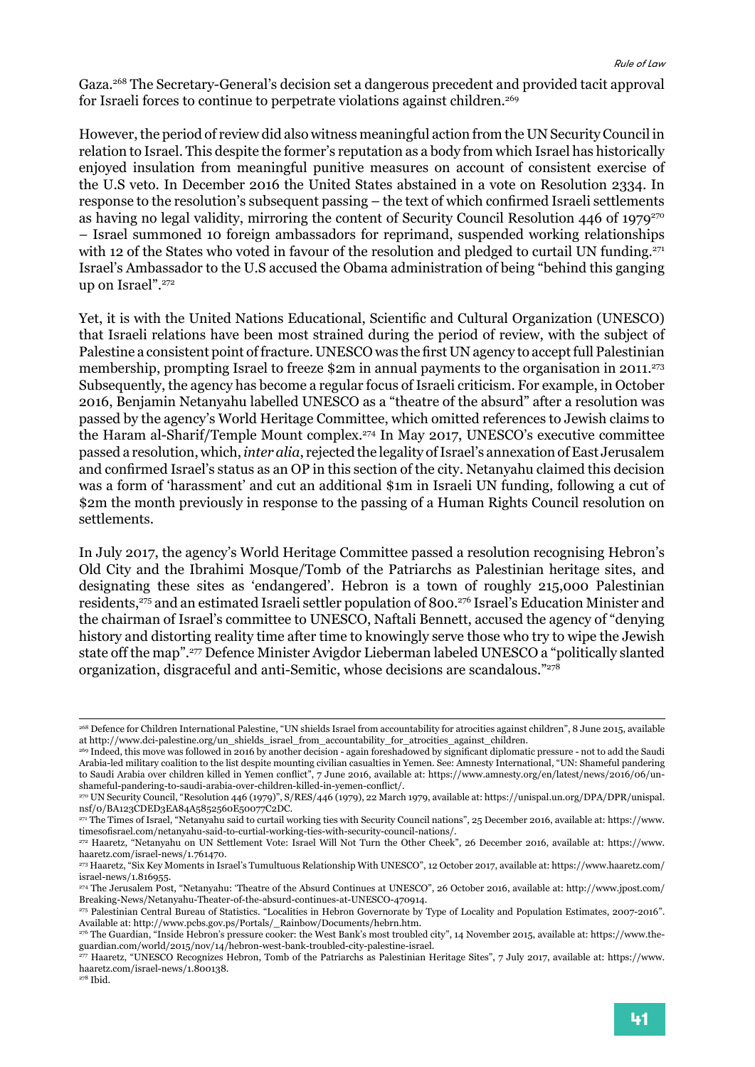Gaza.[268] The Secretary-General's decision set a dangerous precedent and provided tacit approval for Israeli forces to continue to perpetrate violations against children.[269]

However, the period of review did also witness meaningful action from the UN Security Council in relation to Israel. This despite the former's reputation as a body from which Israel has historically enjoyed insulation from meaningful punitive measures on account of consistent exercise of the U.S veto. In December 2016 the United States abstained in a vote on Resolution 2334. In response to the resolution's subsequent passing – the text of which confirmed Israeli settlements as having no legal validity, mirroring the content of Security Council Resolution 446 of 1979[270] – Israel summoned 10 foreign ambassadors for reprimand, suspended working relationships with 12 of the States who voted in favour of the resolution and pledged to curtail UN funding.[271] Israel's Ambassador to the U.S accused the Obama administration of being "behind this ganging up on Israel".[272]

Yet, it is with the United Nations Educational, Scientific and Cultural Organization (UNESCO) that Israeli relations have been most strained during the period of review, with the subject of Palestine a consistent point of fracture. UNESCO was the first UN agency to accept full Palestinian membership, prompting Israel to freeze $2m in annual payments to the organisation in 2011.[273] Subsequently, the agency has become a regular focus of Israeli criticism. For example, in October 2016, Benjamin Netanyahu labelled UNESCO as a "theatre of the absurd" after a resolution was passed by the agency's World Heritage Committee, which omitted references to Jewish claims to the Haram al-Sharif/Temple Mount complex.[274] In May 2017, UNESCO's executive committee passed a resolution, which, *inter alia*, rejected the legality of Israel's annexation of East Jerusalem and confirmed Israel's status as an OP in this section of the city. Netanyahu claimed this decision was a form of 'harassment' and cut an additional $1m in Israeli UN funding, following a cut of $2m the month previously in response to the passing of a Human Rights Council resolution on settlements.

In July 2017, the agency's World Heritage Committee passed a resolution recognising Hebron's Old City and the Ibrahimi Mosque/Tomb of the Patriarchs as Palestinian heritage sites, and designating these sites as 'endangered'. Hebron is a town of roughly 215,000 Palestinian residents,[275] and an estimated Israeli settler population of 800.[276] Israel's Education Minister and the chairman of Israel's committee to UNESCO, Naftali Bennett, accused the agency of "denying history and distorting reality time after time to knowingly serve those who try to wipe the Jewish state off the map".[277] Defence Minister Avigdor Lieberman labeled UNESCO a "politically slanted organization, disgraceful and anti-Semitic, whose decisions are scandalous."[278]

---

[268] Defence for Children International Palestine, "UN shields Israel from accountability for atrocities against children", 8 June 2015, available at http://www.dci-palestine.org/un_shields_israel_from_accountability_for_atrocities_against_children.

[269] Indeed, this move was followed in 2016 by another decision - again foreshadowed by significant diplomatic pressure - not to add the Saudi Arabia-led military coalition to the list despite mounting civilian casualties in Yemen. See: Amnesty International, "UN: Shameful pandering to Saudi Arabia over children killed in Yemen conflict", 7 June 2016, available at: https://www.amnesty.org/en/latest/news/2016/06/un-shameful-pandering-to-saudi-arabia-over-children-killed-in-yemen-conflict/.

[270] UN Security Council, "Resolution 446 (1979)", S/RES/446 (1979), 22 March 1979, available at: https://unispal.un.org/DPA/DPR/unispal.nsf/0/BA123CDED3EA84A5852560E50077C2DC.

[271] The Times of Israel, "Netanyahu said to curtail working ties with Security Council nations", 25 December 2016, available at: https://www.timesofisrael.com/netanyahu-said-to-curtial-working-ties-with-security-council-nations/.

[272] Haaretz, "Netanyahu on UN Settlement Vote: Israel Will Not Turn the Other Cheek", 26 December 2016, available at: https://www.haaretz.com/israel-news/1.761470.

[273] Haaretz, "Six Key Moments in Israel's Tumultuous Relationship With UNESCO", 12 October 2017, available at: https://www.haaretz.com/israel-news/1.816955.

[274] The Jerusalem Post, "Netanyahu: 'Theatre of the Absurd Continues at UNESCO", 26 October 2016, available at: http://www.jpost.com/Breaking-News/Netanyahu-Theater-of-the-absurd-continues-at-UNESCO-470914.

[275] Palestinian Central Bureau of Statistics. "Localities in Hebron Governorate by Type of Locality and Population Estimates, 2007-2016". Available at: http://www.pcbs.gov.ps/Portals/_Rainbow/Documents/hebrn.htm.

[276] The Guardian, "Inside Hebron's pressure cooker: the West Bank's most troubled city", 14 November 2015, available at: https://www.theguardian.com/world/2015/nov/14/hebron-west-bank-troubled-city-palestine-israel.

[277] Haaretz, "UNESCO Recognizes Hebron, Tomb of the Patriarchs as Palestinian Heritage Sites", 7 July 2017, available at: https://www.haaretz.com/israel-news/1.800138.

[278] Ibid.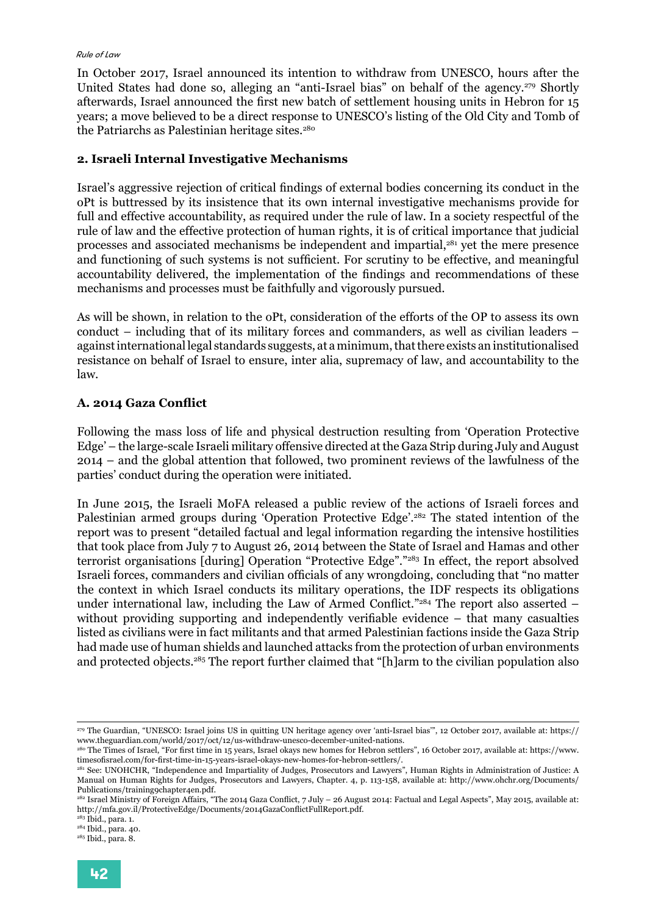In October 2017, Israel announced its intention to withdraw from UNESCO, hours after the United States had done so, alleging an "anti-Israel bias" on behalf of the agency.[279] Shortly afterwards, Israel announced the first new batch of settlement housing units in Hebron for 15 years; a move believed to be a direct response to UNESCO's listing of the Old City and Tomb of the Patriarchs as Palestinian heritage sites.[280]

### 2. Israeli Internal Investigative Mechanisms

Israel's aggressive rejection of critical findings of external bodies concerning its conduct in the oPt is buttressed by its insistence that its own internal investigative mechanisms provide for full and effective accountability, as required under the rule of law. In a society respectful of the rule of law and the effective protection of human rights, it is of critical importance that judicial processes and associated mechanisms be independent and impartial,[281] yet the mere presence and functioning of such systems is not sufficient. For scrutiny to be effective, and meaningful accountability delivered, the implementation of the findings and recommendations of these mechanisms and processes must be faithfully and vigorously pursued.

As will be shown, in relation to the oPt, consideration of the efforts of the OP to assess its own conduct – including that of its military forces and commanders, as well as civilian leaders – against international legal standards suggests, at a minimum, that there exists an institutionalised resistance on behalf of Israel to ensure, inter alia, supremacy of law, and accountability to the law.

### A. 2014 Gaza Conflict

Following the mass loss of life and physical destruction resulting from 'Operation Protective Edge' – the large-scale Israeli military offensive directed at the Gaza Strip during July and August 2014 – and the global attention that followed, two prominent reviews of the lawfulness of the parties' conduct during the operation were initiated.

In June 2015, the Israeli MoFA released a public review of the actions of Israeli forces and Palestinian armed groups during 'Operation Protective Edge'.[282] The stated intention of the report was to present "detailed factual and legal information regarding the intensive hostilities that took place from July 7 to August 26, 2014 between the State of Israel and Hamas and other terrorist organisations [during] Operation "Protective Edge"."[283] In effect, the report absolved Israeli forces, commanders and civilian officials of any wrongdoing, concluding that "no matter the context in which Israel conducts its military operations, the IDF respects its obligations under international law, including the Law of Armed Conflict."[284] The report also asserted – without providing supporting and independently verifiable evidence – that many casualties listed as civilians were in fact militants and that armed Palestinian factions inside the Gaza Strip had made use of human shields and launched attacks from the protection of urban environments and protected objects.[285] The report further claimed that "[h]arm to the civilian population also

---

[279] The Guardian, "UNESCO: Israel joins US in quitting UN heritage agency over 'anti-Israel bias'", 12 October 2017, available at: https://www.theguardian.com/world/2017/oct/12/us-withdraw-unesco-december-united-nations.

[280] The Times of Israel, "For first time in 15 years, Israel okays new homes for Hebron settlers", 16 October 2017, available at: https://www.timesofisrael.com/for-first-time-in-15-years-israel-okays-new-homes-for-hebron-settlers/.

[281] See: UNOHCHR, "Independence and Impartiality of Judges, Prosecutors and Lawyers", Human Rights in Administration of Justice: A Manual on Human Rights for Judges, Prosecutors and Lawyers, Chapter. 4, p. 113-158, available at: http://www.ohchr.org/Documents/Publications/training9chapter4en.pdf.

[282] Israel Ministry of Foreign Affairs, "The 2014 Gaza Conflict, 7 July – 26 August 2014: Factual and Legal Aspects", May 2015, available at: http://mfa.gov.il/ProtectiveEdge/Documents/2014GazaConflictFullReport.pdf.

[283] Ibid., para. 1.

[284] Ibid., para. 40.

[285] Ibid., para. 8.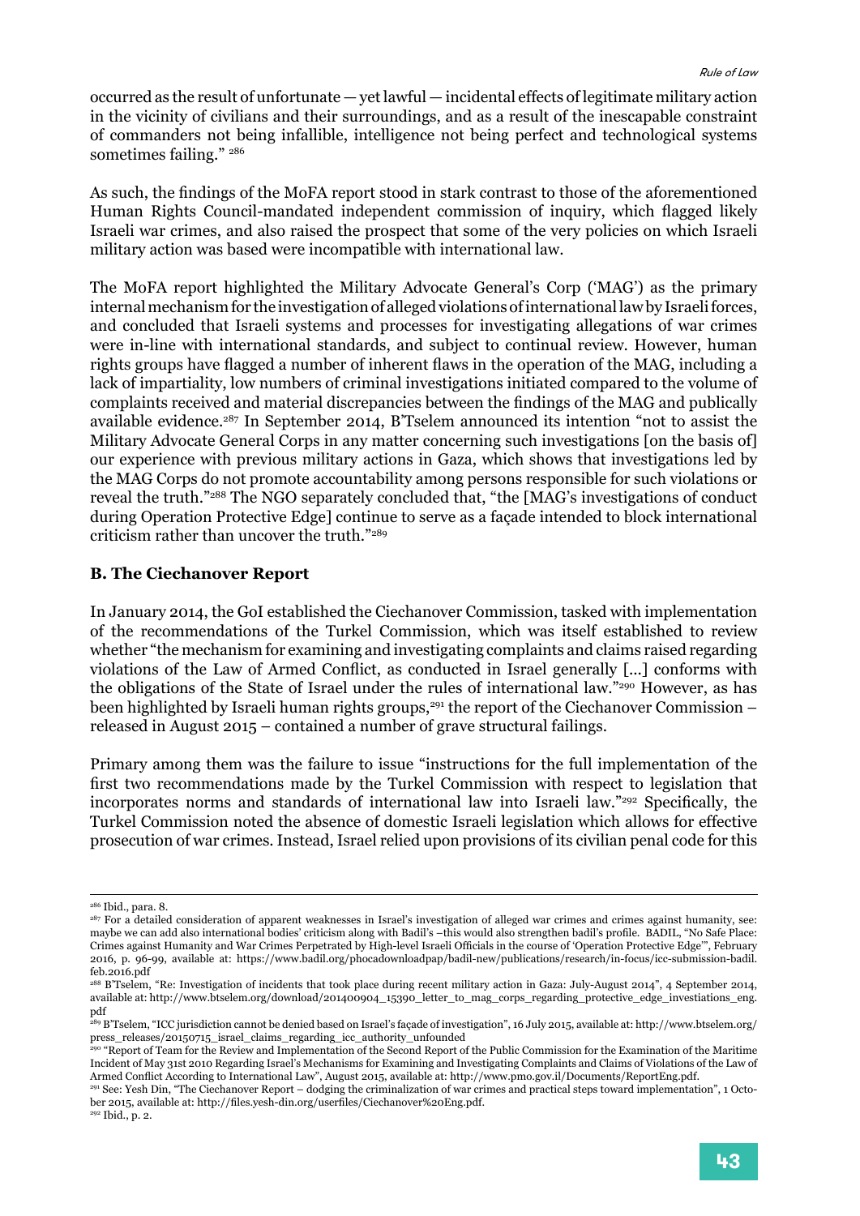occurred as the result of unfortunate — yet lawful — incidental effects of legitimate military action in the vicinity of civilians and their surroundings, and as a result of the inescapable constraint of commanders not being infallible, intelligence not being perfect and technological systems sometimes failing." [286]

As such, the findings of the MoFA report stood in stark contrast to those of the aforementioned Human Rights Council-mandated independent commission of inquiry, which flagged likely Israeli war crimes, and also raised the prospect that some of the very policies on which Israeli military action was based were incompatible with international law.

The MoFA report highlighted the Military Advocate General's Corp ('MAG') as the primary internal mechanism for the investigation of alleged violations of international law by Israeli forces, and concluded that Israeli systems and processes for investigating allegations of war crimes were in-line with international standards, and subject to continual review. However, human rights groups have flagged a number of inherent flaws in the operation of the MAG, including a lack of impartiality, low numbers of criminal investigations initiated compared to the volume of complaints received and material discrepancies between the findings of the MAG and publically available evidence.[287] In September 2014, B'Tselem announced its intention "not to assist the Military Advocate General Corps in any matter concerning such investigations [on the basis of] our experience with previous military actions in Gaza, which shows that investigations led by the MAG Corps do not promote accountability among persons responsible for such violations or reveal the truth."[288] The NGO separately concluded that, "the [MAG's investigations of conduct during Operation Protective Edge] continue to serve as a façade intended to block international criticism rather than uncover the truth."[289]

### B. The Ciechanover Report

In January 2014, the GoI established the Ciechanover Commission, tasked with implementation of the recommendations of the Turkel Commission, which was itself established to review whether "the mechanism for examining and investigating complaints and claims raised regarding violations of the Law of Armed Conflict, as conducted in Israel generally [...] conforms with the obligations of the State of Israel under the rules of international law."[290] However, as has been highlighted by Israeli human rights groups,[291] the report of the Ciechanover Commission – released in August 2015 – contained a number of grave structural failings.

Primary among them was the failure to issue "instructions for the full implementation of the first two recommendations made by the Turkel Commission with respect to legislation that incorporates norms and standards of international law into Israeli law."[292] Specifically, the Turkel Commission noted the absence of domestic Israeli legislation which allows for effective prosecution of war crimes. Instead, Israel relied upon provisions of its civilian penal code for this

---

[286] Ibid., para. 8.

[287] For a detailed consideration of apparent weaknesses in Israel's investigation of alleged war crimes and crimes against humanity, see: maybe we can add also international bodies' criticism along with Badil's –this would also strengthen badil's profile. BADIL, "No Safe Place: Crimes against Humanity and War Crimes Perpetrated by High-level Israeli Officials in the course of 'Operation Protective Edge'", February 2016, p. 96-99, available at: https://www.badil.org/phocadownloadpap/badil-new/publications/research/in-focus/icc-submission-badil.feb.2016.pdf

[288] B'Tselem, "Re: Investigation of incidents that took place during recent military action in Gaza: July-August 2014", 4 September 2014, available at: http://www.btselem.org/download/201400904_15390_letter_to_mag_corps_regarding_protective_edge_investiations_eng.pdf

[289] B'Tselem, "ICC jurisdiction cannot be denied based on Israel's façade of investigation", 16 July 2015, available at: http://www.btselem.org/press_releases/20150715_israel_claims_regarding_icc_authority_unfounded

[290] "Report of Team for the Review and Implementation of the Second Report of the Public Commission for the Examination of the Maritime Incident of May 31st 2010 Regarding Israel's Mechanisms for Examining and Investigating Complaints and Claims of Violations of the Law of Armed Conflict According to International Law", August 2015, available at: http://www.pmo.gov.il/Documents/ReportEng.pdf.

[291] See: Yesh Din, "The Ciechanover Report – dodging the criminalization of war crimes and practical steps toward implementation", 1 October 2015, available at: http://files.yesh-din.org/userfiles/Ciechanover%20Eng.pdf.

[292] Ibid., p. 2.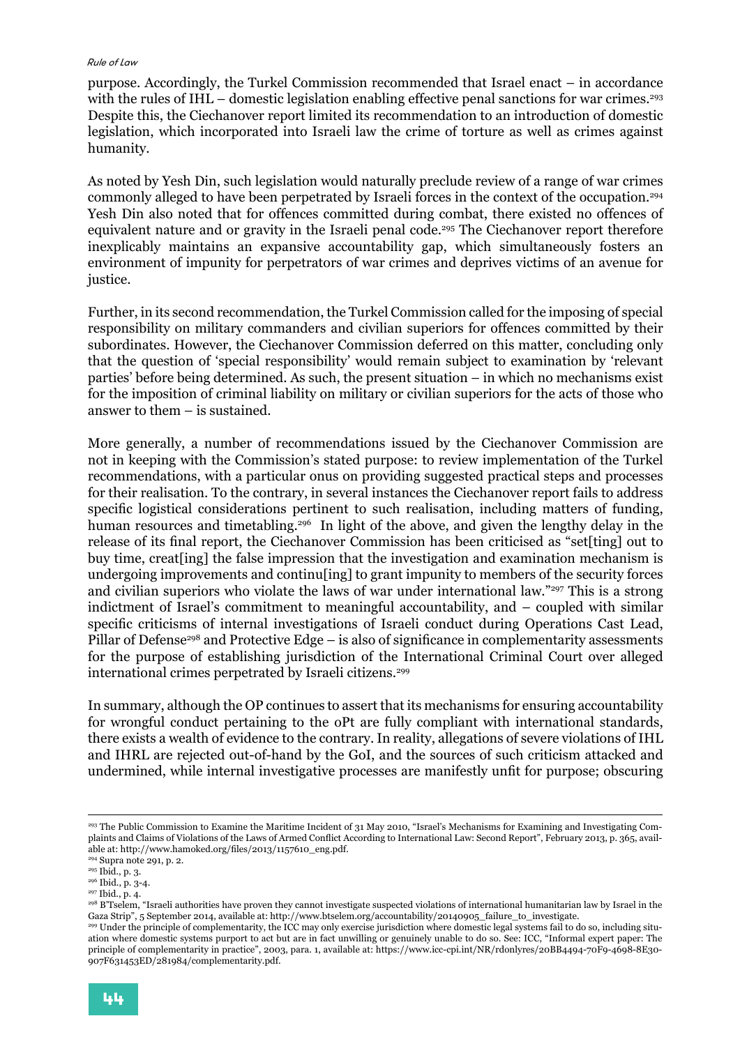purpose. Accordingly, the Turkel Commission recommended that Israel enact – in accordance with the rules of IHL – domestic legislation enabling effective penal sanctions for war crimes.[293] Despite this, the Ciechanover report limited its recommendation to an introduction of domestic legislation, which incorporated into Israeli law the crime of torture as well as crimes against humanity.

As noted by Yesh Din, such legislation would naturally preclude review of a range of war crimes commonly alleged to have been perpetrated by Israeli forces in the context of the occupation.[294] Yesh Din also noted that for offences committed during combat, there existed no offences of equivalent nature and or gravity in the Israeli penal code.[295] The Ciechanover report therefore inexplicably maintains an expansive accountability gap, which simultaneously fosters an environment of impunity for perpetrators of war crimes and deprives victims of an avenue for justice.

Further, in its second recommendation, the Turkel Commission called for the imposing of special responsibility on military commanders and civilian superiors for offences committed by their subordinates. However, the Ciechanover Commission deferred on this matter, concluding only that the question of 'special responsibility' would remain subject to examination by 'relevant parties' before being determined. As such, the present situation – in which no mechanisms exist for the imposition of criminal liability on military or civilian superiors for the acts of those who answer to them – is sustained.

More generally, a number of recommendations issued by the Ciechanover Commission are not in keeping with the Commission's stated purpose: to review implementation of the Turkel recommendations, with a particular onus on providing suggested practical steps and processes for their realisation. To the contrary, in several instances the Ciechanover report fails to address specific logistical considerations pertinent to such realisation, including matters of funding, human resources and timetabling.[296] In light of the above, and given the lengthy delay in the release of its final report, the Ciechanover Commission has been criticised as "set[ting] out to buy time, creat[ing] the false impression that the investigation and examination mechanism is undergoing improvements and continu[ing] to grant impunity to members of the security forces and civilian superiors who violate the laws of war under international law."[297] This is a strong indictment of Israel's commitment to meaningful accountability, and – coupled with similar specific criticisms of internal investigations of Israeli conduct during Operations Cast Lead, Pillar of Defense[298] and Protective Edge – is also of significance in complementarity assessments for the purpose of establishing jurisdiction of the International Criminal Court over alleged international crimes perpetrated by Israeli citizens.[299]

In summary, although the OP continues to assert that its mechanisms for ensuring accountability for wrongful conduct pertaining to the oPt are fully compliant with international standards, there exists a wealth of evidence to the contrary. In reality, allegations of severe violations of IHL and IHRL are rejected out-of-hand by the GoI, and the sources of such criticism attacked and undermined, while internal investigative processes are manifestly unfit for purpose; obscuring

---

[293] The Public Commission to Examine the Maritime Incident of 31 May 2010, "Israel's Mechanisms for Examining and Investigating Complaints and Claims of Violations of the Laws of Armed Conflict According to International Law: Second Report", February 2013, p. 365, available at: http://www.hamoked.org/files/2013/1157610_eng.pdf.

[294] Supra note 291, p. 2.

[295] Ibid., p. 3.

[296] Ibid., p. 3-4.

[297] Ibid., p. 4.

[298] B'Tselem, "Israeli authorities have proven they cannot investigate suspected violations of international humanitarian law by Israel in the Gaza Strip", 5 September 2014, available at: http://www.btselem.org/accountability/20140905_failure_to_investigate.

[299] Under the principle of complementarity, the ICC may only exercise jurisdiction where domestic legal systems fail to do so, including situation where domestic systems purport to act but are in fact unwilling or genuinely unable to do so. See: ICC, "Informal expert paper: The principle of complementarity in practice", 2003, para. 1, available at: https://www.icc-cpi.int/NR/rdonlyres/20BB4494-70F9-4698-8E30-907F631453ED/281984/complementarity.pdf.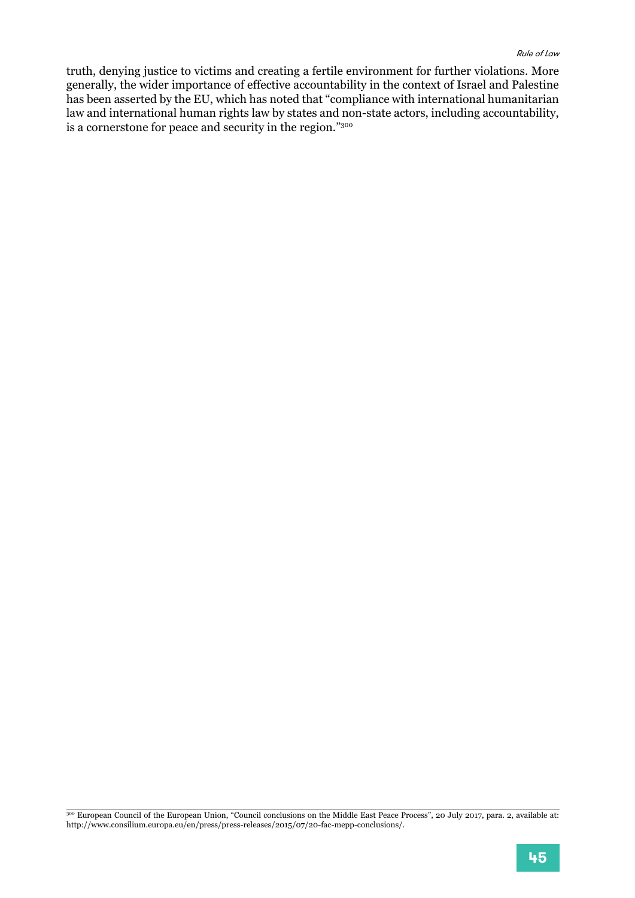truth, denying justice to victims and creating a fertile environment for further violations. More generally, the wider importance of effective accountability in the context of Israel and Palestine has been asserted by the EU, which has noted that "compliance with international humanitarian law and international human rights law by states and non-state actors, including accountability, is a cornerstone for peace and security in the region."[300]

[300] European Council of the European Union, "Council conclusions on the Middle East Peace Process", 20 July 2017, para. 2, available at: http://www.consilium.europa.eu/en/press/press-releases/2015/07/20-fac-mepp-conclusions/.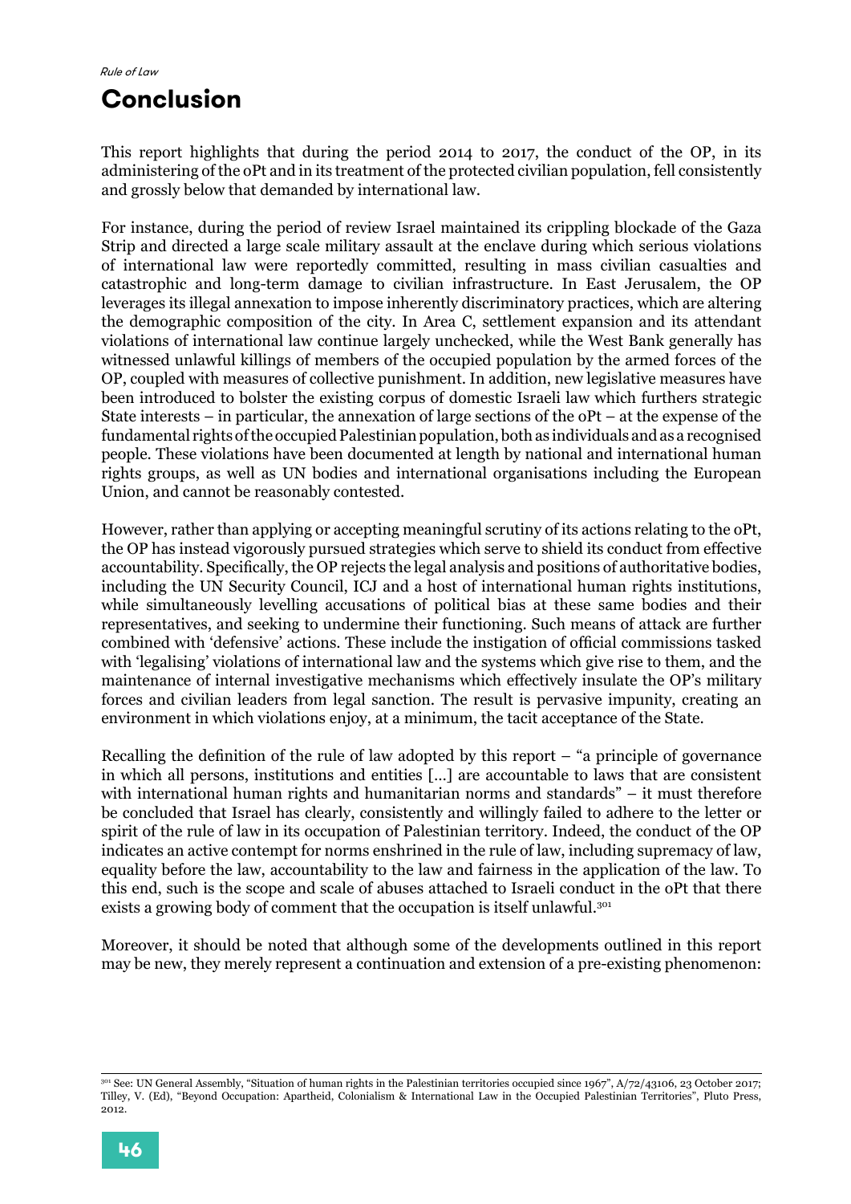*Rule of Law*

# Conclusion

This report highlights that during the period 2014 to 2017, the conduct of the OP, in its administering of the oPt and in its treatment of the protected civilian population, fell consistently and grossly below that demanded by international law.

For instance, during the period of review Israel maintained its crippling blockade of the Gaza Strip and directed a large scale military assault at the enclave during which serious violations of international law were reportedly committed, resulting in mass civilian casualties and catastrophic and long-term damage to civilian infrastructure. In East Jerusalem, the OP leverages its illegal annexation to impose inherently discriminatory practices, which are altering the demographic composition of the city. In Area C, settlement expansion and its attendant violations of international law continue largely unchecked, while the West Bank generally has witnessed unlawful killings of members of the occupied population by the armed forces of the OP, coupled with measures of collective punishment. In addition, new legislative measures have been introduced to bolster the existing corpus of domestic Israeli law which furthers strategic State interests – in particular, the annexation of large sections of the oPt – at the expense of the fundamental rights of the occupied Palestinian population, both as individuals and as a recognised people. These violations have been documented at length by national and international human rights groups, as well as UN bodies and international organisations including the European Union, and cannot be reasonably contested.

However, rather than applying or accepting meaningful scrutiny of its actions relating to the oPt, the OP has instead vigorously pursued strategies which serve to shield its conduct from effective accountability. Specifically, the OP rejects the legal analysis and positions of authoritative bodies, including the UN Security Council, ICJ and a host of international human rights institutions, while simultaneously levelling accusations of political bias at these same bodies and their representatives, and seeking to undermine their functioning. Such means of attack are further combined with 'defensive' actions. These include the instigation of official commissions tasked with 'legalising' violations of international law and the systems which give rise to them, and the maintenance of internal investigative mechanisms which effectively insulate the OP's military forces and civilian leaders from legal sanction. The result is pervasive impunity, creating an environment in which violations enjoy, at a minimum, the tacit acceptance of the State.

Recalling the definition of the rule of law adopted by this report – "a principle of governance in which all persons, institutions and entities [...] are accountable to laws that are consistent with international human rights and humanitarian norms and standards" – it must therefore be concluded that Israel has clearly, consistently and willingly failed to adhere to the letter or spirit of the rule of law in its occupation of Palestinian territory. Indeed, the conduct of the OP indicates an active contempt for norms enshrined in the rule of law, including supremacy of law, equality before the law, accountability to the law and fairness in the application of the law. To this end, such is the scope and scale of abuses attached to Israeli conduct in the oPt that there exists a growing body of comment that the occupation is itself unlawful.[301]

Moreover, it should be noted that although some of the developments outlined in this report may be new, they merely represent a continuation and extension of a pre-existing phenomenon:

[301] See: UN General Assembly, "Situation of human rights in the Palestinian territories occupied since 1967", A/72/43106, 23 October 2017; Tilley, V. (Ed), "Beyond Occupation: Apartheid, Colonialism & International Law in the Occupied Palestinian Territories", Pluto Press, 2012.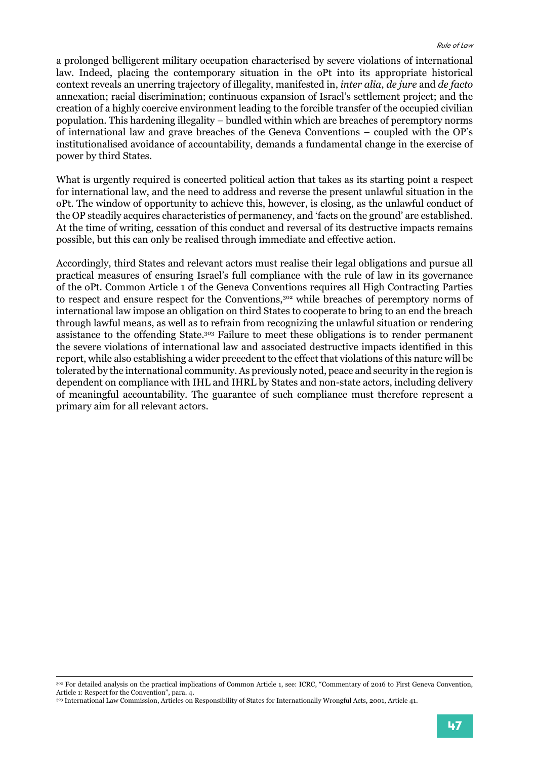a prolonged belligerent military occupation characterised by severe violations of international law. Indeed, placing the contemporary situation in the oPt into its appropriate historical context reveals an unerring trajectory of illegality, manifested in, *inter alia*, *de jure* and *de facto* annexation; racial discrimination; continuous expansion of Israel's settlement project; and the creation of a highly coercive environment leading to the forcible transfer of the occupied civilian population. This hardening illegality – bundled within which are breaches of peremptory norms of international law and grave breaches of the Geneva Conventions – coupled with the OP's institutionalised avoidance of accountability, demands a fundamental change in the exercise of power by third States.

What is urgently required is concerted political action that takes as its starting point a respect for international law, and the need to address and reverse the present unlawful situation in the oPt. The window of opportunity to achieve this, however, is closing, as the unlawful conduct of the OP steadily acquires characteristics of permanency, and 'facts on the ground' are established. At the time of writing, cessation of this conduct and reversal of its destructive impacts remains possible, but this can only be realised through immediate and effective action.

Accordingly, third States and relevant actors must realise their legal obligations and pursue all practical measures of ensuring Israel's full compliance with the rule of law in its governance of the oPt. Common Article 1 of the Geneva Conventions requires all High Contracting Parties to respect and ensure respect for the Conventions,[302] while breaches of peremptory norms of international law impose an obligation on third States to cooperate to bring to an end the breach through lawful means, as well as to refrain from recognizing the unlawful situation or rendering assistance to the offending State.[303] Failure to meet these obligations is to render permanent the severe violations of international law and associated destructive impacts identified in this report, while also establishing a wider precedent to the effect that violations of this nature will be tolerated by the international community. As previously noted, peace and security in the region is dependent on compliance with IHL and IHRL by States and non-state actors, including delivery of meaningful accountability. The guarantee of such compliance must therefore represent a primary aim for all relevant actors.

---

[302] For detailed analysis on the practical implications of Common Article 1, see: ICRC, "Commentary of 2016 to First Geneva Convention, Article 1: Respect for the Convention", para. 4.

[303] International Law Commission, Articles on Responsibility of States for Internationally Wrongful Acts, 2001, Article 41.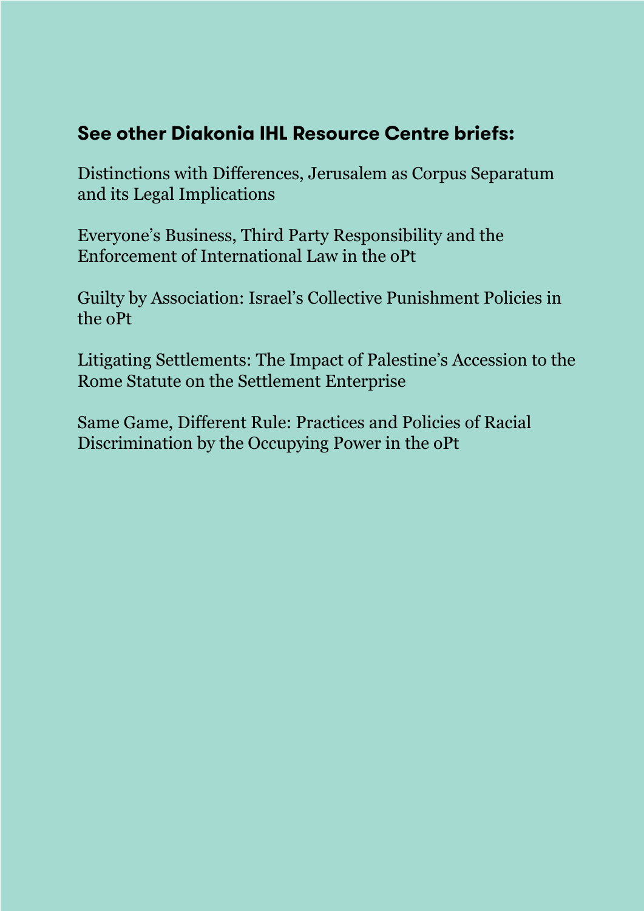**See other Diakonia IHL Resource Centre briefs:**

Distinctions with Differences, Jerusalem as Corpus Separatum and its Legal Implications

Everyone's Business, Third Party Responsibility and the Enforcement of International Law in the oPt

Guilty by Association: Israel's Collective Punishment Policies in the oPt

Litigating Settlements: The Impact of Palestine's Accession to the Rome Statute on the Settlement Enterprise

Same Game, Different Rule: Practices and Policies of Racial Discrimination by the Occupying Power in the oPt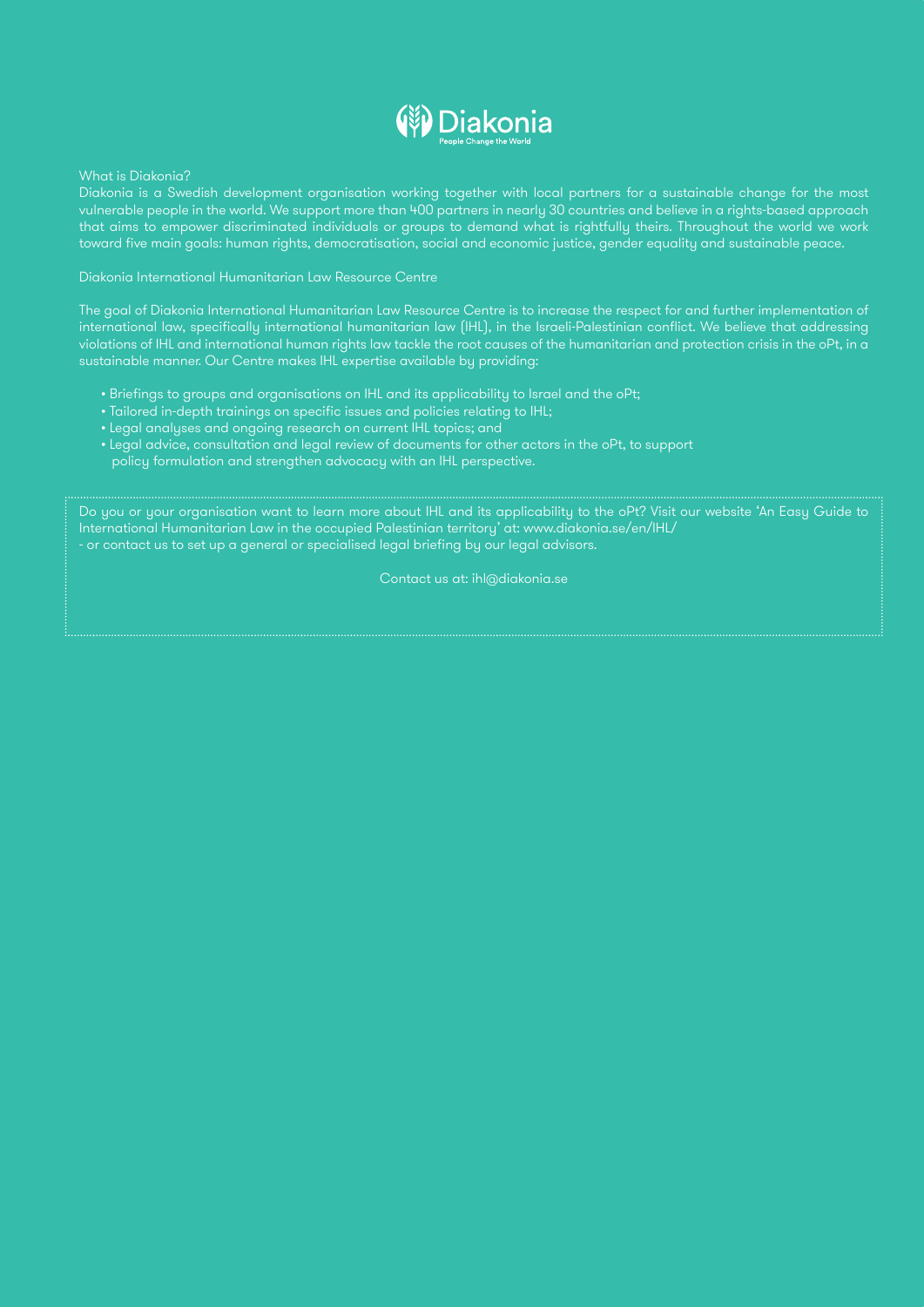Diakonia

People Change the World

## What is Diakonia?

Diakonia is a Swedish development organisation working together with local partners for a sustainable change for the most vulnerable people in the world. We support more than 400 partners in nearly 30 countries and believe in a rights-based approach that aims to empower discriminated individuals or groups to demand what is rightfully theirs. Throughout the world we work toward five main goals: human rights, democratisation, social and economic justice, gender equality and sustainable peace.

## Diakonia International Humanitarian Law Resource Centre

The goal of Diakonia International Humanitarian Law Resource Centre is to increase the respect for and further implementation of international law, specifically international humanitarian law (IHL), in the Israeli-Palestinian conflict. We believe that addressing violations of IHL and international human rights law tackle the root causes of the humanitarian and protection crisis in the oPt, in a sustainable manner. Our Centre makes IHL expertise available by providing:

- Briefings to groups and organisations on IHL and its applicability to Israel and the oPt;
- Tailored in-depth trainings on specific issues and policies relating to IHL;
- Legal analyses and ongoing research on current IHL topics; and
- Legal advice, consultation and legal review of documents for other actors in the oPt, to support policy formulation and strengthen advocacy with an IHL perspective.

Do you or your organisation want to learn more about IHL and its applicability to the oPt? Visit our website 'An Easy Guide to International Humanitarian Law in the occupied Palestinian territory' at: www.diakonia.se/en/IHL/
- or contact us to set up a general or specialised legal briefing by our legal advisors.

Contact us at: ihl@diakonia.se